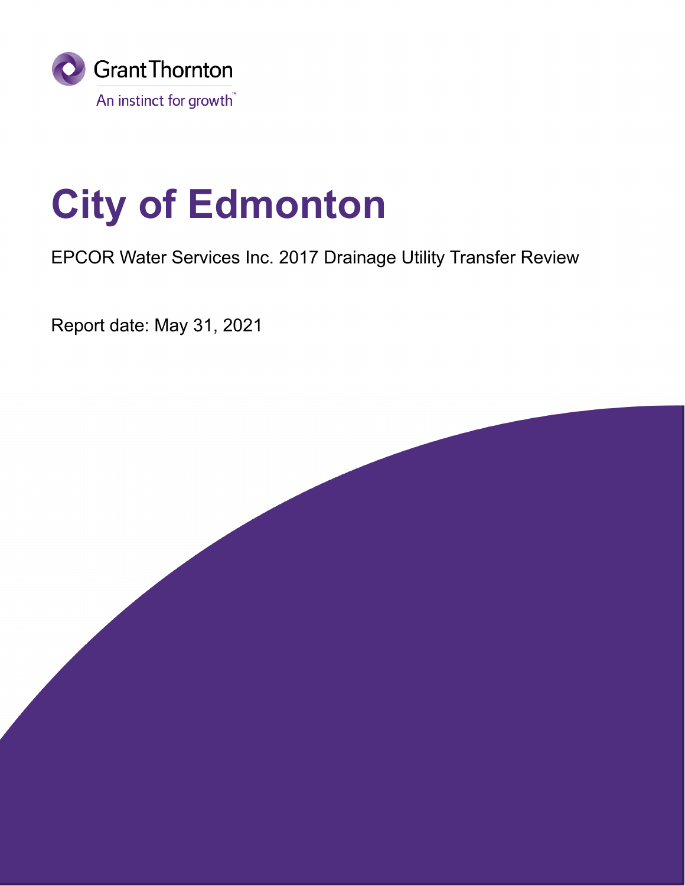Grant Thornton

An instinct for growth™

# City of Edmonton

EPCOR Water Services Inc. 2017 Drainage Utility Transfer Review

Report date: May 31, 2021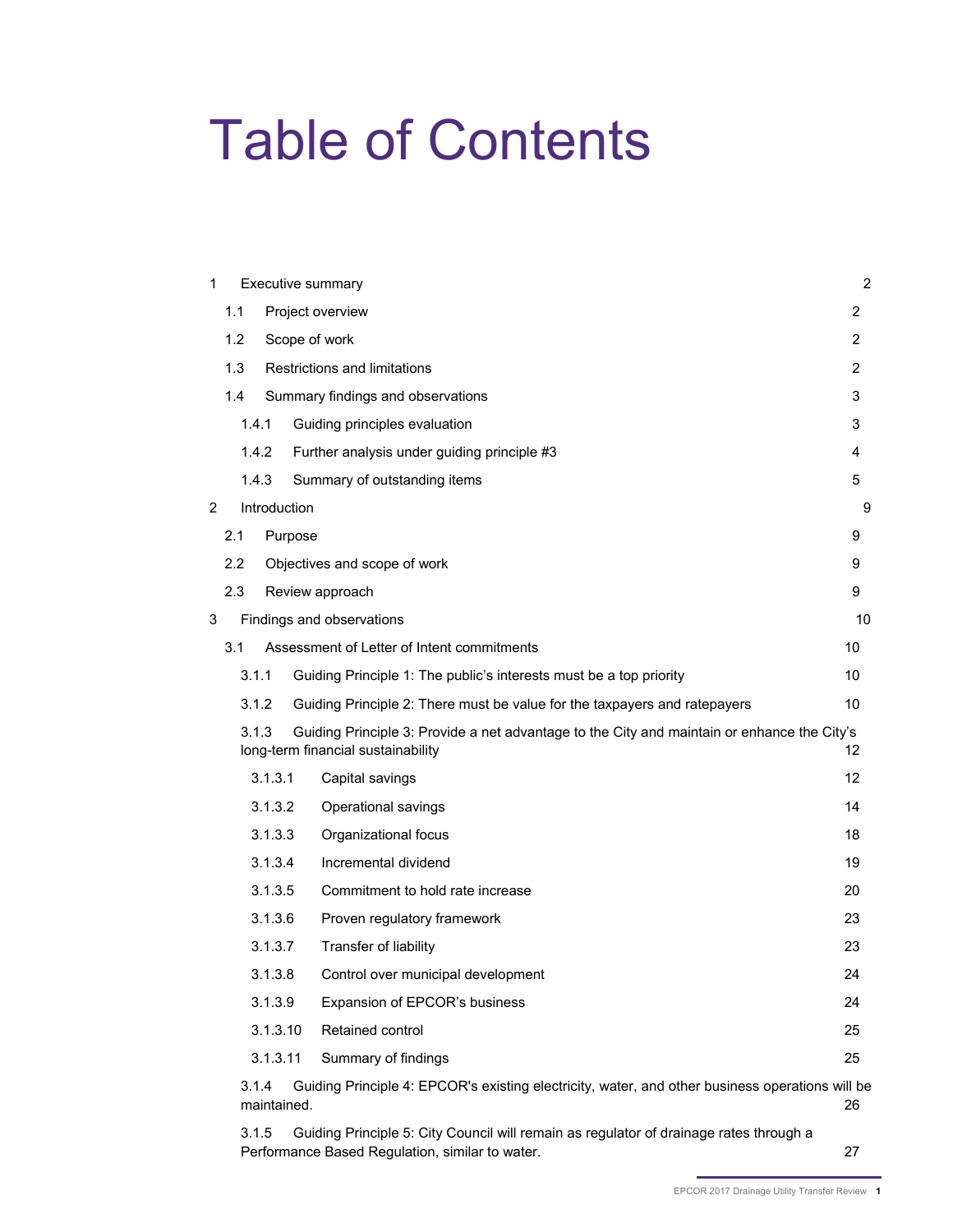# Table of Contents

| | | |
|---|---|---|
| 1 | Executive summary | 2 |
| 1.1 | Project overview | 2 |
| 1.2 | Scope of work | 2 |
| 1.3 | Restrictions and limitations | 2 |
| 1.4 | Summary findings and observations | 3 |
| 1.4.1 | Guiding principles evaluation | 3 |
| 1.4.2 | Further analysis under guiding principle #3 | 4 |
| 1.4.3 | Summary of outstanding items | 5 |
| 2 | Introduction | 9 |
| 2.1 | Purpose | 9 |
| 2.2 | Objectives and scope of work | 9 |
| 2.3 | Review approach | 9 |
| 3 | Findings and observations | 10 |
| 3.1 | Assessment of Letter of Intent commitments | 10 |
| 3.1.1 | Guiding Principle 1: The public's interests must be a top priority | 10 |
| 3.1.2 | Guiding Principle 2: There must be value for the taxpayers and ratepayers | 10 |
| 3.1.3 | Guiding Principle 3: Provide a net advantage to the City and maintain or enhance the City's long-term financial sustainability | 12 |
| 3.1.3.1 | Capital savings | 12 |
| 3.1.3.2 | Operational savings | 14 |
| 3.1.3.3 | Organizational focus | 18 |
| 3.1.3.4 | Incremental dividend | 19 |
| 3.1.3.5 | Commitment to hold rate increase | 20 |
| 3.1.3.6 | Proven regulatory framework | 23 |
| 3.1.3.7 | Transfer of liability | 23 |
| 3.1.3.8 | Control over municipal development | 24 |
| 3.1.3.9 | Expansion of EPCOR's business | 24 |
| 3.1.3.10 | Retained control | 25 |
| 3.1.3.11 | Summary of findings | 25 |
| 3.1.4 | Guiding Principle 4: EPCOR's existing electricity, water, and other business operations will be maintained. | 26 |
| 3.1.5 | Guiding Principle 5: City Council will remain as regulator of drainage rates through a Performance Based Regulation, similar to water. | 27 |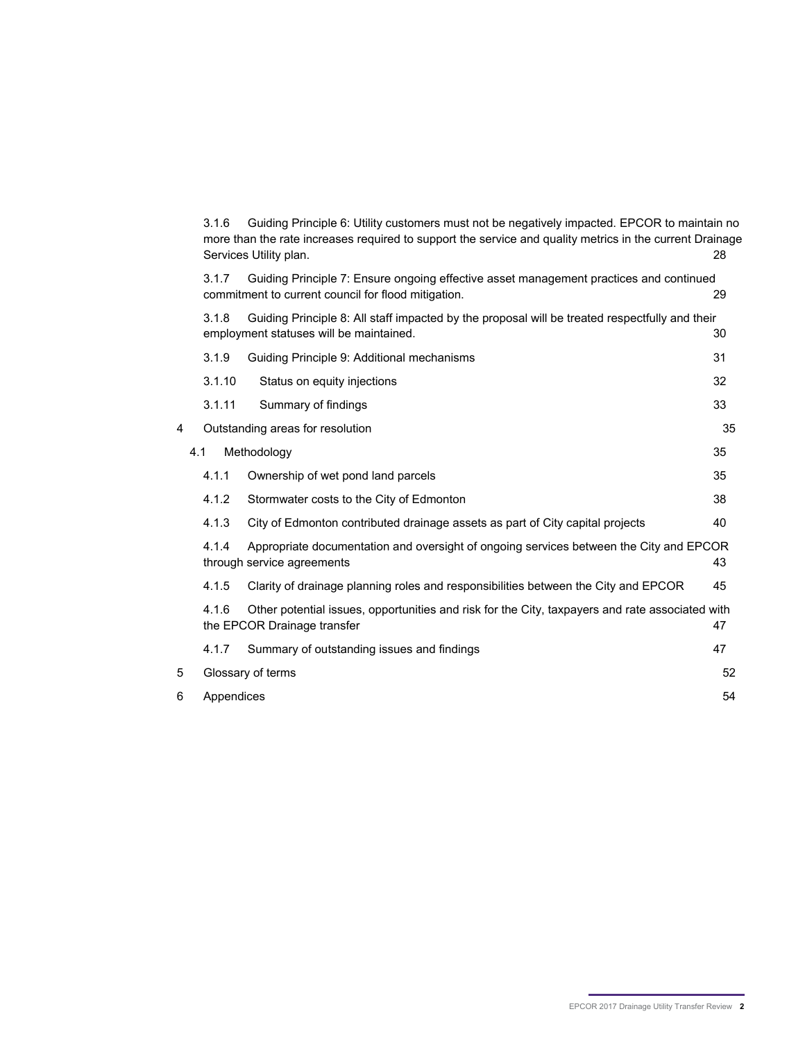3.1.6 Guiding Principle 6: Utility customers must not be negatively impacted. EPCOR to maintain no more than the rate increases required to support the service and quality metrics in the current Drainage Services Utility plan. 28

3.1.7 Guiding Principle 7: Ensure ongoing effective asset management practices and continued commitment to current council for flood mitigation. 29

3.1.8 Guiding Principle 8: All staff impacted by the proposal will be treated respectfully and their employment statuses will be maintained. 30

3.1.9 Guiding Principle 9: Additional mechanisms 31

3.1.10 Status on equity injections 32

3.1.11 Summary of findings 33

4 Outstanding areas for resolution 35

4.1 Methodology 35

4.1.1 Ownership of wet pond land parcels 35

4.1.2 Stormwater costs to the City of Edmonton 38

4.1.3 City of Edmonton contributed drainage assets as part of City capital projects 40

4.1.4 Appropriate documentation and oversight of ongoing services between the City and EPCOR through service agreements 43

4.1.5 Clarity of drainage planning roles and responsibilities between the City and EPCOR 45

4.1.6 Other potential issues, opportunities and risk for the City, taxpayers and rate associated with the EPCOR Drainage transfer 47

4.1.7 Summary of outstanding issues and findings 47

5 Glossary of terms 52

6 Appendices 54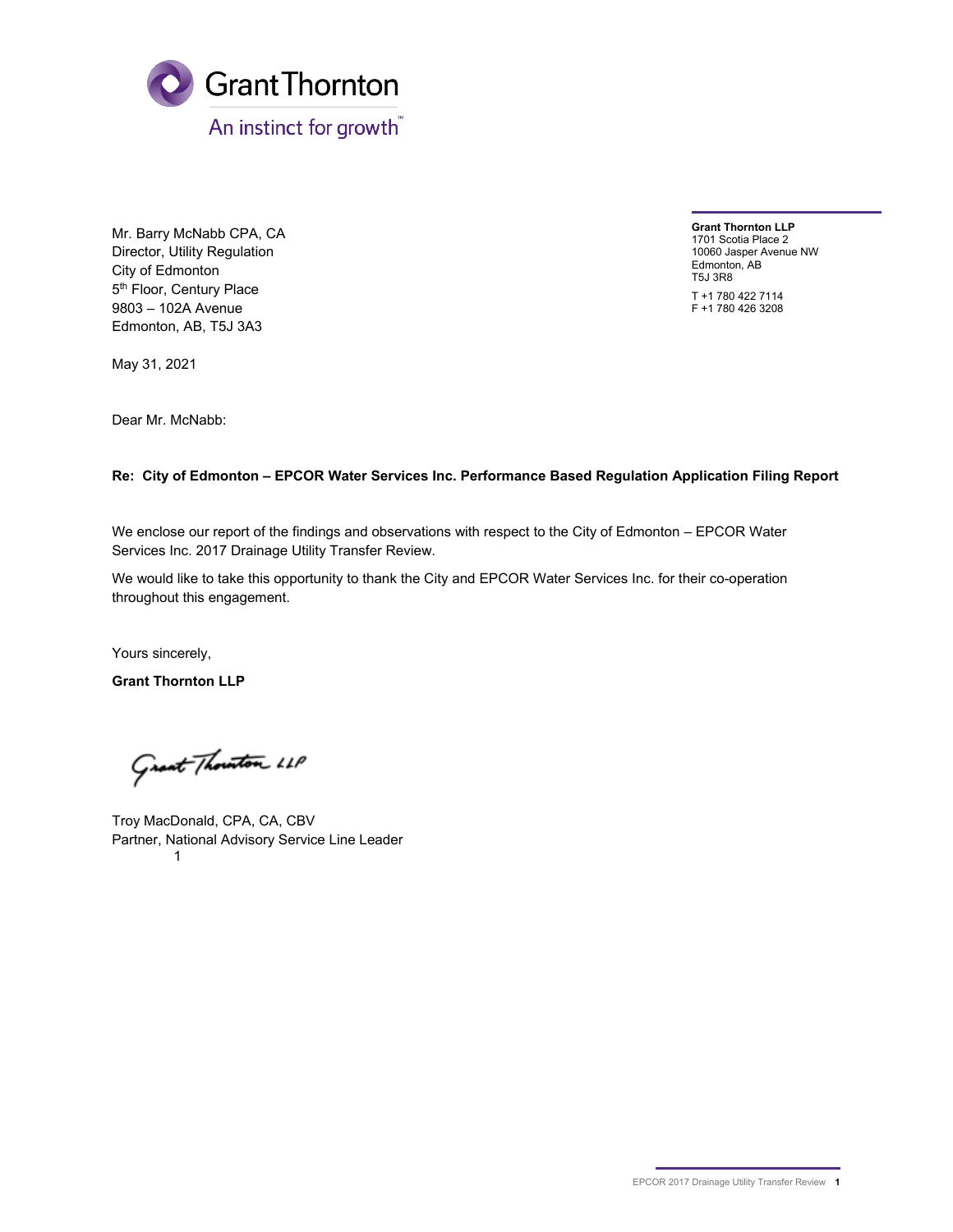Mr. Barry McNabb CPA, CA
Director, Utility Regulation
City of Edmonton
5th Floor, Century Place
9803 – 102A Avenue
Edmonton, AB, T5J 3A3

**Grant Thornton LLP**
1701 Scotia Place 2
10060 Jasper Avenue NW
Edmonton, AB
T5J 3R8

T +1 780 422 7114
F +1 780 426 3208

May 31, 2021

Dear Mr. McNabb:

**Re: City of Edmonton – EPCOR Water Services Inc. Performance Based Regulation Application Filing Report**

We enclose our report of the findings and observations with respect to the City of Edmonton – EPCOR Water Services Inc. 2017 Drainage Utility Transfer Review.

We would like to take this opportunity to thank the City and EPCOR Water Services Inc. for their co-operation throughout this engagement.

Yours sincerely,

**Grant Thornton LLP**

Troy MacDonald, CPA, CA, CBV
Partner, National Advisory Service Line Leader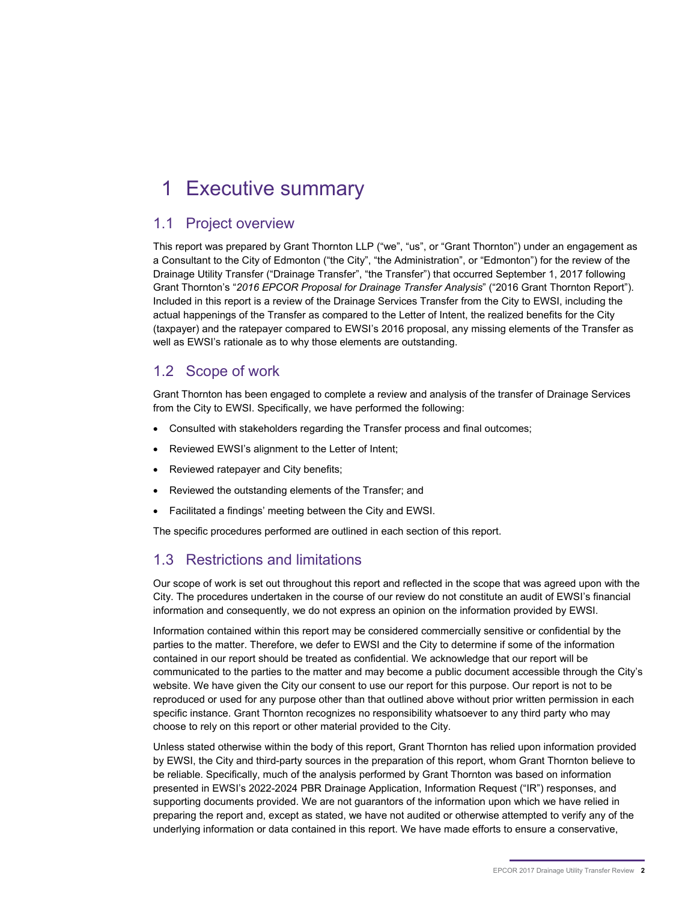# 1 Executive summary

## 1.1 Project overview

This report was prepared by Grant Thornton LLP ("we", "us", or "Grant Thornton") under an engagement as a Consultant to the City of Edmonton ("the City", "the Administration", or "Edmonton") for the review of the Drainage Utility Transfer ("Drainage Transfer", "the Transfer") that occurred September 1, 2017 following Grant Thornton's "*2016 EPCOR Proposal for Drainage Transfer Analysis*" ("2016 Grant Thornton Report"). Included in this report is a review of the Drainage Services Transfer from the City to EWSI, including the actual happenings of the Transfer as compared to the Letter of Intent, the realized benefits for the City (taxpayer) and the ratepayer compared to EWSI's 2016 proposal, any missing elements of the Transfer as well as EWSI's rationale as to why those elements are outstanding.

## 1.2 Scope of work

Grant Thornton has been engaged to complete a review and analysis of the transfer of Drainage Services from the City to EWSI. Specifically, we have performed the following:

- Consulted with stakeholders regarding the Transfer process and final outcomes;
- Reviewed EWSI's alignment to the Letter of Intent;
- Reviewed ratepayer and City benefits;
- Reviewed the outstanding elements of the Transfer; and
- Facilitated a findings' meeting between the City and EWSI.

The specific procedures performed are outlined in each section of this report.

## 1.3 Restrictions and limitations

Our scope of work is set out throughout this report and reflected in the scope that was agreed upon with the City. The procedures undertaken in the course of our review do not constitute an audit of EWSI's financial information and consequently, we do not express an opinion on the information provided by EWSI.

Information contained within this report may be considered commercially sensitive or confidential by the parties to the matter. Therefore, we defer to EWSI and the City to determine if some of the information contained in our report should be treated as confidential. We acknowledge that our report will be communicated to the parties to the matter and may become a public document accessible through the City's website. We have given the City our consent to use our report for this purpose. Our report is not to be reproduced or used for any purpose other than that outlined above without prior written permission in each specific instance. Grant Thornton recognizes no responsibility whatsoever to any third party who may choose to rely on this report or other material provided to the City.

Unless stated otherwise within the body of this report, Grant Thornton has relied upon information provided by EWSI, the City and third-party sources in the preparation of this report, whom Grant Thornton believe to be reliable. Specifically, much of the analysis performed by Grant Thornton was based on information presented in EWSI's 2022-2024 PBR Drainage Application, Information Request ("IR") responses, and supporting documents provided. We are not guarantors of the information upon which we have relied in preparing the report and, except as stated, we have not audited or otherwise attempted to verify any of the underlying information or data contained in this report. We have made efforts to ensure a conservative,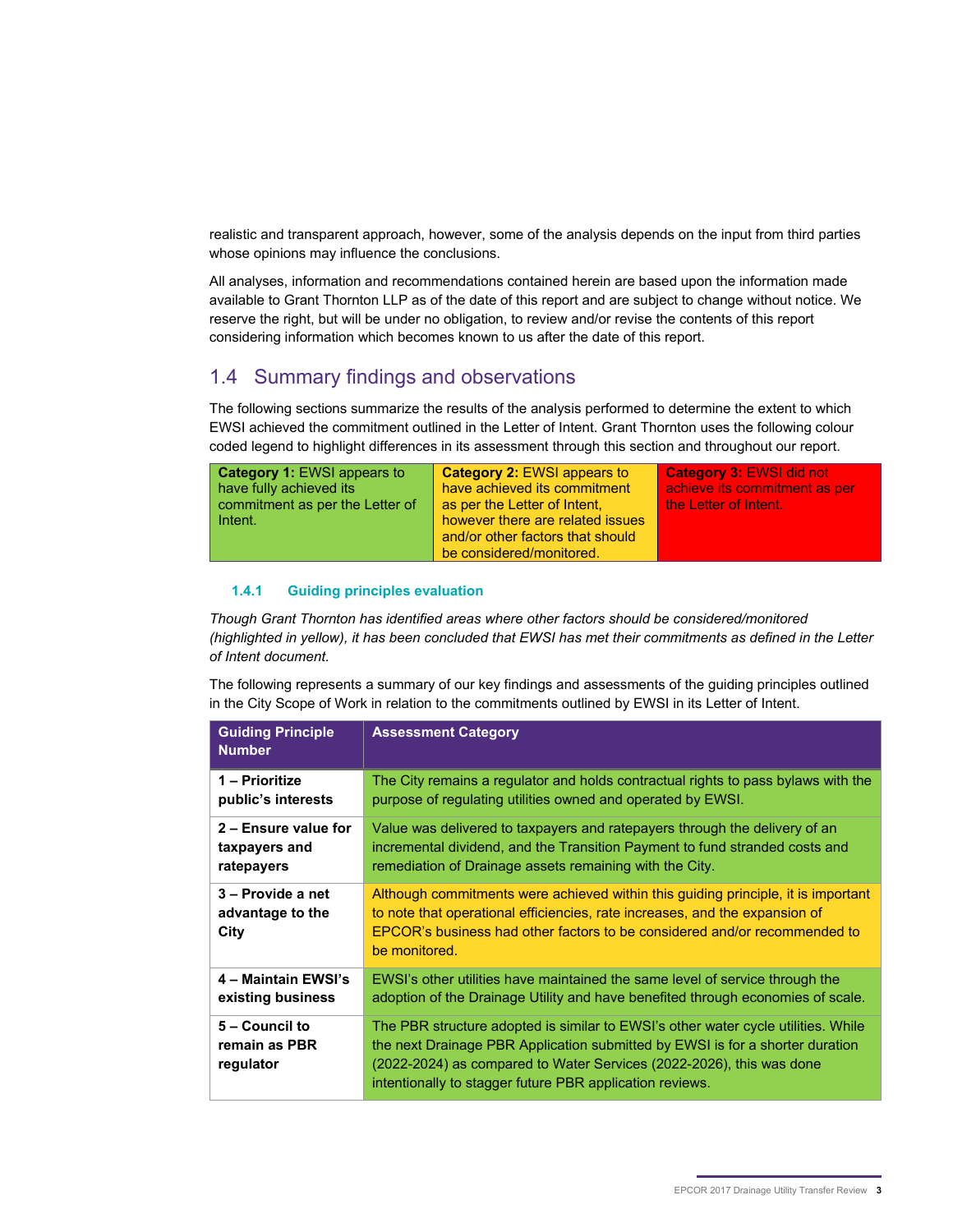realistic and transparent approach, however, some of the analysis depends on the input from third parties whose opinions may influence the conclusions.

All analyses, information and recommendations contained herein are based upon the information made available to Grant Thornton LLP as of the date of this report and are subject to change without notice. We reserve the right, but will be under no obligation, to review and/or revise the contents of this report considering information which becomes known to us after the date of this report.

## 1.4 Summary findings and observations

The following sections summarize the results of the analysis performed to determine the extent to which EWSI achieved the commitment outlined in the Letter of Intent. Grant Thornton uses the following colour coded legend to highlight differences in its assessment through this section and throughout our report.

| | | |
|---|---|---|
| **Category 1:** EWSI appears to have fully achieved its commitment as per the Letter of Intent. | **Category 2:** EWSI appears to have achieved its commitment as per the Letter of Intent, however there are related issues and/or other factors that should be considered/monitored. | **Category 3:** EWSI did not achieve its commitment as per the Letter of Intent. |

### 1.4.1 Guiding principles evaluation

*Though Grant Thornton has identified areas where other factors should be considered/monitored (highlighted in yellow), it has been concluded that EWSI has met their commitments as defined in the Letter of Intent document.*

The following represents a summary of our key findings and assessments of the guiding principles outlined in the City Scope of Work in relation to the commitments outlined by EWSI in its Letter of Intent.

| Guiding Principle Number | Assessment Category |
|---|---|
| **1 – Prioritize public's interests** | The City remains a regulator and holds contractual rights to pass bylaws with the purpose of regulating utilities owned and operated by EWSI. |
| **2 – Ensure value for taxpayers and ratepayers** | Value was delivered to taxpayers and ratepayers through the delivery of an incremental dividend, and the Transition Payment to fund stranded costs and remediation of Drainage assets remaining with the City. |
| **3 – Provide a net advantage to the City** | Although commitments were achieved within this guiding principle, it is important to note that operational efficiencies, rate increases, and the expansion of EPCOR's business had other factors to be considered and/or recommended to be monitored. |
| **4 – Maintain EWSI's existing business** | EWSI's other utilities have maintained the same level of service through the adoption of the Drainage Utility and have benefited through economies of scale. |
| **5 – Council to remain as PBR regulator** | The PBR structure adopted is similar to EWSI's other water cycle utilities. While the next Drainage PBR Application submitted by EWSI is for a shorter duration (2022-2024) as compared to Water Services (2022-2026), this was done intentionally to stagger future PBR application reviews. |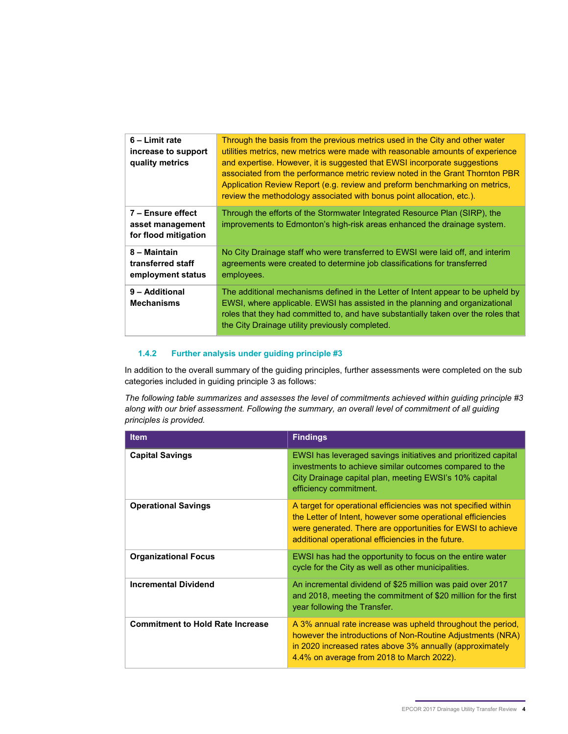| | |
|---|---|
| **6 – Limit rate increase to support quality metrics** | Through the basis from the previous metrics used in the City and other water utilities metrics, new metrics were made with reasonable amounts of experience and expertise. However, it is suggested that EWSI incorporate suggestions associated from the performance metric review noted in the Grant Thornton PBR Application Review Report (e.g. review and preform benchmarking on metrics, review the methodology associated with bonus point allocation, etc.). |
| **7 – Ensure effect asset management for flood mitigation** | Through the efforts of the Stormwater Integrated Resource Plan (SIRP), the improvements to Edmonton's high-risk areas enhanced the drainage system. |
| **8 – Maintain transferred staff employment status** | No City Drainage staff who were transferred to EWSI were laid off, and interim agreements were created to determine job classifications for transferred employees. |
| **9 – Additional Mechanisms** | The additional mechanisms defined in the Letter of Intent appear to be upheld by EWSI, where applicable. EWSI has assisted in the planning and organizational roles that they had committed to, and have substantially taken over the roles that the City Drainage utility previously completed. |

### 1.4.2 Further analysis under guiding principle #3

In addition to the overall summary of the guiding principles, further assessments were completed on the sub categories included in guiding principle 3 as follows:

*The following table summarizes and assesses the level of commitments achieved within guiding principle #3 along with our brief assessment. Following the summary, an overall level of commitment of all guiding principles is provided.*

| Item | Findings |
|---|---|
| **Capital Savings** | EWSI has leveraged savings initiatives and prioritized capital investments to achieve similar outcomes compared to the City Drainage capital plan, meeting EWSI's 10% capital efficiency commitment. |
| **Operational Savings** | A target for operational efficiencies was not specified within the Letter of Intent, however some operational efficiencies were generated. There are opportunities for EWSI to achieve additional operational efficiencies in the future. |
| **Organizational Focus** | EWSI has had the opportunity to focus on the entire water cycle for the City as well as other municipalities. |
| **Incremental Dividend** | An incremental dividend of $25 million was paid over 2017 and 2018, meeting the commitment of $20 million for the first year following the Transfer. |
| **Commitment to Hold Rate Increase** | A 3% annual rate increase was upheld throughout the period, however the introductions of Non-Routine Adjustments (NRA) in 2020 increased rates above 3% annually (approximately 4.4% on average from 2018 to March 2022). |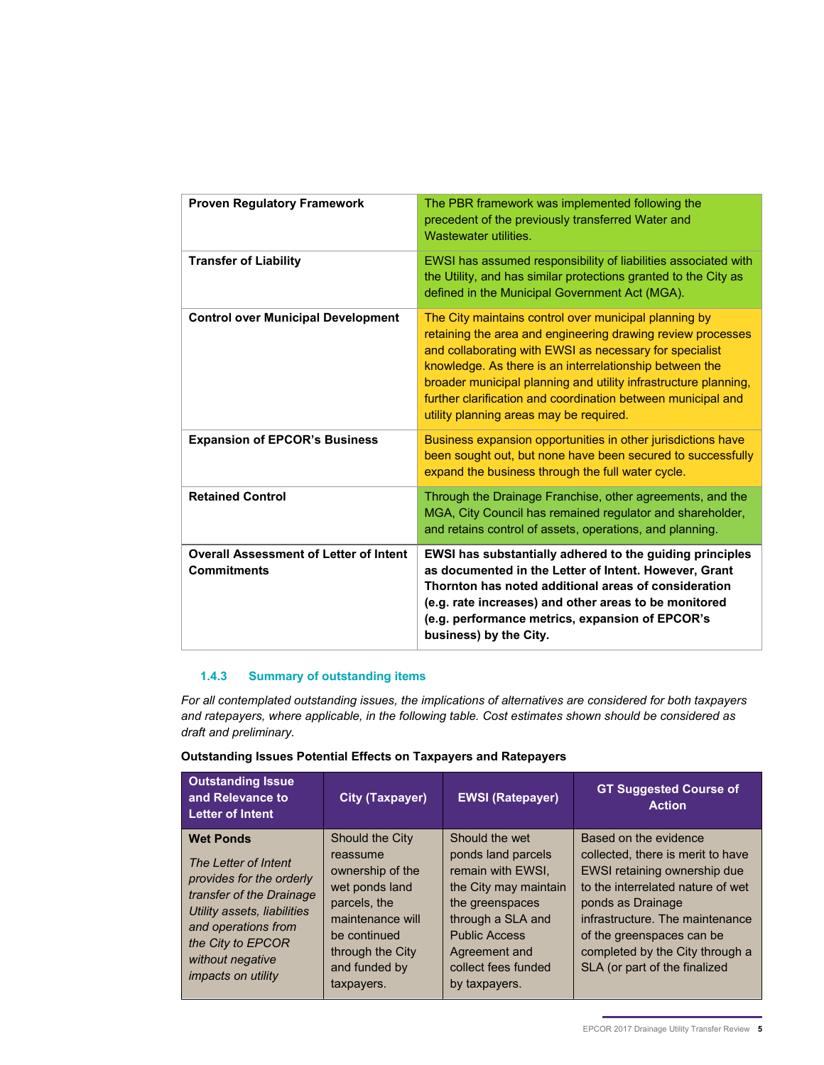| | |
|---|---|
| **Proven Regulatory Framework** | The PBR framework was implemented following the precedent of the previously transferred Water and Wastewater utilities. |
| **Transfer of Liability** | EWSI has assumed responsibility of liabilities associated with the Utility, and has similar protections granted to the City as defined in the Municipal Government Act (MGA). |
| **Control over Municipal Development** | The City maintains control over municipal planning by retaining the area and engineering drawing review processes and collaborating with EWSI as necessary for specialist knowledge. As there is an interrelationship between the broader municipal planning and utility infrastructure planning, further clarification and coordination between municipal and utility planning areas may be required. |
| **Expansion of EPCOR's Business** | Business expansion opportunities in other jurisdictions have been sought out, but none have been secured to successfully expand the business through the full water cycle. |
| **Retained Control** | Through the Drainage Franchise, other agreements, and the MGA, City Council has remained regulator and shareholder, and retains control of assets, operations, and planning. |
| **Overall Assessment of Letter of Intent Commitments** | **EWSI has substantially adhered to the guiding principles as documented in the Letter of Intent. However, Grant Thornton has noted additional areas of consideration (e.g. rate increases) and other areas to be monitored (e.g. performance metrics, expansion of EPCOR's business) by the City.** |

### 1.4.3 Summary of outstanding items

*For all contemplated outstanding issues, the implications of alternatives are considered for both taxpayers and ratepayers, where applicable, in the following table. Cost estimates shown should be considered as draft and preliminary.*

**Outstanding Issues Potential Effects on Taxpayers and Ratepayers**

| Outstanding Issue and Relevance to Letter of Intent | City (Taxpayer) | EWSI (Ratepayer) | GT Suggested Course of Action |
|---|---|---|---|
| **Wet Ponds**<br><br>*The Letter of Intent provides for the orderly transfer of the Drainage Utility assets, liabilities and operations from the City to EPCOR without negative impacts on utility* | Should the City reassume ownership of the wet ponds land parcels, the maintenance will be continued through the City and funded by taxpayers. | Should the wet ponds land parcels remain with EWSI, the City may maintain the greenspaces through a SLA and Public Access Agreement and collect fees funded by taxpayers. | Based on the evidence collected, there is merit to have EWSI retaining ownership due to the interrelated nature of wet ponds as Drainage infrastructure. The maintenance of the greenspaces can be completed by the City through a SLA (or part of the finalized |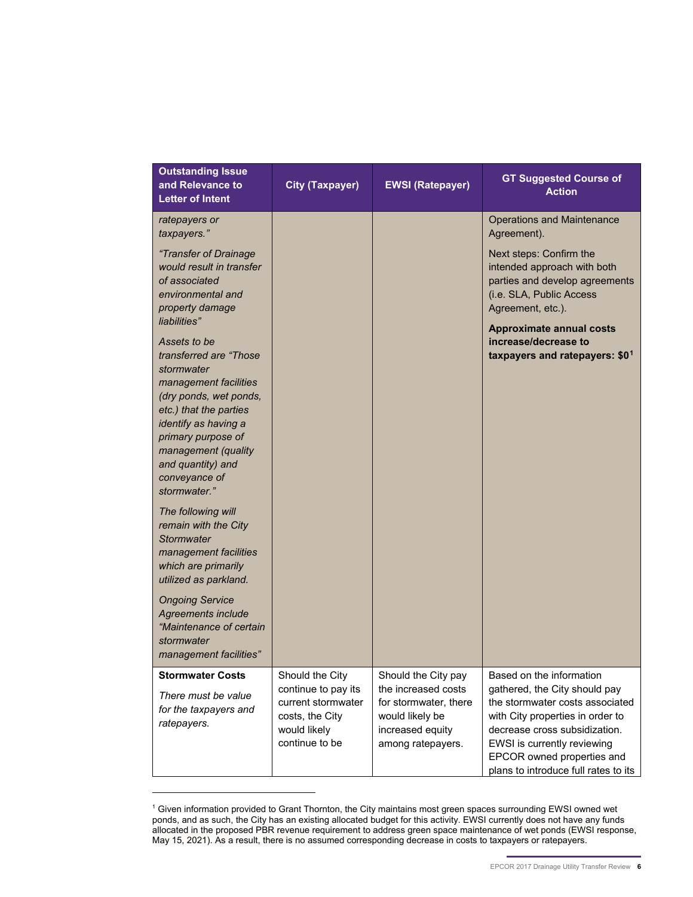| Outstanding Issue and Relevance to Letter of Intent | City (Taxpayer) | EWSI (Ratepayer) | GT Suggested Course of Action |
|---|---|---|---|
| *ratepayers or taxpayers."*<br><br>*"Transfer of Drainage would result in transfer of associated environmental and property damage liabilities"*<br><br>*Assets to be transferred are "Those stormwater management facilities (dry ponds, wet ponds, etc.) that the parties identify as having a primary purpose of management (quality and quantity) and conveyance of stormwater."*<br><br>*The following will remain with the City Stormwater management facilities which are primarily utilized as parkland.*<br><br>*Ongoing Service Agreements include "Maintenance of certain stormwater management facilities"* | | | Operations and Maintenance Agreement).<br><br>Next steps: Confirm the intended approach with both parties and develop agreements (i.e. SLA, Public Access Agreement, etc.).<br><br>**Approximate annual costs increase/decrease to taxpayers and ratepayers: $0[1]** |
| **Stormwater Costs**<br><br>*There must be value for the taxpayers and ratepayers.* | Should the City continue to pay its current stormwater costs, the City would likely continue to be | Should the City pay the increased costs for stormwater, there would likely be increased equity among ratepayers. | Based on the information gathered, the City should pay the stormwater costs associated with City properties in order to decrease cross subsidization. EWSI is currently reviewing EPCOR owned properties and plans to introduce full rates to its |

[1] Given information provided to Grant Thornton, the City maintains most green spaces surrounding EWSI owned wet ponds, and as such, the City has an existing allocated budget for this activity. EWSI currently does not have any funds allocated in the proposed PBR revenue requirement to address green space maintenance of wet ponds (EWSI response, May 15, 2021). As a result, there is no assumed corresponding decrease in costs to taxpayers or ratepayers.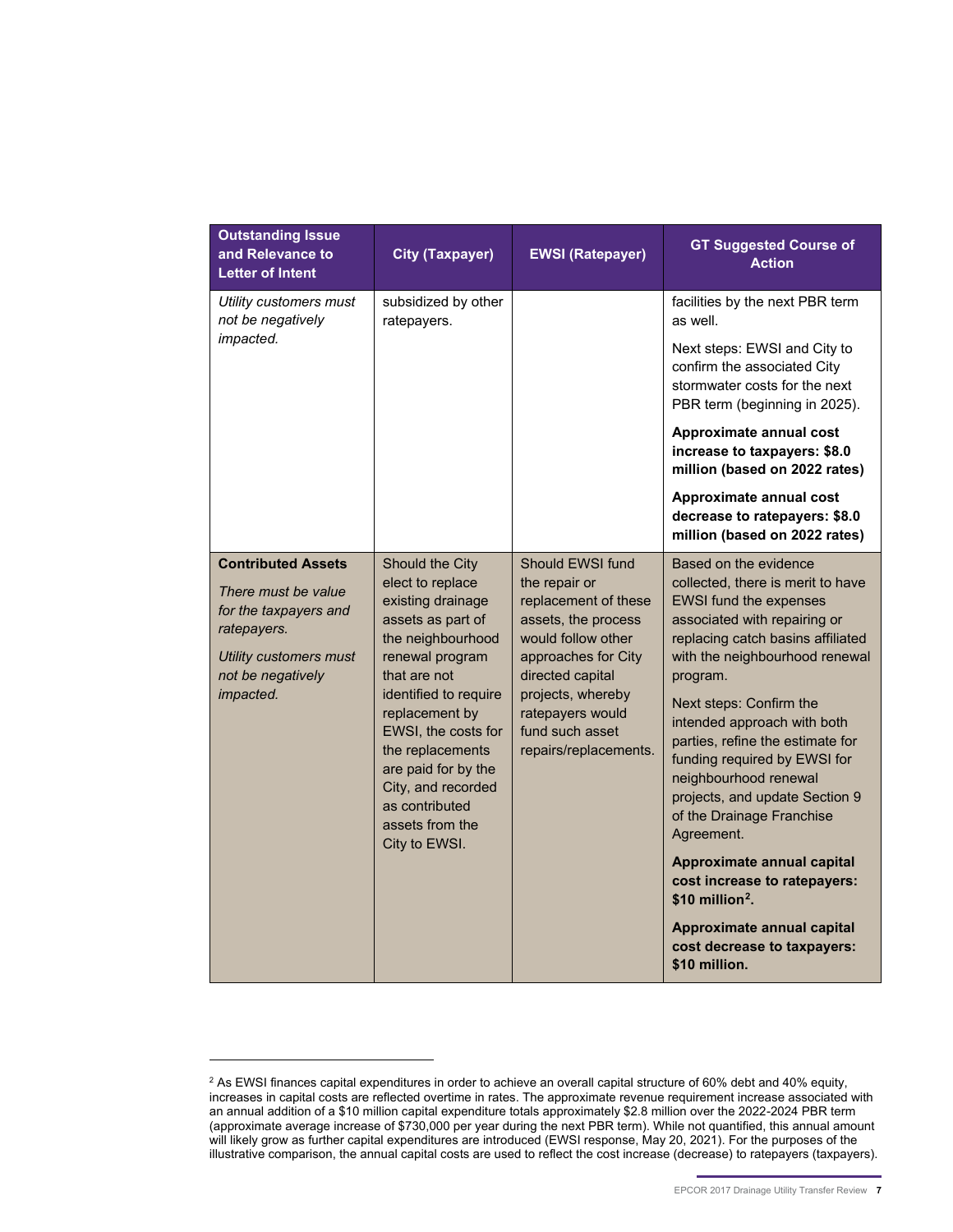| Outstanding Issue and Relevance to Letter of Intent | City (Taxpayer) | EWSI (Ratepayer) | GT Suggested Course of Action |
|---|---|---|---|
| *Utility customers must not be negatively impacted.* | subsidized by other ratepayers. | | facilities by the next PBR term as well.<br><br>Next steps: EWSI and City to confirm the associated City stormwater costs for the next PBR term (beginning in 2025).<br><br>**Approximate annual cost increase to taxpayers: $8.0 million (based on 2022 rates)**<br><br>**Approximate annual cost decrease to ratepayers: $8.0 million (based on 2022 rates)** |
| **Contributed Assets**<br><br>*There must be value for the taxpayers and ratepayers.*<br><br>*Utility customers must not be negatively impacted.* | Should the City elect to replace existing drainage assets as part of the neighbourhood renewal program that are not identified to require replacement by EWSI, the costs for the replacements are paid for by the City, and recorded as contributed assets from the City to EWSI. | Should EWSI fund the repair or replacement of these assets, the process would follow other approaches for City directed capital projects, whereby ratepayers would fund such asset repairs/replacements. | Based on the evidence collected, there is merit to have EWSI fund the expenses associated with repairing or replacing catch basins affiliated with the neighbourhood renewal program.<br><br>Next steps: Confirm the intended approach with both parties, refine the estimate for funding required by EWSI for neighbourhood renewal projects, and update Section 9 of the Drainage Franchise Agreement.<br><br>**Approximate annual capital cost increase to ratepayers: $10 million[2].**<br><br>**Approximate annual capital cost decrease to taxpayers: $10 million.** |

[2] As EWSI finances capital expenditures in order to achieve an overall capital structure of 60% debt and 40% equity, increases in capital costs are reflected overtime in rates. The approximate revenue requirement increase associated with an annual addition of a $10 million capital expenditure totals approximately $2.8 million over the 2022-2024 PBR term (approximate average increase of $730,000 per year during the next PBR term). While not quantified, this annual amount will likely grow as further capital expenditures are introduced (EWSI response, May 20, 2021). For the purposes of the illustrative comparison, the annual capital costs are used to reflect the cost increase (decrease) to ratepayers (taxpayers).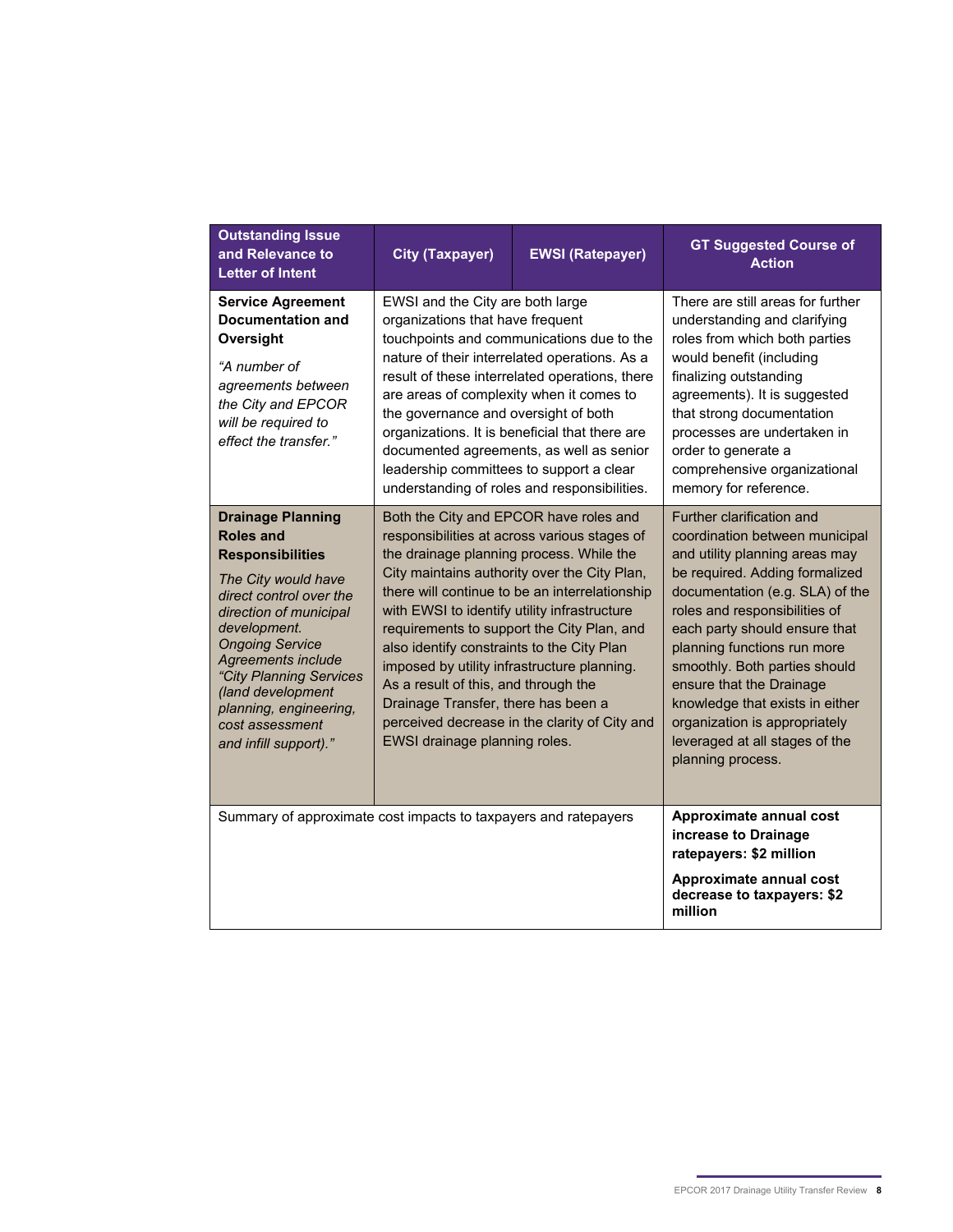| Outstanding Issue and Relevance to Letter of Intent | City (Taxpayer) | EWSI (Ratepayer) | GT Suggested Course of Action |
|---|---|---|---|
| **Service Agreement Documentation and Oversight**<br><br>*"A number of agreements between the City and EPCOR will be required to effect the transfer."* | EWSI and the City are both large organizations that have frequent touchpoints and communications due to the nature of their interrelated operations. As a result of these interrelated operations, there are areas of complexity when it comes to the governance and oversight of both organizations. It is beneficial that there are documented agreements, as well as senior leadership committees to support a clear understanding of roles and responsibilities. | | There are still areas for further understanding and clarifying roles from which both parties would benefit (including finalizing outstanding agreements). It is suggested that strong documentation processes are undertaken in order to generate a comprehensive organizational memory for reference. |
| **Drainage Planning Roles and Responsibilities**<br><br>*The City would have direct control over the direction of municipal development. Ongoing Service Agreements include "City Planning Services (land development planning, engineering, cost assessment and infill support)."* | Both the City and EPCOR have roles and responsibilities at across various stages of the drainage planning process. While the City maintains authority over the City Plan, there will continue to be an interrelationship with EWSI to identify utility infrastructure requirements to support the City Plan, and also identify constraints to the City Plan imposed by utility infrastructure planning. As a result of this, and through the Drainage Transfer, there has been a perceived decrease in the clarity of City and EWSI drainage planning roles. | | Further clarification and coordination between municipal and utility planning areas may be required. Adding formalized documentation (e.g. SLA) of the roles and responsibilities of each party should ensure that planning functions run more smoothly. Both parties should ensure that the Drainage knowledge that exists in either organization is appropriately leveraged at all stages of the planning process. |
| Summary of approximate cost impacts to taxpayers and ratepayers | | | **Approximate annual cost increase to Drainage ratepayers: $2 million**<br><br>**Approximate annual cost decrease to taxpayers: $2 million** |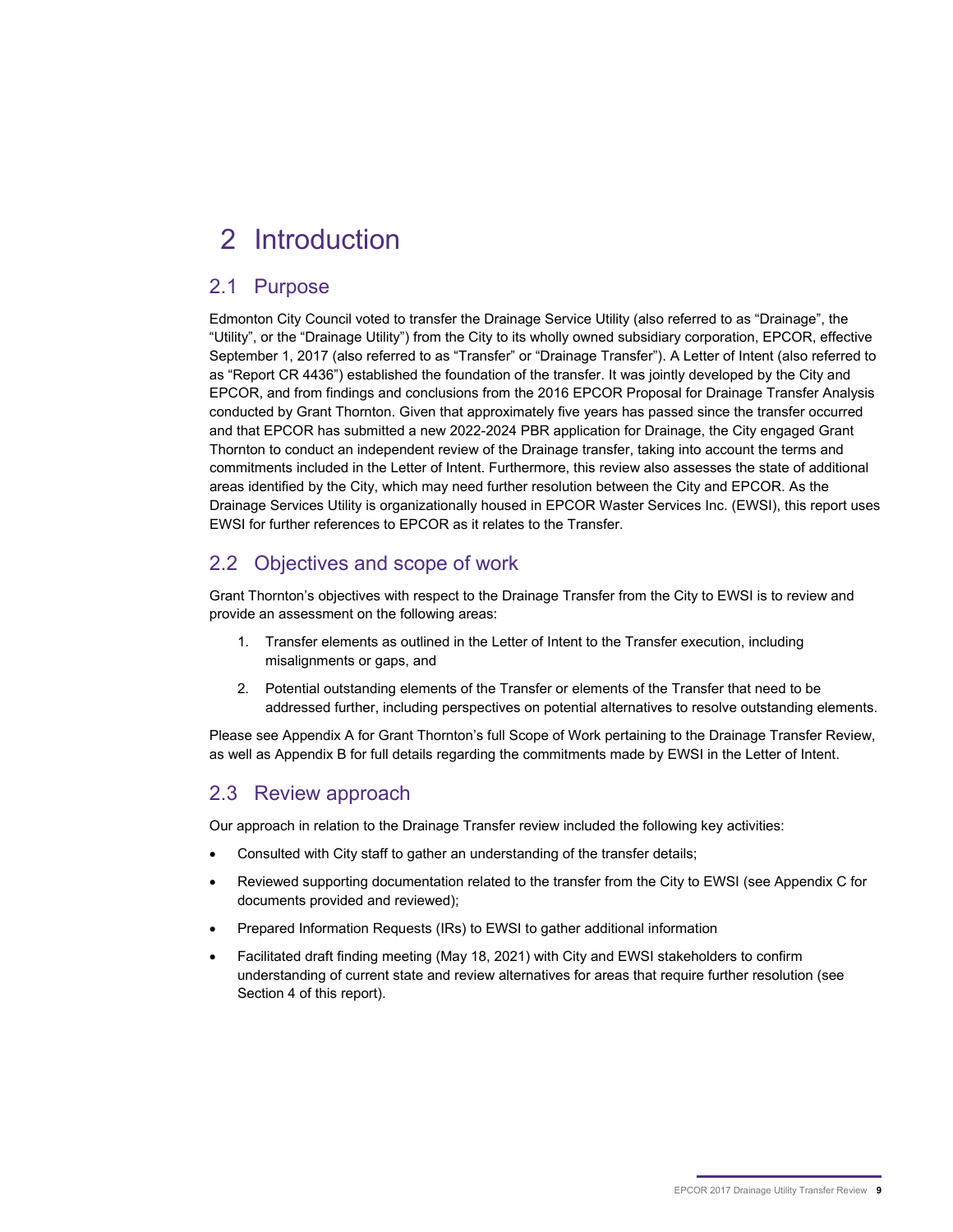# 2 Introduction

## 2.1 Purpose

Edmonton City Council voted to transfer the Drainage Service Utility (also referred to as "Drainage", the "Utility", or the "Drainage Utility") from the City to its wholly owned subsidiary corporation, EPCOR, effective September 1, 2017 (also referred to as "Transfer" or "Drainage Transfer"). A Letter of Intent (also referred to as "Report CR 4436") established the foundation of the transfer. It was jointly developed by the City and EPCOR, and from findings and conclusions from the 2016 EPCOR Proposal for Drainage Transfer Analysis conducted by Grant Thornton. Given that approximately five years has passed since the transfer occurred and that EPCOR has submitted a new 2022-2024 PBR application for Drainage, the City engaged Grant Thornton to conduct an independent review of the Drainage transfer, taking into account the terms and commitments included in the Letter of Intent. Furthermore, this review also assesses the state of additional areas identified by the City, which may need further resolution between the City and EPCOR. As the Drainage Services Utility is organizationally housed in EPCOR Waster Services Inc. (EWSI), this report uses EWSI for further references to EPCOR as it relates to the Transfer.

## 2.2 Objectives and scope of work

Grant Thornton's objectives with respect to the Drainage Transfer from the City to EWSI is to review and provide an assessment on the following areas:

1. Transfer elements as outlined in the Letter of Intent to the Transfer execution, including misalignments or gaps, and
2. Potential outstanding elements of the Transfer or elements of the Transfer that need to be addressed further, including perspectives on potential alternatives to resolve outstanding elements.

Please see Appendix A for Grant Thornton's full Scope of Work pertaining to the Drainage Transfer Review, as well as Appendix B for full details regarding the commitments made by EWSI in the Letter of Intent.

## 2.3 Review approach

Our approach in relation to the Drainage Transfer review included the following key activities:

- Consulted with City staff to gather an understanding of the transfer details;
- Reviewed supporting documentation related to the transfer from the City to EWSI (see Appendix C for documents provided and reviewed);
- Prepared Information Requests (IRs) to EWSI to gather additional information
- Facilitated draft finding meeting (May 18, 2021) with City and EWSI stakeholders to confirm understanding of current state and review alternatives for areas that require further resolution (see Section 4 of this report).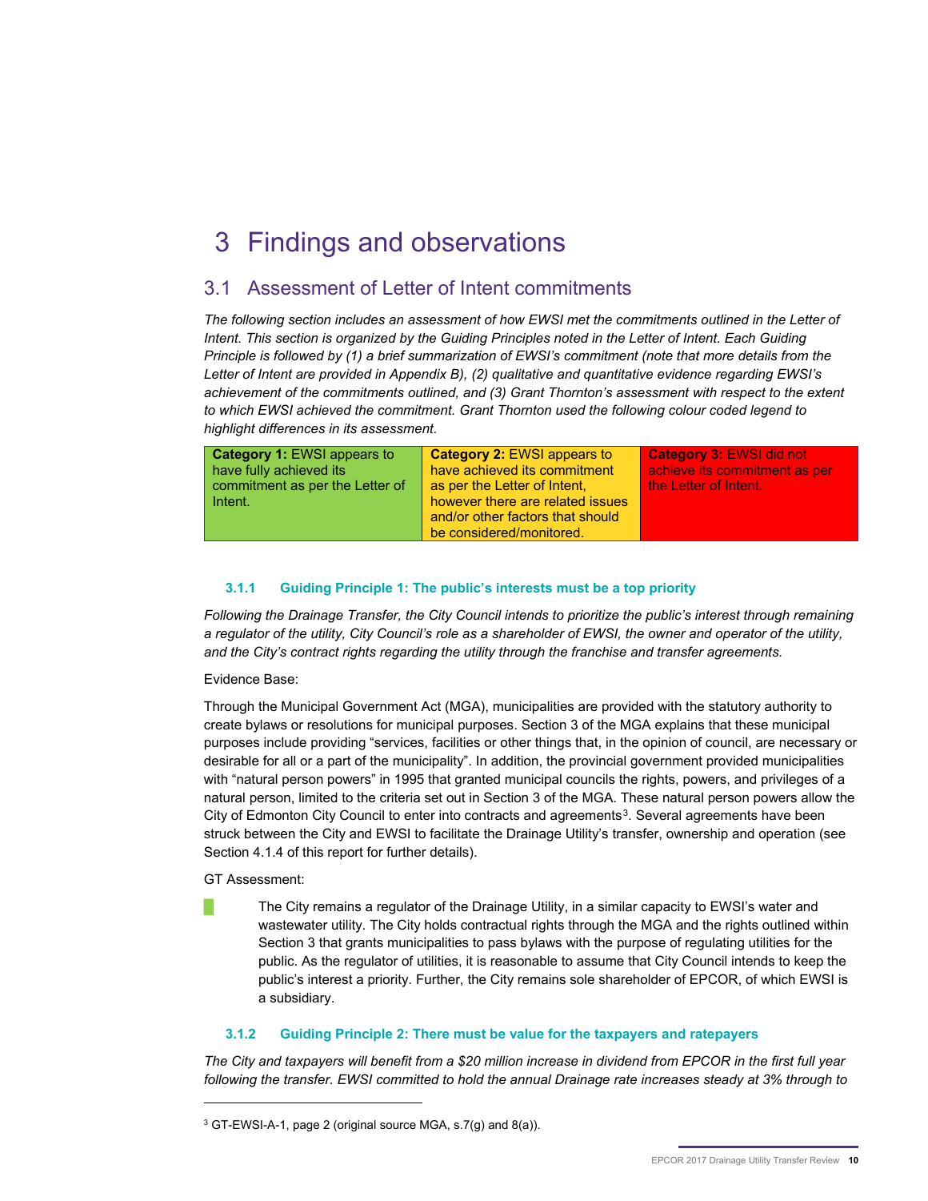# 3 Findings and observations

## 3.1 Assessment of Letter of Intent commitments

*The following section includes an assessment of how EWSI met the commitments outlined in the Letter of Intent. This section is organized by the Guiding Principles noted in the Letter of Intent. Each Guiding Principle is followed by (1) a brief summarization of EWSI's commitment (note that more details from the Letter of Intent are provided in Appendix B), (2) qualitative and quantitative evidence regarding EWSI's achievement of the commitments outlined, and (3) Grant Thornton's assessment with respect to the extent to which EWSI achieved the commitment. Grant Thornton used the following colour coded legend to highlight differences in its assessment.*

| | | |
|---|---|---|
| **Category 1:** EWSI appears to have fully achieved its commitment as per the Letter of Intent. | **Category 2:** EWSI appears to have achieved its commitment as per the Letter of Intent, however there are related issues and/or other factors that should be considered/monitored. | **Category 3:** EWSI did not achieve its commitment as per the Letter of Intent. |

#### 3.1.1 Guiding Principle 1: The public's interests must be a top priority

*Following the Drainage Transfer, the City Council intends to prioritize the public's interest through remaining a regulator of the utility, City Council's role as a shareholder of EWSI, the owner and operator of the utility, and the City's contract rights regarding the utility through the franchise and transfer agreements.*

Evidence Base:

Through the Municipal Government Act (MGA), municipalities are provided with the statutory authority to create bylaws or resolutions for municipal purposes. Section 3 of the MGA explains that these municipal purposes include providing "services, facilities or other things that, in the opinion of council, are necessary or desirable for all or a part of the municipality". In addition, the provincial government provided municipalities with "natural person powers" in 1995 that granted municipal councils the rights, powers, and privileges of a natural person, limited to the criteria set out in Section 3 of the MGA. These natural person powers allow the City of Edmonton City Council to enter into contracts and agreements[3]. Several agreements have been struck between the City and EWSI to facilitate the Drainage Utility's transfer, ownership and operation (see Section 4.1.4 of this report for further details).

GT Assessment:

The City remains a regulator of the Drainage Utility, in a similar capacity to EWSI's water and wastewater utility. The City holds contractual rights through the MGA and the rights outlined within Section 3 that grants municipalities to pass bylaws with the purpose of regulating utilities for the public. As the regulator of utilities, it is reasonable to assume that City Council intends to keep the public's interest a priority. Further, the City remains sole shareholder of EPCOR, of which EWSI is a subsidiary.

#### 3.1.2 Guiding Principle 2: There must be value for the taxpayers and ratepayers

*The City and taxpayers will benefit from a $20 million increase in dividend from EPCOR in the first full year following the transfer. EWSI committed to hold the annual Drainage rate increases steady at 3% through to*

[3] GT-EWSI-A-1, page 2 (original source MGA, s.7(g) and 8(a)).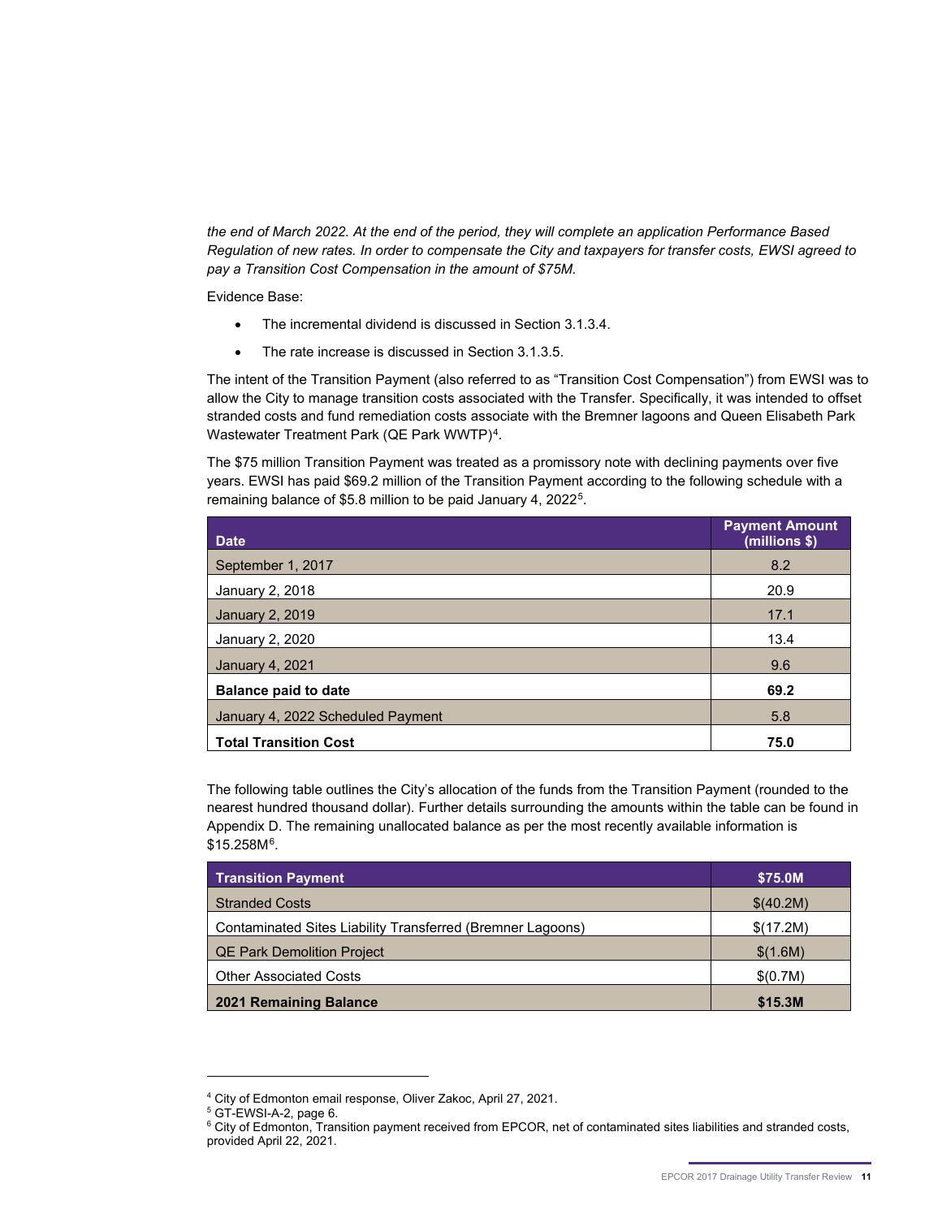*the end of March 2022. At the end of the period, they will complete an application Performance Based Regulation of new rates. In order to compensate the City and taxpayers for transfer costs, EWSI agreed to pay a Transition Cost Compensation in the amount of $75M.*

Evidence Base:

- The incremental dividend is discussed in Section 3.1.3.4.
- The rate increase is discussed in Section 3.1.3.5.

The intent of the Transition Payment (also referred to as "Transition Cost Compensation") from EWSI was to allow the City to manage transition costs associated with the Transfer. Specifically, it was intended to offset stranded costs and fund remediation costs associate with the Bremner lagoons and Queen Elisabeth Park Wastewater Treatment Park (QE Park WWTP)[4].

The $75 million Transition Payment was treated as a promissory note with declining payments over five years. EWSI has paid $69.2 million of the Transition Payment according to the following schedule with a remaining balance of $5.8 million to be paid January 4, 2022[5].

| Date | Payment Amount (millions $) |
|---|---|
| September 1, 2017 | 8.2 |
| January 2, 2018 | 20.9 |
| January 2, 2019 | 17.1 |
| January 2, 2020 | 13.4 |
| January 4, 2021 | 9.6 |
| **Balance paid to date** | **69.2** |
| January 4, 2022 Scheduled Payment | 5.8 |
| **Total Transition Cost** | **75.0** |

The following table outlines the City's allocation of the funds from the Transition Payment (rounded to the nearest hundred thousand dollar). Further details surrounding the amounts within the table can be found in Appendix D. The remaining unallocated balance as per the most recently available information is $15.258M[6].

| Transition Payment | $75.0M |
|---|---|
| Stranded Costs | $(40.2M) |
| Contaminated Sites Liability Transferred (Bremner Lagoons) | $(17.2M) |
| QE Park Demolition Project | $(1.6M) |
| Other Associated Costs | $(0.7M) |
| **2021 Remaining Balance** | **$15.3M** |

[4] City of Edmonton email response, Oliver Zakoc, April 27, 2021.

[5] GT-EWSI-A-2, page 6.

[6] City of Edmonton, Transition payment received from EPCOR, net of contaminated sites liabilities and stranded costs, provided April 22, 2021.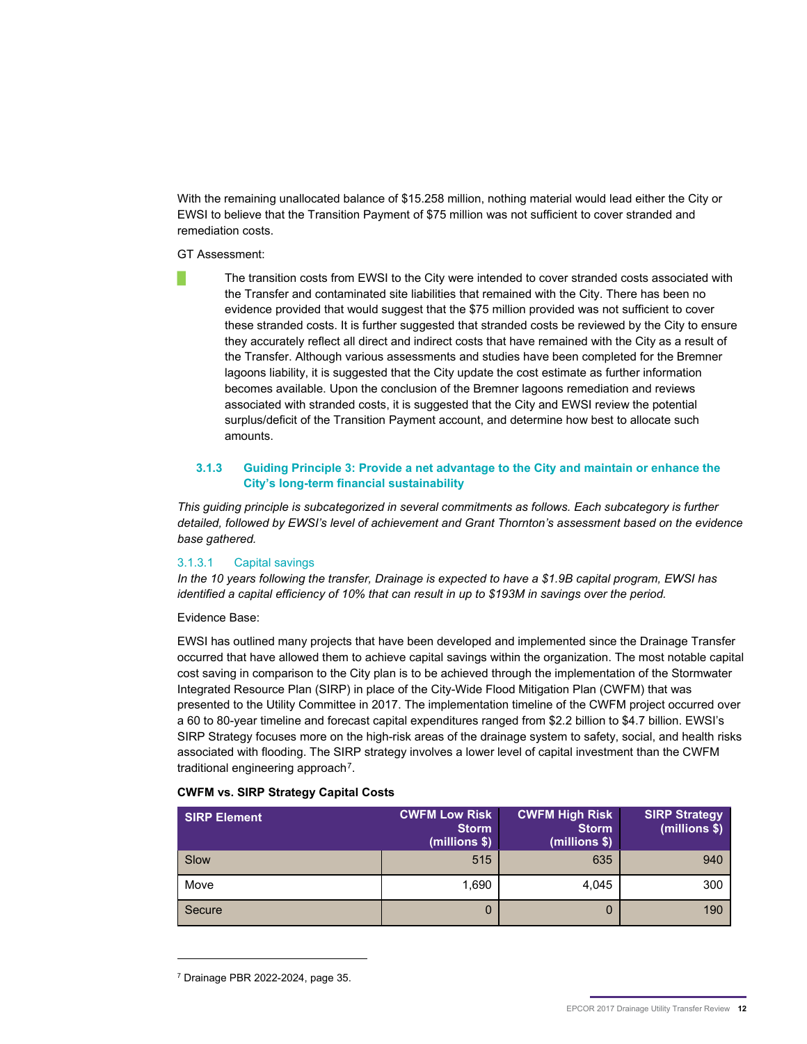With the remaining unallocated balance of $15.258 million, nothing material would lead either the City or EWSI to believe that the Transition Payment of $75 million was not sufficient to cover stranded and remediation costs.

GT Assessment:

- The transition costs from EWSI to the City were intended to cover stranded costs associated with the Transfer and contaminated site liabilities that remained with the City. There has been no evidence provided that would suggest that the $75 million provided was not sufficient to cover these stranded costs. It is further suggested that stranded costs be reviewed by the City to ensure they accurately reflect all direct and indirect costs that have remained with the City as a result of the Transfer. Although various assessments and studies have been completed for the Bremner lagoons liability, it is suggested that the City update the cost estimate as further information becomes available. Upon the conclusion of the Bremner lagoons remediation and reviews associated with stranded costs, it is suggested that the City and EWSI review the potential surplus/deficit of the Transition Payment account, and determine how best to allocate such amounts.

### 3.1.3 Guiding Principle 3: Provide a net advantage to the City and maintain or enhance the City's long-term financial sustainability

*This guiding principle is subcategorized in several commitments as follows. Each subcategory is further detailed, followed by EWSI's level of achievement and Grant Thornton's assessment based on the evidence base gathered.*

#### 3.1.3.1 Capital savings

*In the 10 years following the transfer, Drainage is expected to have a $1.9B capital program, EWSI has identified a capital efficiency of 10% that can result in up to $193M in savings over the period.*

Evidence Base:

EWSI has outlined many projects that have been developed and implemented since the Drainage Transfer occurred that have allowed them to achieve capital savings within the organization. The most notable capital cost saving in comparison to the City plan is to be achieved through the implementation of the Stormwater Integrated Resource Plan (SIRP) in place of the City-Wide Flood Mitigation Plan (CWFM) that was presented to the Utility Committee in 2017. The implementation timeline of the CWFM project occurred over a 60 to 80-year timeline and forecast capital expenditures ranged from $2.2 billion to $4.7 billion. EWSI's SIRP Strategy focuses more on the high-risk areas of the drainage system to safety, social, and health risks associated with flooding. The SIRP strategy involves a lower level of capital investment than the CWFM traditional engineering approach[7].

**CWFM vs. SIRP Strategy Capital Costs**

| SIRP Element | CWFM Low Risk Storm (millions $) | CWFM High Risk Storm (millions $) | SIRP Strategy (millions $) |
|---|---:|---:|---:|
| Slow | 515 | 635 | 940 |
| Move | 1,690 | 4,045 | 300 |
| Secure | 0 | 0 | 190 |

[7] Drainage PBR 2022-2024, page 35.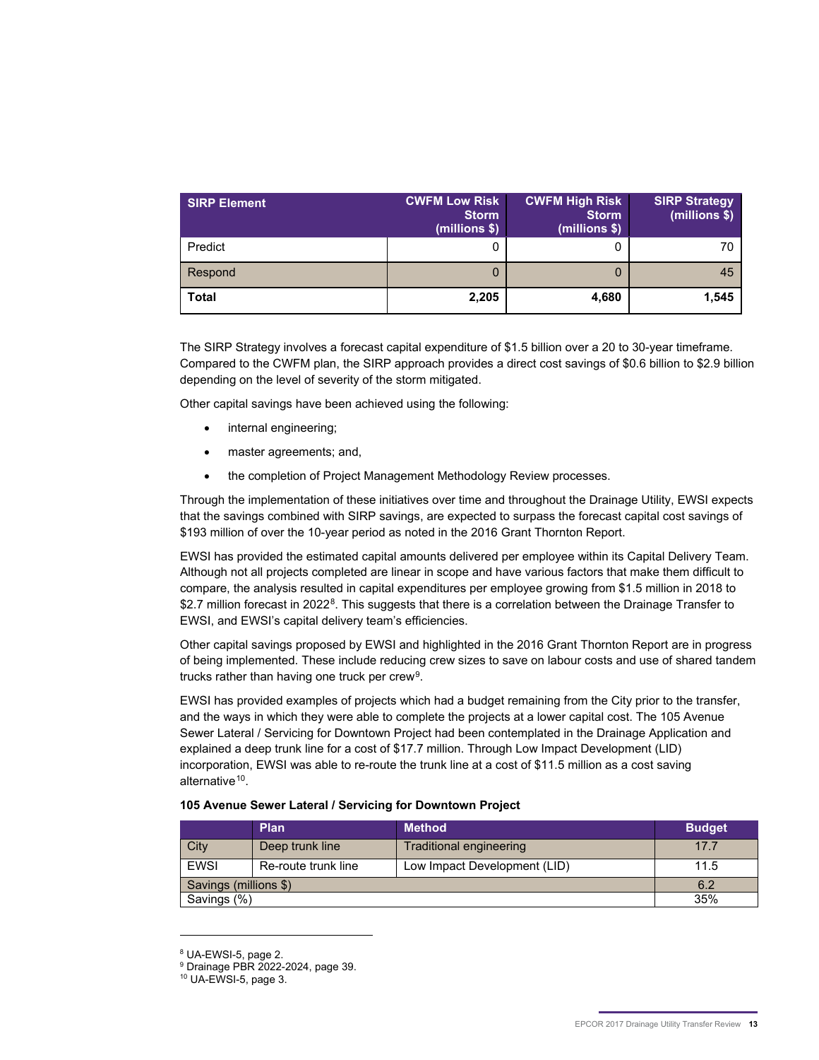| SIRP Element | CWFM Low Risk Storm (millions $) | CWFM High Risk Storm (millions $) | SIRP Strategy (millions $) |
| --- | --- | --- | --- |
| Predict | 0 | 0 | 70 |
| Respond | 0 | 0 | 45 |
| **Total** | **2,205** | **4,680** | **1,545** |

The SIRP Strategy involves a forecast capital expenditure of $1.5 billion over a 20 to 30-year timeframe. Compared to the CWFM plan, the SIRP approach provides a direct cost savings of $0.6 billion to $2.9 billion depending on the level of severity of the storm mitigated.

Other capital savings have been achieved using the following:

- internal engineering;
- master agreements; and,
- the completion of Project Management Methodology Review processes.

Through the implementation of these initiatives over time and throughout the Drainage Utility, EWSI expects that the savings combined with SIRP savings, are expected to surpass the forecast capital cost savings of $193 million of over the 10-year period as noted in the 2016 Grant Thornton Report.

EWSI has provided the estimated capital amounts delivered per employee within its Capital Delivery Team. Although not all projects completed are linear in scope and have various factors that make them difficult to compare, the analysis resulted in capital expenditures per employee growing from $1.5 million in 2018 to $2.7 million forecast in 2022[8]. This suggests that there is a correlation between the Drainage Transfer to EWSI, and EWSI's capital delivery team's efficiencies.

Other capital savings proposed by EWSI and highlighted in the 2016 Grant Thornton Report are in progress of being implemented. These include reducing crew sizes to save on labour costs and use of shared tandem trucks rather than having one truck per crew[9].

EWSI has provided examples of projects which had a budget remaining from the City prior to the transfer, and the ways in which they were able to complete the projects at a lower capital cost. The 105 Avenue Sewer Lateral / Servicing for Downtown Project had been contemplated in the Drainage Application and explained a deep trunk line for a cost of $17.7 million. Through Low Impact Development (LID) incorporation, EWSI was able to re-route the trunk line at a cost of $11.5 million as a cost saving alternative[10].

**105 Avenue Sewer Lateral / Servicing for Downtown Project**

| | Plan | Method | Budget |
| --- | --- | --- | --- |
| City | Deep trunk line | Traditional engineering | 17.7 |
| EWSI | Re-route trunk line | Low Impact Development (LID) | 11.5 |
| Savings (millions $) | | | 6.2 |
| Savings (%) | | | 35% |

[8] UA-EWSI-5, page 2.

[9] Drainage PBR 2022-2024, page 39.

[10] UA-EWSI-5, page 3.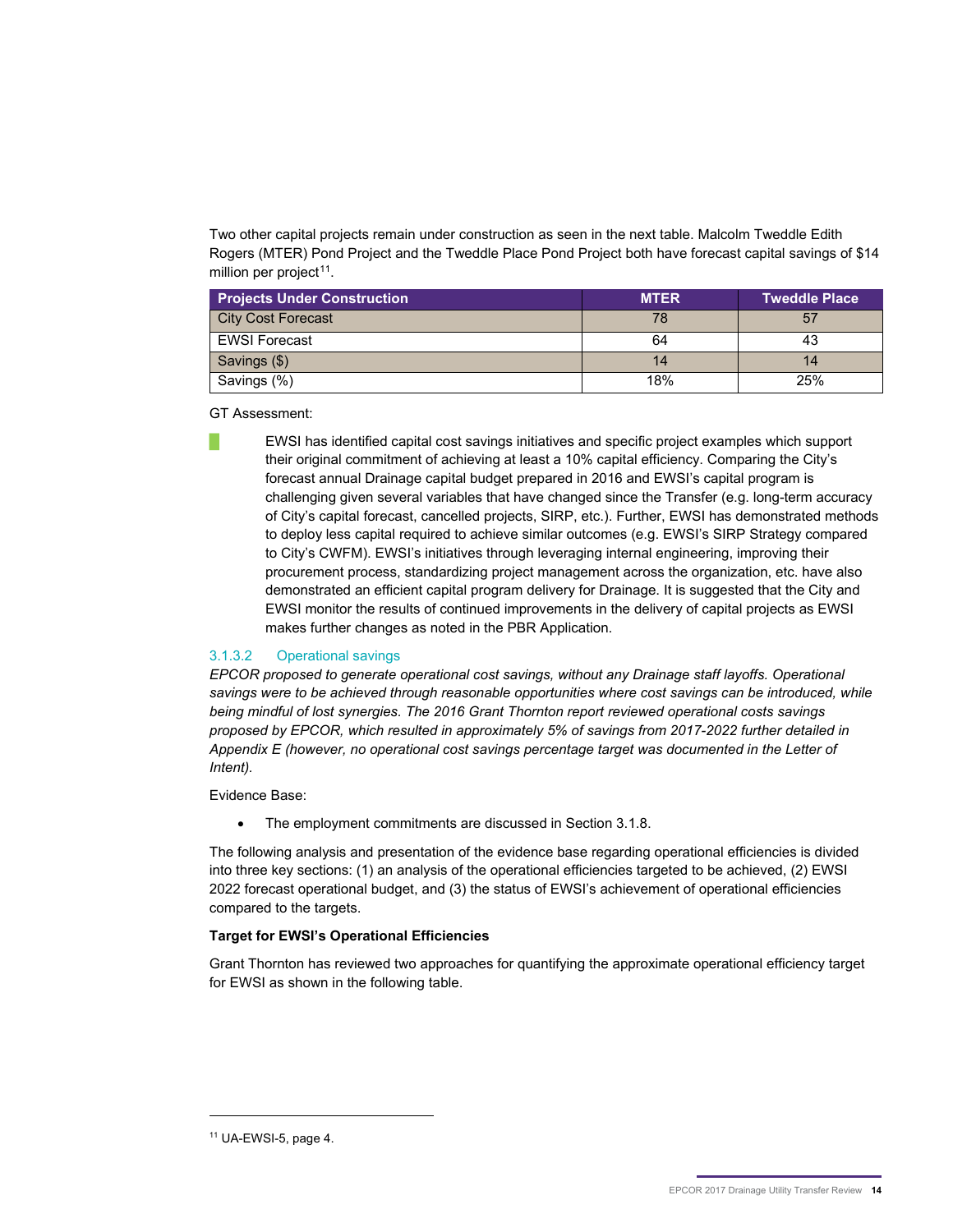Two other capital projects remain under construction as seen in the next table. Malcolm Tweddle Edith Rogers (MTER) Pond Project and the Tweddle Place Pond Project both have forecast capital savings of $14 million per project[11].

| Projects Under Construction | MTER | Tweddle Place |
|---|---|---|
| City Cost Forecast | 78 | 57 |
| EWSI Forecast | 64 | 43 |
| Savings ($) | 14 | 14 |
| Savings (%) | 18% | 25% |

GT Assessment:

EWSI has identified capital cost savings initiatives and specific project examples which support their original commitment of achieving at least a 10% capital efficiency. Comparing the City's forecast annual Drainage capital budget prepared in 2016 and EWSI's capital program is challenging given several variables that have changed since the Transfer (e.g. long-term accuracy of City's capital forecast, cancelled projects, SIRP, etc.). Further, EWSI has demonstrated methods to deploy less capital required to achieve similar outcomes (e.g. EWSI's SIRP Strategy compared to City's CWFM). EWSI's initiatives through leveraging internal engineering, improving their procurement process, standardizing project management across the organization, etc. have also demonstrated an efficient capital program delivery for Drainage. It is suggested that the City and EWSI monitor the results of continued improvements in the delivery of capital projects as EWSI makes further changes as noted in the PBR Application.

#### 3.1.3.2 Operational savings

*EPCOR proposed to generate operational cost savings, without any Drainage staff layoffs. Operational savings were to be achieved through reasonable opportunities where cost savings can be introduced, while being mindful of lost synergies. The 2016 Grant Thornton report reviewed operational costs savings proposed by EPCOR, which resulted in approximately 5% of savings from 2017-2022 further detailed in Appendix E (however, no operational cost savings percentage target was documented in the Letter of Intent).*

Evidence Base:

- The employment commitments are discussed in Section 3.1.8.

The following analysis and presentation of the evidence base regarding operational efficiencies is divided into three key sections: (1) an analysis of the operational efficiencies targeted to be achieved, (2) EWSI 2022 forecast operational budget, and (3) the status of EWSI's achievement of operational efficiencies compared to the targets.

**Target for EWSI's Operational Efficiencies**

Grant Thornton has reviewed two approaches for quantifying the approximate operational efficiency target for EWSI as shown in the following table.

[11] UA-EWSI-5, page 4.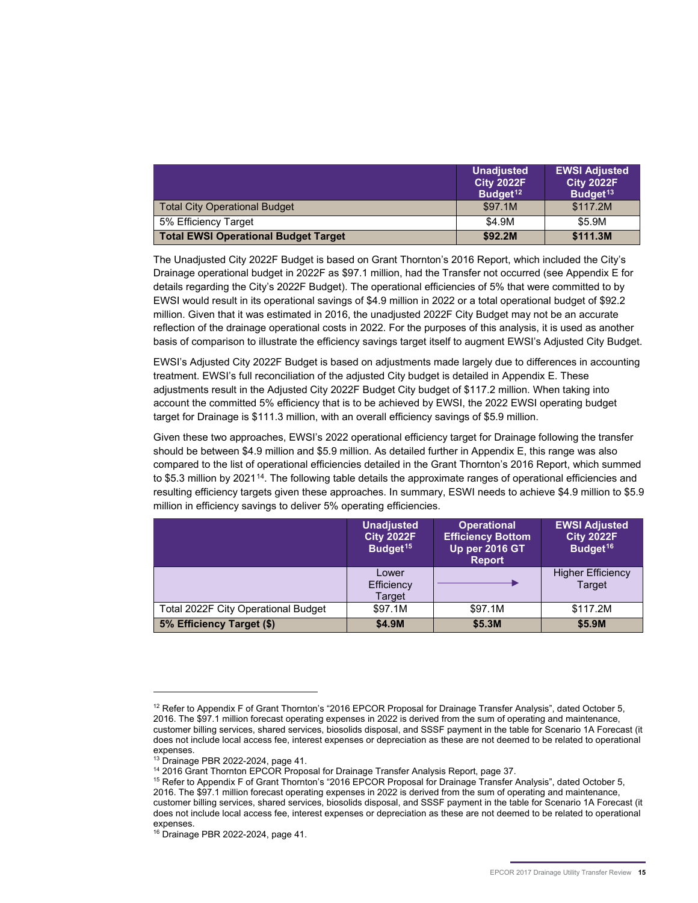| | Unadjusted City 2022F Budget[12] | EWSI Adjusted City 2022F Budget[13] |
|---|---|---|
| Total City Operational Budget | $97.1M | $117.2M |
| 5% Efficiency Target | $4.9M | $5.9M |
| **Total EWSI Operational Budget Target** | **$92.2M** | **$111.3M** |

The Unadjusted City 2022F Budget is based on Grant Thornton's 2016 Report, which included the City's Drainage operational budget in 2022F as $97.1 million, had the Transfer not occurred (see Appendix E for details regarding the City's 2022F Budget). The operational efficiencies of 5% that were committed to by EWSI would result in its operational savings of $4.9 million in 2022 or a total operational budget of $92.2 million. Given that it was estimated in 2016, the unadjusted 2022F City Budget may not be an accurate reflection of the drainage operational costs in 2022. For the purposes of this analysis, it is used as another basis of comparison to illustrate the efficiency savings target itself to augment EWSI's Adjusted City Budget.

EWSI's Adjusted City 2022F Budget is based on adjustments made largely due to differences in accounting treatment. EWSI's full reconciliation of the adjusted City budget is detailed in Appendix E. These adjustments result in the Adjusted City 2022F Budget City budget of $117.2 million. When taking into account the committed 5% efficiency that is to be achieved by EWSI, the 2022 EWSI operating budget target for Drainage is $111.3 million, with an overall efficiency savings of $5.9 million.

Given these two approaches, EWSI's 2022 operational efficiency target for Drainage following the transfer should be between $4.9 million and $5.9 million. As detailed further in Appendix E, this range was also compared to the list of operational efficiencies detailed in the Grant Thornton's 2016 Report, which summed to $5.3 million by 2021[14]. The following table details the approximate ranges of operational efficiencies and resulting efficiency targets given these approaches. In summary, ESWI needs to achieve $4.9 million to $5.9 million in efficiency savings to deliver 5% operating efficiencies.

| | Unadjusted City 2022F Budget[15] | Operational Efficiency Bottom Up per 2016 GT Report | EWSI Adjusted City 2022F Budget[16] |
|---|---|---|---|
| | Lower Efficiency Target | → | Higher Efficiency Target |
| Total 2022F City Operational Budget | $97.1M | $97.1M | $117.2M |
| **5% Efficiency Target ($)** | **$4.9M** | **$5.3M** | **$5.9M** |

---

[12] Refer to Appendix F of Grant Thornton's "2016 EPCOR Proposal for Drainage Transfer Analysis", dated October 5, 2016. The $97.1 million forecast operating expenses in 2022 is derived from the sum of operating and maintenance, customer billing services, shared services, biosolids disposal, and SSSF payment in the table for Scenario 1A Forecast (it does not include local access fee, interest expenses or depreciation as these are not deemed to be related to operational expenses.

[13] Drainage PBR 2022-2024, page 41.

[14] 2016 Grant Thornton EPCOR Proposal for Drainage Transfer Analysis Report, page 37.

[15] Refer to Appendix F of Grant Thornton's "2016 EPCOR Proposal for Drainage Transfer Analysis", dated October 5, 2016. The $97.1 million forecast operating expenses in 2022 is derived from the sum of operating and maintenance, customer billing services, shared services, biosolids disposal, and SSSF payment in the table for Scenario 1A Forecast (it does not include local access fee, interest expenses or depreciation as these are not deemed to be related to operational expenses.

[16] Drainage PBR 2022-2024, page 41.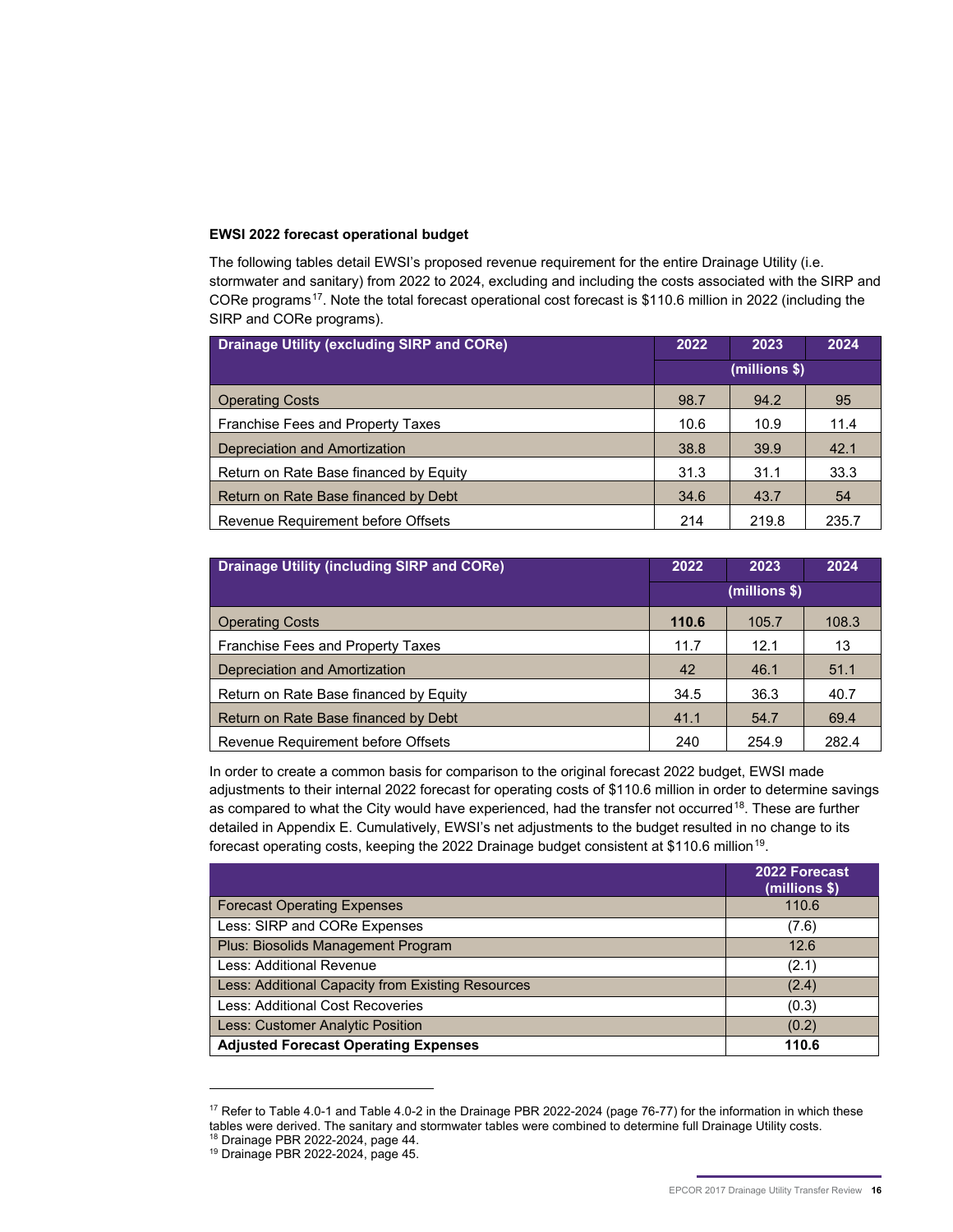**EWSI 2022 forecast operational budget**

The following tables detail EWSI's proposed revenue requirement for the entire Drainage Utility (i.e. stormwater and sanitary) from 2022 to 2024, excluding and including the costs associated with the SIRP and CORe programs[17]. Note the total forecast operational cost forecast is $110.6 million in 2022 (including the SIRP and CORe programs).

| Drainage Utility (excluding SIRP and CORe) | 2022 | 2023 | 2024 |
|---|---|---|---|
| | (millions $) | | |
| Operating Costs | 98.7 | 94.2 | 95 |
| Franchise Fees and Property Taxes | 10.6 | 10.9 | 11.4 |
| Depreciation and Amortization | 38.8 | 39.9 | 42.1 |
| Return on Rate Base financed by Equity | 31.3 | 31.1 | 33.3 |
| Return on Rate Base financed by Debt | 34.6 | 43.7 | 54 |
| Revenue Requirement before Offsets | 214 | 219.8 | 235.7 |

| Drainage Utility (including SIRP and CORe) | 2022 | 2023 | 2024 |
|---|---|---|---|
| | (millions $) | | |
| Operating Costs | **110.6** | 105.7 | 108.3 |
| Franchise Fees and Property Taxes | 11.7 | 12.1 | 13 |
| Depreciation and Amortization | 42 | 46.1 | 51.1 |
| Return on Rate Base financed by Equity | 34.5 | 36.3 | 40.7 |
| Return on Rate Base financed by Debt | 41.1 | 54.7 | 69.4 |
| Revenue Requirement before Offsets | 240 | 254.9 | 282.4 |

In order to create a common basis for comparison to the original forecast 2022 budget, EWSI made adjustments to their internal 2022 forecast for operating costs of $110.6 million in order to determine savings as compared to what the City would have experienced, had the transfer not occurred[18]. These are further detailed in Appendix E. Cumulatively, EWSI's net adjustments to the budget resulted in no change to its forecast operating costs, keeping the 2022 Drainage budget consistent at $110.6 million[19].

| | 2022 Forecast (millions $) |
|---|---|
| Forecast Operating Expenses | 110.6 |
| Less: SIRP and CORe Expenses | (7.6) |
| Plus: Biosolids Management Program | 12.6 |
| Less: Additional Revenue | (2.1) |
| Less: Additional Capacity from Existing Resources | (2.4) |
| Less: Additional Cost Recoveries | (0.3) |
| Less: Customer Analytic Position | (0.2) |
| **Adjusted Forecast Operating Expenses** | **110.6** |

[17] Refer to Table 4.0-1 and Table 4.0-2 in the Drainage PBR 2022-2024 (page 76-77) for the information in which these tables were derived. The sanitary and stormwater tables were combined to determine full Drainage Utility costs.
[18] Drainage PBR 2022-2024, page 44.
[19] Drainage PBR 2022-2024, page 45.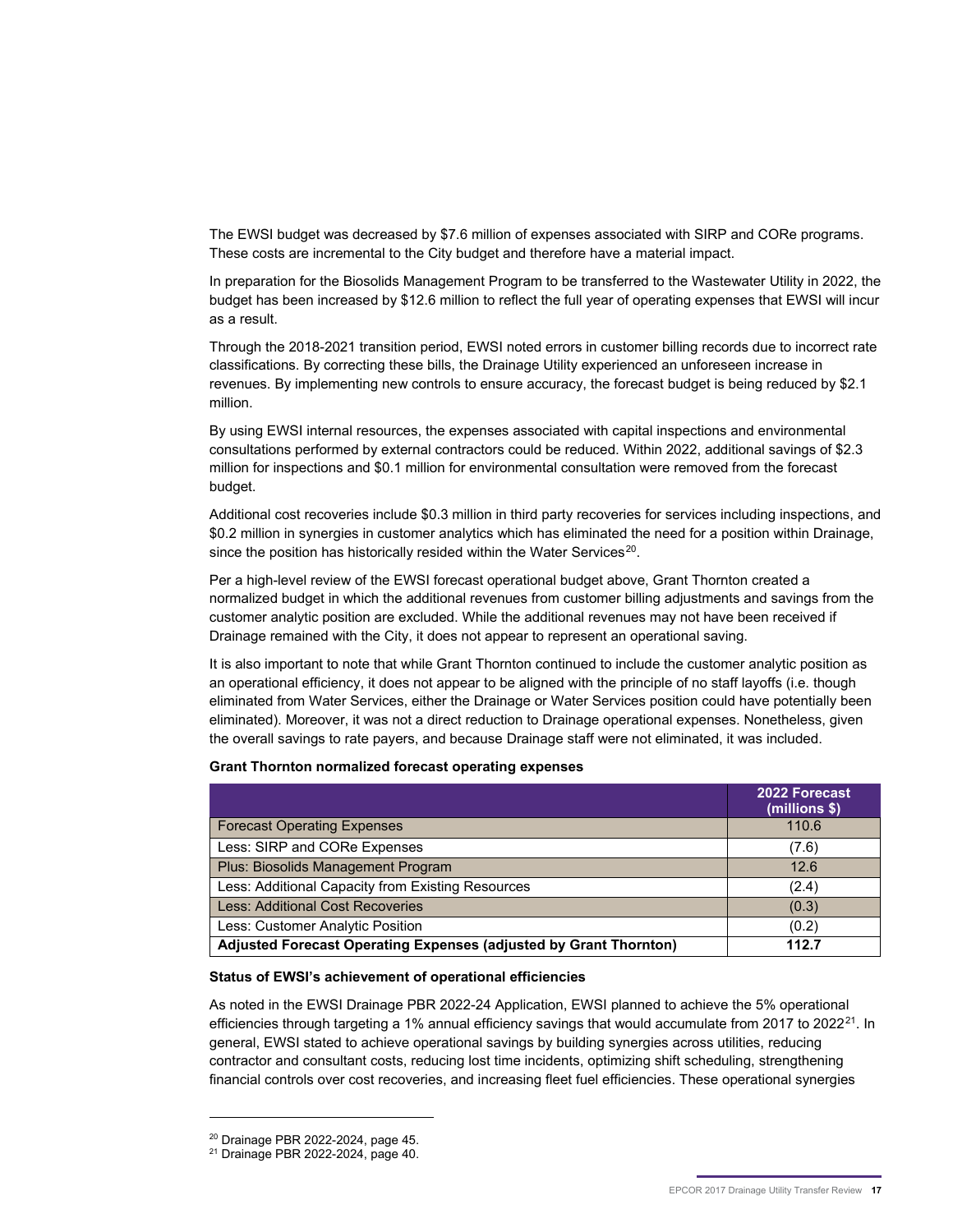The EWSI budget was decreased by $7.6 million of expenses associated with SIRP and CORe programs. These costs are incremental to the City budget and therefore have a material impact.

In preparation for the Biosolids Management Program to be transferred to the Wastewater Utility in 2022, the budget has been increased by $12.6 million to reflect the full year of operating expenses that EWSI will incur as a result.

Through the 2018-2021 transition period, EWSI noted errors in customer billing records due to incorrect rate classifications. By correcting these bills, the Drainage Utility experienced an unforeseen increase in revenues. By implementing new controls to ensure accuracy, the forecast budget is being reduced by $2.1 million.

By using EWSI internal resources, the expenses associated with capital inspections and environmental consultations performed by external contractors could be reduced. Within 2022, additional savings of $2.3 million for inspections and $0.1 million for environmental consultation were removed from the forecast budget.

Additional cost recoveries include $0.3 million in third party recoveries for services including inspections, and $0.2 million in synergies in customer analytics which has eliminated the need for a position within Drainage, since the position has historically resided within the Water Services[20].

Per a high-level review of the EWSI forecast operational budget above, Grant Thornton created a normalized budget in which the additional revenues from customer billing adjustments and savings from the customer analytic position are excluded. While the additional revenues may not have been received if Drainage remained with the City, it does not appear to represent an operational saving.

It is also important to note that while Grant Thornton continued to include the customer analytic position as an operational efficiency, it does not appear to be aligned with the principle of no staff layoffs (i.e. though eliminated from Water Services, either the Drainage or Water Services position could have potentially been eliminated). Moreover, it was not a direct reduction to Drainage operational expenses. Nonetheless, given the overall savings to rate payers, and because Drainage staff were not eliminated, it was included.

**Grant Thornton normalized forecast operating expenses**

| | 2022 Forecast (millions $) |
|---|---|
| Forecast Operating Expenses | 110.6 |
| Less: SIRP and CORe Expenses | (7.6) |
| Plus: Biosolids Management Program | 12.6 |
| Less: Additional Capacity from Existing Resources | (2.4) |
| Less: Additional Cost Recoveries | (0.3) |
| Less: Customer Analytic Position | (0.2) |
| **Adjusted Forecast Operating Expenses (adjusted by Grant Thornton)** | **112.7** |

**Status of EWSI's achievement of operational efficiencies**

As noted in the EWSI Drainage PBR 2022-24 Application, EWSI planned to achieve the 5% operational efficiencies through targeting a 1% annual efficiency savings that would accumulate from 2017 to 2022[21]. In general, EWSI stated to achieve operational savings by building synergies across utilities, reducing contractor and consultant costs, reducing lost time incidents, optimizing shift scheduling, strengthening financial controls over cost recoveries, and increasing fleet fuel efficiencies. These operational synergies

[20] Drainage PBR 2022-2024, page 45.

[21] Drainage PBR 2022-2024, page 40.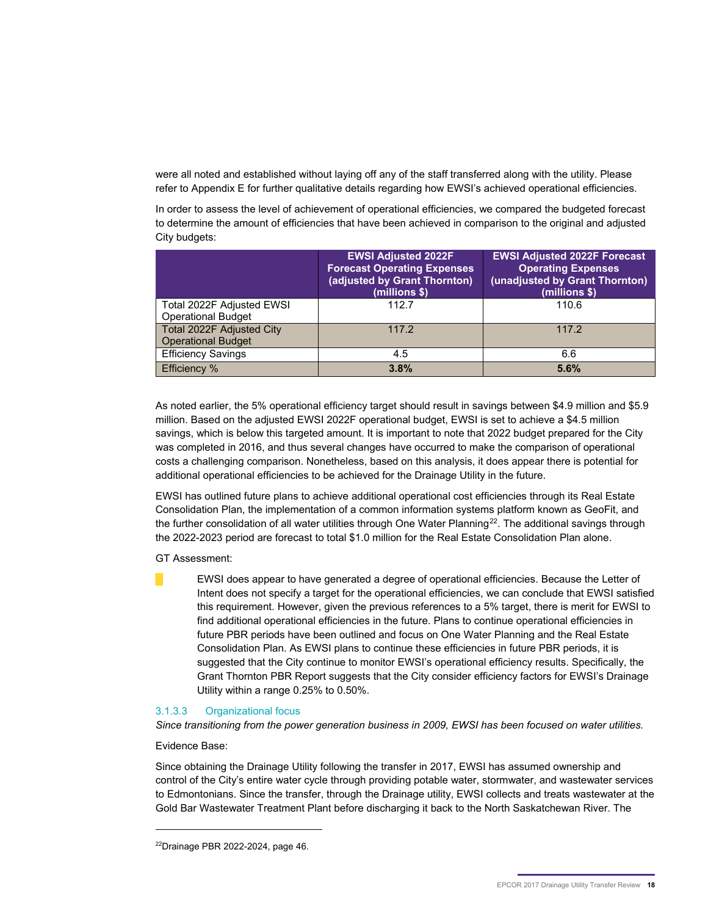were all noted and established without laying off any of the staff transferred along with the utility. Please refer to Appendix E for further qualitative details regarding how EWSI's achieved operational efficiencies.

In order to assess the level of achievement of operational efficiencies, we compared the budgeted forecast to determine the amount of efficiencies that have been achieved in comparison to the original and adjusted City budgets:

| | EWSI Adjusted 2022F Forecast Operating Expenses (adjusted by Grant Thornton) (millions $) | EWSI Adjusted 2022F Forecast Operating Expenses (unadjusted by Grant Thornton) (millions $) |
|---|---|---|
| Total 2022F Adjusted EWSI Operational Budget | 112.7 | 110.6 |
| Total 2022F Adjusted City Operational Budget | 117.2 | 117.2 |
| Efficiency Savings | 4.5 | 6.6 |
| Efficiency % | **3.8%** | **5.6%** |

As noted earlier, the 5% operational efficiency target should result in savings between $4.9 million and $5.9 million. Based on the adjusted EWSI 2022F operational budget, EWSI is set to achieve a $4.5 million savings, which is below this targeted amount. It is important to note that 2022 budget prepared for the City was completed in 2016, and thus several changes have occurred to make the comparison of operational costs a challenging comparison. Nonetheless, based on this analysis, it does appear there is potential for additional operational efficiencies to be achieved for the Drainage Utility in the future.

EWSI has outlined future plans to achieve additional operational cost efficiencies through its Real Estate Consolidation Plan, the implementation of a common information systems platform known as GeoFit, and the further consolidation of all water utilities through One Water Planning[22]. The additional savings through the 2022-2023 period are forecast to total $1.0 million for the Real Estate Consolidation Plan alone.

GT Assessment:

EWSI does appear to have generated a degree of operational efficiencies. Because the Letter of Intent does not specify a target for the operational efficiencies, we can conclude that EWSI satisfied this requirement. However, given the previous references to a 5% target, there is merit for EWSI to find additional operational efficiencies in the future. Plans to continue operational efficiencies in future PBR periods have been outlined and focus on One Water Planning and the Real Estate Consolidation Plan. As EWSI plans to continue these efficiencies in future PBR periods, it is suggested that the City continue to monitor EWSI's operational efficiency results. Specifically, the Grant Thornton PBR Report suggests that the City consider efficiency factors for EWSI's Drainage Utility within a range 0.25% to 0.50%.

#### 3.1.3.3 Organizational focus

*Since transitioning from the power generation business in 2009, EWSI has been focused on water utilities.*

Evidence Base:

Since obtaining the Drainage Utility following the transfer in 2017, EWSI has assumed ownership and control of the City's entire water cycle through providing potable water, stormwater, and wastewater services to Edmontonians. Since the transfer, through the Drainage utility, EWSI collects and treats wastewater at the Gold Bar Wastewater Treatment Plant before discharging it back to the North Saskatchewan River. The

[22] Drainage PBR 2022-2024, page 46.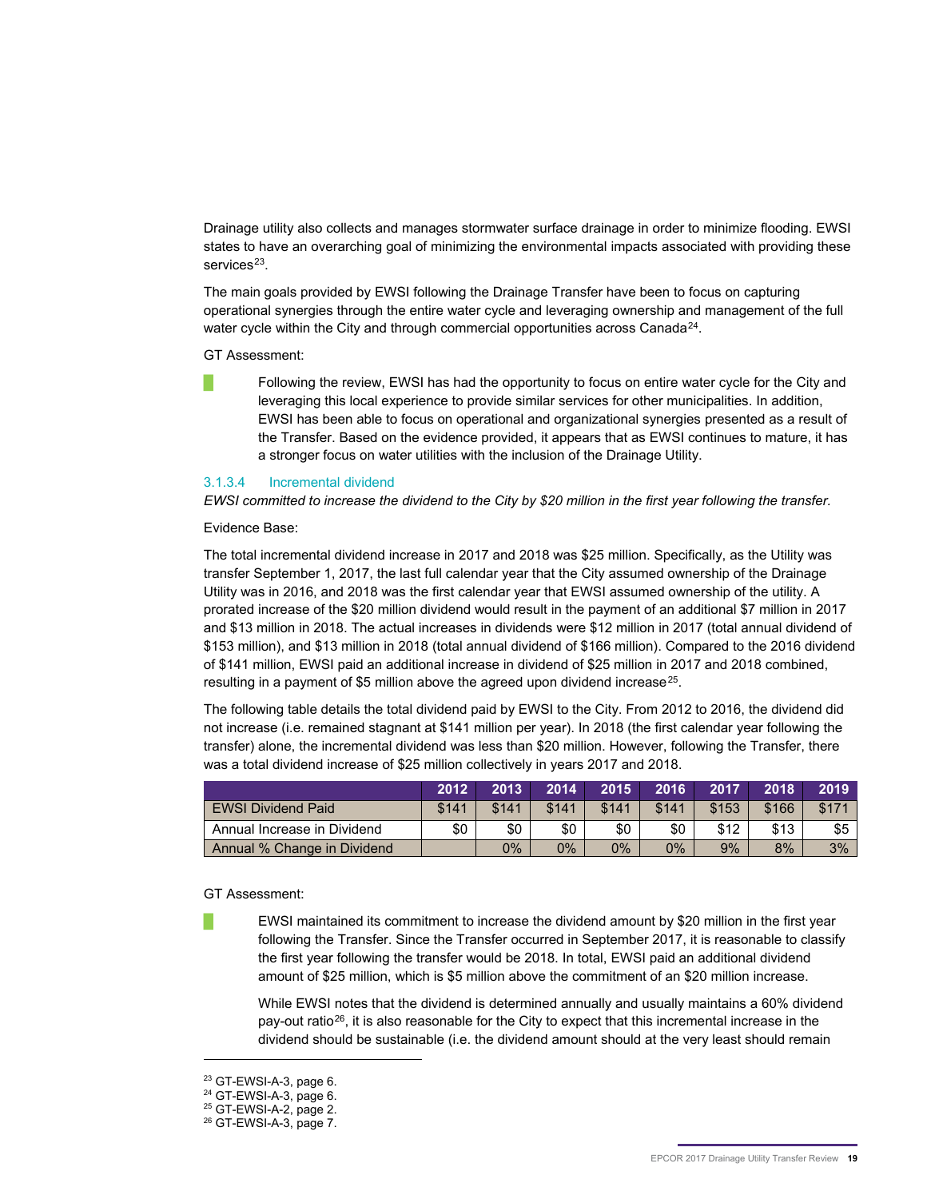Drainage utility also collects and manages stormwater surface drainage in order to minimize flooding. EWSI states to have an overarching goal of minimizing the environmental impacts associated with providing these services[23].

The main goals provided by EWSI following the Drainage Transfer have been to focus on capturing operational synergies through the entire water cycle and leveraging ownership and management of the full water cycle within the City and through commercial opportunities across Canada[24].

GT Assessment:

Following the review, EWSI has had the opportunity to focus on entire water cycle for the City and leveraging this local experience to provide similar services for other municipalities. In addition, EWSI has been able to focus on operational and organizational synergies presented as a result of the Transfer. Based on the evidence provided, it appears that as EWSI continues to mature, it has a stronger focus on water utilities with the inclusion of the Drainage Utility.

#### 3.1.3.4 Incremental dividend

*EWSI committed to increase the dividend to the City by $20 million in the first year following the transfer.*

Evidence Base:

The total incremental dividend increase in 2017 and 2018 was $25 million. Specifically, as the Utility was transfer September 1, 2017, the last full calendar year that the City assumed ownership of the Drainage Utility was in 2016, and 2018 was the first calendar year that EWSI assumed ownership of the utility. A prorated increase of the $20 million dividend would result in the payment of an additional $7 million in 2017 and $13 million in 2018. The actual increases in dividends were $12 million in 2017 (total annual dividend of $153 million), and $13 million in 2018 (total annual dividend of $166 million). Compared to the 2016 dividend of $141 million, EWSI paid an additional increase in dividend of $25 million in 2017 and 2018 combined, resulting in a payment of $5 million above the agreed upon dividend increase[25].

The following table details the total dividend paid by EWSI to the City. From 2012 to 2016, the dividend did not increase (i.e. remained stagnant at $141 million per year). In 2018 (the first calendar year following the transfer) alone, the incremental dividend was less than $20 million. However, following the Transfer, there was a total dividend increase of $25 million collectively in years 2017 and 2018.

| | 2012 | 2013 | 2014 | 2015 | 2016 | 2017 | 2018 | 2019 |
|---|---|---|---|---|---|---|---|---|
| EWSI Dividend Paid | $141 | $141 | $141 | $141 | $141 | $153 | $166 | $171 |
| Annual Increase in Dividend | $0 | $0 | $0 | $0 | $0 | $12 | $13 | $5 |
| Annual % Change in Dividend | | 0% | 0% | 0% | 0% | 9% | 8% | 3% |

GT Assessment:

EWSI maintained its commitment to increase the dividend amount by $20 million in the first year following the Transfer. Since the Transfer occurred in September 2017, it is reasonable to classify the first year following the transfer would be 2018. In total, EWSI paid an additional dividend amount of $25 million, which is $5 million above the commitment of an $20 million increase.

While EWSI notes that the dividend is determined annually and usually maintains a 60% dividend pay-out ratio[26], it is also reasonable for the City to expect that this incremental increase in the dividend should be sustainable (i.e. the dividend amount should at the very least should remain

[23] GT-EWSI-A-3, page 6.
[24] GT-EWSI-A-3, page 6.
[25] GT-EWSI-A-2, page 2.
[26] GT-EWSI-A-3, page 7.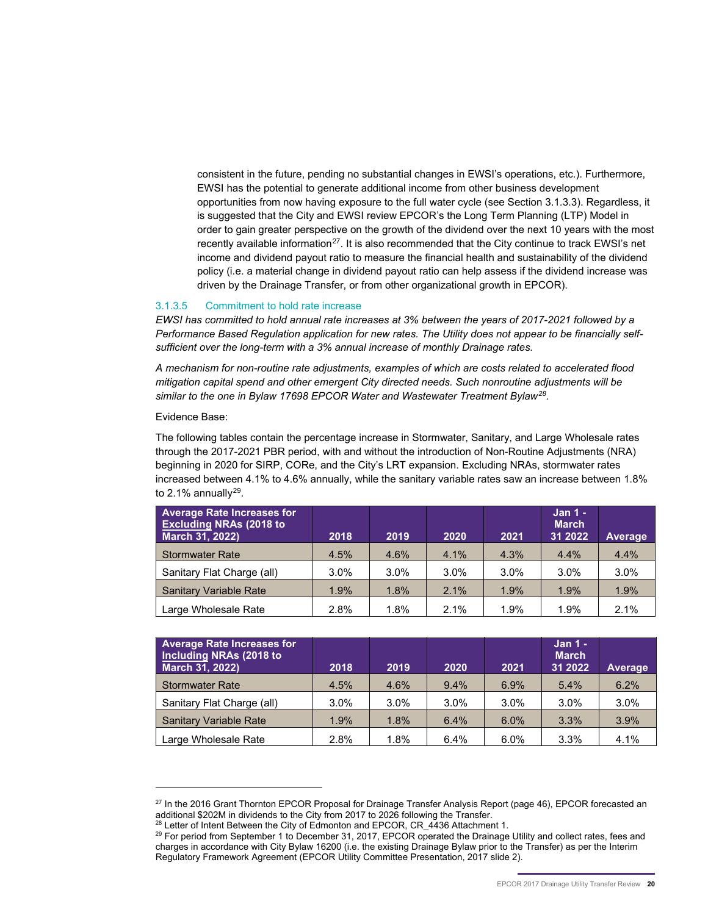consistent in the future, pending no substantial changes in EWSI's operations, etc.). Furthermore, EWSI has the potential to generate additional income from other business development opportunities from now having exposure to the full water cycle (see Section 3.1.3.3). Regardless, it is suggested that the City and EWSI review EPCOR's the Long Term Planning (LTP) Model in order to gain greater perspective on the growth of the dividend over the next 10 years with the most recently available information[27]. It is also recommended that the City continue to track EWSI's net income and dividend payout ratio to measure the financial health and sustainability of the dividend policy (i.e. a material change in dividend payout ratio can help assess if the dividend increase was driven by the Drainage Transfer, or from other organizational growth in EPCOR).

#### 3.1.3.5 Commitment to hold rate increase

*EWSI has committed to hold annual rate increases at 3% between the years of 2017-2021 followed by a Performance Based Regulation application for new rates. The Utility does not appear to be financially self-sufficient over the long-term with a 3% annual increase of monthly Drainage rates.*

*A mechanism for non-routine rate adjustments, examples of which are costs related to accelerated flood mitigation capital spend and other emergent City directed needs. Such nonroutine adjustments will be similar to the one in Bylaw 17698 EPCOR Water and Wastewater Treatment Bylaw[28].*

Evidence Base:

The following tables contain the percentage increase in Stormwater, Sanitary, and Large Wholesale rates through the 2017-2021 PBR period, with and without the introduction of Non-Routine Adjustments (NRA) beginning in 2020 for SIRP, CORe, and the City's LRT expansion. Excluding NRAs, stormwater rates increased between 4.1% to 4.6% annually, while the sanitary variable rates saw an increase between 1.8% to 2.1% annually[29].

| Average Rate Increases for Excluding NRAs (2018 to March 31, 2022) | 2018 | 2019 | 2020 | 2021 | Jan 1 - March 31 2022 | Average |
|---|---|---|---|---|---|---|
| Stormwater Rate | 4.5% | 4.6% | 4.1% | 4.3% | 4.4% | 4.4% |
| Sanitary Flat Charge (all) | 3.0% | 3.0% | 3.0% | 3.0% | 3.0% | 3.0% |
| Sanitary Variable Rate | 1.9% | 1.8% | 2.1% | 1.9% | 1.9% | 1.9% |
| Large Wholesale Rate | 2.8% | 1.8% | 2.1% | 1.9% | 1.9% | 2.1% |

| Average Rate Increases for Including NRAs (2018 to March 31, 2022) | 2018 | 2019 | 2020 | 2021 | Jan 1 - March 31 2022 | Average |
|---|---|---|---|---|---|---|
| Stormwater Rate | 4.5% | 4.6% | 9.4% | 6.9% | 5.4% | 6.2% |
| Sanitary Flat Charge (all) | 3.0% | 3.0% | 3.0% | 3.0% | 3.0% | 3.0% |
| Sanitary Variable Rate | 1.9% | 1.8% | 6.4% | 6.0% | 3.3% | 3.9% |
| Large Wholesale Rate | 2.8% | 1.8% | 6.4% | 6.0% | 3.3% | 4.1% |

---

[27] In the 2016 Grant Thornton EPCOR Proposal for Drainage Transfer Analysis Report (page 46), EPCOR forecasted an additional $202M in dividends to the City from 2017 to 2026 following the Transfer.

[28] Letter of Intent Between the City of Edmonton and EPCOR, CR_4436 Attachment 1.

[29] For period from September 1 to December 31, 2017, EPCOR operated the Drainage Utility and collect rates, fees and charges in accordance with City Bylaw 16200 (i.e. the existing Drainage Bylaw prior to the Transfer) as per the Interim Regulatory Framework Agreement (EPCOR Utility Committee Presentation, 2017 slide 2).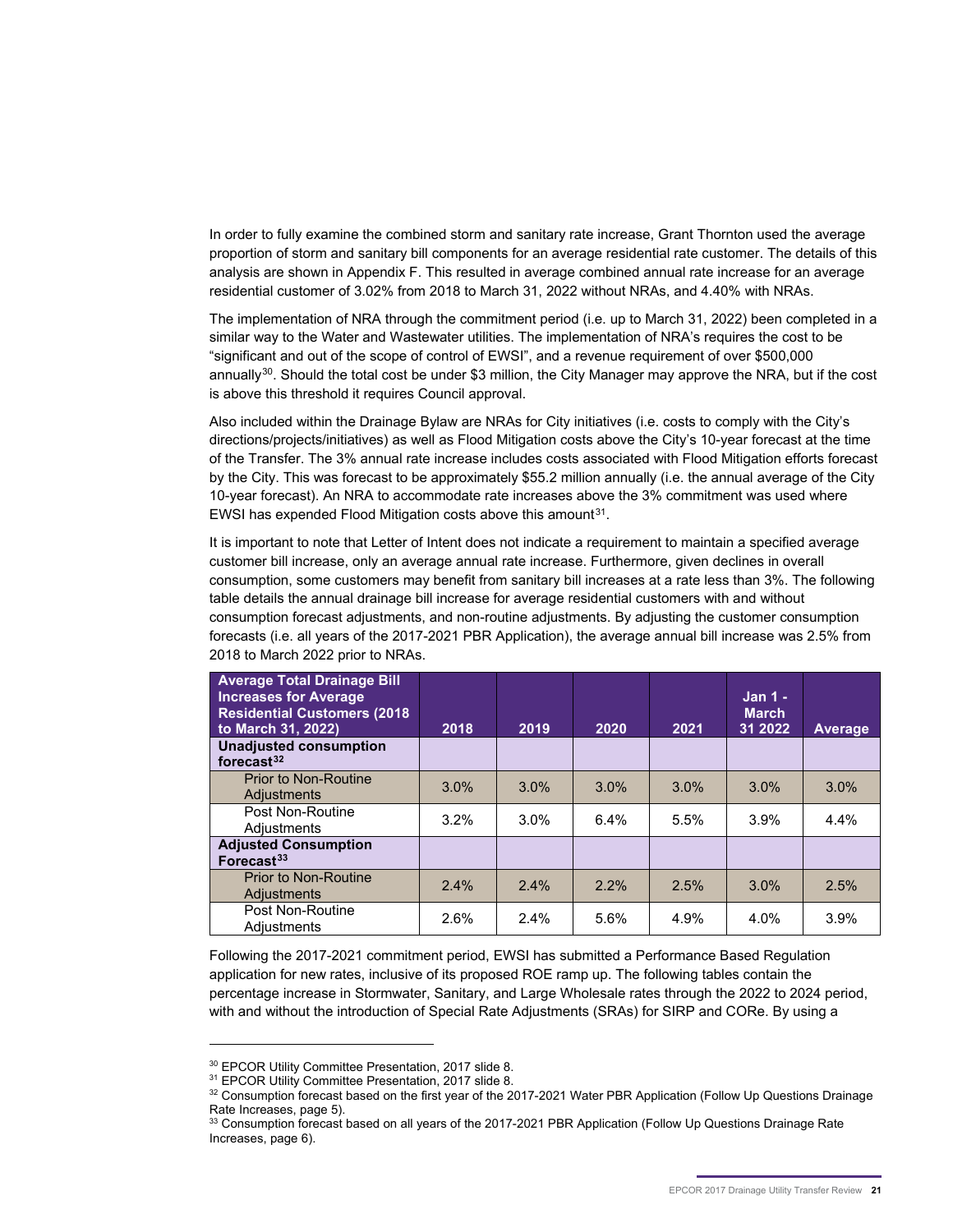In order to fully examine the combined storm and sanitary rate increase, Grant Thornton used the average proportion of storm and sanitary bill components for an average residential rate customer. The details of this analysis are shown in Appendix F. This resulted in average combined annual rate increase for an average residential customer of 3.02% from 2018 to March 31, 2022 without NRAs, and 4.40% with NRAs.

The implementation of NRA through the commitment period (i.e. up to March 31, 2022) been completed in a similar way to the Water and Wastewater utilities. The implementation of NRA's requires the cost to be "significant and out of the scope of control of EWSI", and a revenue requirement of over $500,000 annually[30]. Should the total cost be under $3 million, the City Manager may approve the NRA, but if the cost is above this threshold it requires Council approval.

Also included within the Drainage Bylaw are NRAs for City initiatives (i.e. costs to comply with the City's directions/projects/initiatives) as well as Flood Mitigation costs above the City's 10-year forecast at the time of the Transfer. The 3% annual rate increase includes costs associated with Flood Mitigation efforts forecast by the City. This was forecast to be approximately $55.2 million annually (i.e. the annual average of the City 10-year forecast). An NRA to accommodate rate increases above the 3% commitment was used where EWSI has expended Flood Mitigation costs above this amount[31].

It is important to note that Letter of Intent does not indicate a requirement to maintain a specified average customer bill increase, only an average annual rate increase. Furthermore, given declines in overall consumption, some customers may benefit from sanitary bill increases at a rate less than 3%. The following table details the annual drainage bill increase for average residential customers with and without consumption forecast adjustments, and non-routine adjustments. By adjusting the customer consumption forecasts (i.e. all years of the 2017-2021 PBR Application), the average annual bill increase was 2.5% from 2018 to March 2022 prior to NRAs.

| Average Total Drainage Bill Increases for Average Residential Customers (2018 to March 31, 2022) | 2018 | 2019 | 2020 | 2021 | Jan 1 - March 31 2022 | Average |
|---|---|---|---|---|---|---|
| **Unadjusted consumption forecast[32]** | | | | | | |
| Prior to Non-Routine Adjustments | 3.0% | 3.0% | 3.0% | 3.0% | 3.0% | 3.0% |
| Post Non-Routine Adjustments | 3.2% | 3.0% | 6.4% | 5.5% | 3.9% | 4.4% |
| **Adjusted Consumption Forecast[33]** | | | | | | |
| Prior to Non-Routine Adjustments | 2.4% | 2.4% | 2.2% | 2.5% | 3.0% | 2.5% |
| Post Non-Routine Adjustments | 2.6% | 2.4% | 5.6% | 4.9% | 4.0% | 3.9% |

Following the 2017-2021 commitment period, EWSI has submitted a Performance Based Regulation application for new rates, inclusive of its proposed ROE ramp up. The following tables contain the percentage increase in Stormwater, Sanitary, and Large Wholesale rates through the 2022 to 2024 period, with and without the introduction of Special Rate Adjustments (SRAs) for SIRP and CORe. By using a

[30] EPCOR Utility Committee Presentation, 2017 slide 8.

[31] EPCOR Utility Committee Presentation, 2017 slide 8.

[32] Consumption forecast based on the first year of the 2017-2021 Water PBR Application (Follow Up Questions Drainage Rate Increases, page 5).

[33] Consumption forecast based on all years of the 2017-2021 PBR Application (Follow Up Questions Drainage Rate Increases, page 6).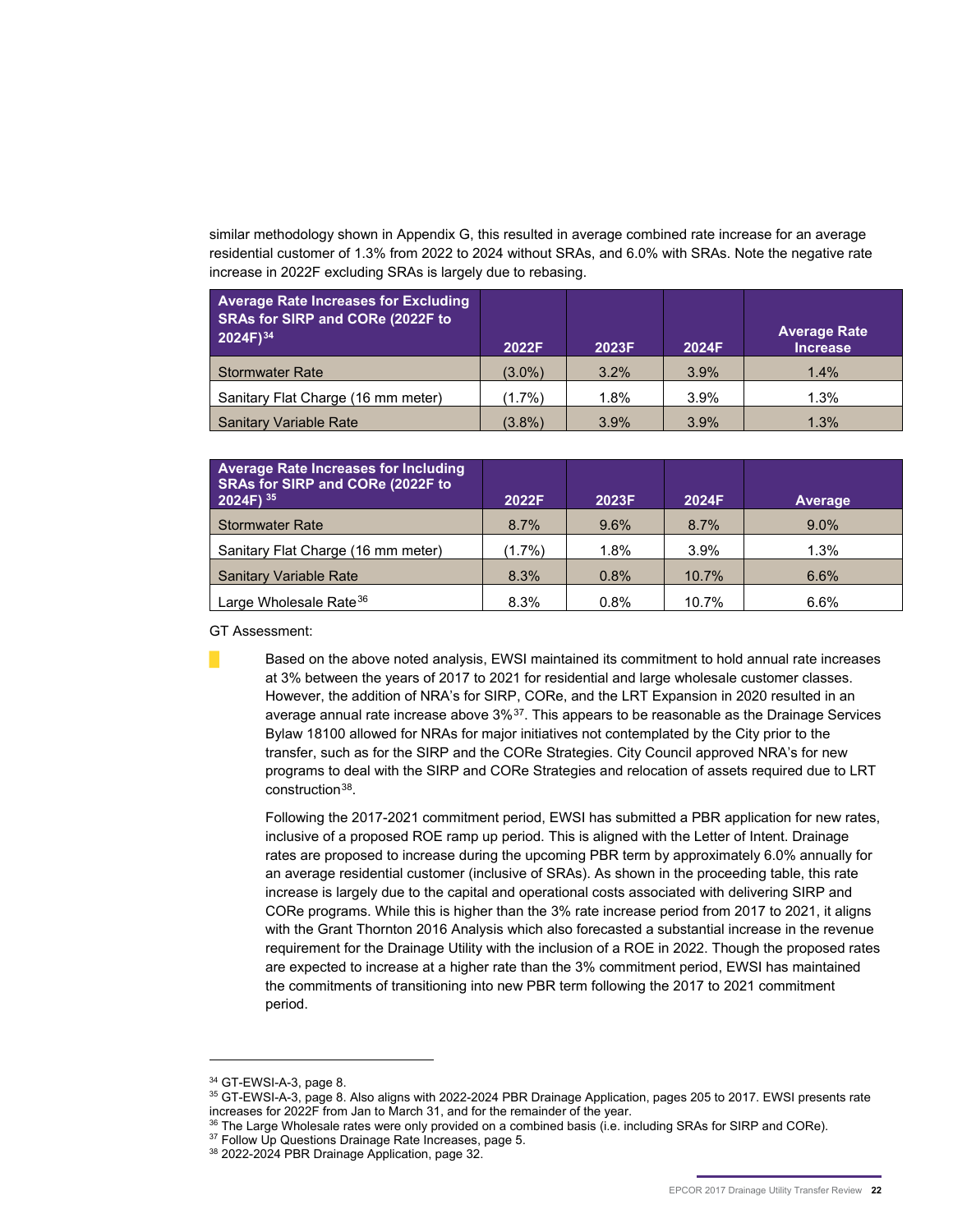similar methodology shown in Appendix G, this resulted in average combined rate increase for an average residential customer of 1.3% from 2022 to 2024 without SRAs, and 6.0% with SRAs. Note the negative rate increase in 2022F excluding SRAs is largely due to rebasing.

| Average Rate Increases for Excluding SRAs for SIRP and CORe (2022F to 2024F)[34] | 2022F | 2023F | 2024F | Average Rate Increase |
|---|---|---|---|---|
| Stormwater Rate | (3.0%) | 3.2% | 3.9% | 1.4% |
| Sanitary Flat Charge (16 mm meter) | (1.7%) | 1.8% | 3.9% | 1.3% |
| Sanitary Variable Rate | (3.8%) | 3.9% | 3.9% | 1.3% |

| Average Rate Increases for Including SRAs for SIRP and CORe (2022F to 2024F)[35] | 2022F | 2023F | 2024F | Average |
|---|---|---|---|---|
| Stormwater Rate | 8.7% | 9.6% | 8.7% | 9.0% |
| Sanitary Flat Charge (16 mm meter) | (1.7%) | 1.8% | 3.9% | 1.3% |
| Sanitary Variable Rate | 8.3% | 0.8% | 10.7% | 6.6% |
| Large Wholesale Rate[36] | 8.3% | 0.8% | 10.7% | 6.6% |

GT Assessment:

Based on the above noted analysis, EWSI maintained its commitment to hold annual rate increases at 3% between the years of 2017 to 2021 for residential and large wholesale customer classes. However, the addition of NRA's for SIRP, CORe, and the LRT Expansion in 2020 resulted in an average annual rate increase above 3%[37]. This appears to be reasonable as the Drainage Services Bylaw 18100 allowed for NRAs for major initiatives not contemplated by the City prior to the transfer, such as for the SIRP and the CORe Strategies. City Council approved NRA's for new programs to deal with the SIRP and CORe Strategies and relocation of assets required due to LRT construction[38].

Following the 2017-2021 commitment period, EWSI has submitted a PBR application for new rates, inclusive of a proposed ROE ramp up period. This is aligned with the Letter of Intent. Drainage rates are proposed to increase during the upcoming PBR term by approximately 6.0% annually for an average residential customer (inclusive of SRAs). As shown in the proceeding table, this rate increase is largely due to the capital and operational costs associated with delivering SIRP and CORe programs. While this is higher than the 3% rate increase period from 2017 to 2021, it aligns with the Grant Thornton 2016 Analysis which also forecasted a substantial increase in the revenue requirement for the Drainage Utility with the inclusion of a ROE in 2022. Though the proposed rates are expected to increase at a higher rate than the 3% commitment period, EWSI has maintained the commitments of transitioning into new PBR term following the 2017 to 2021 commitment period.

---

[34] GT-EWSI-A-3, page 8.

[35] GT-EWSI-A-3, page 8. Also aligns with 2022-2024 PBR Drainage Application, pages 205 to 2017. EWSI presents rate increases for 2022F from Jan to March 31, and for the remainder of the year.

[36] The Large Wholesale rates were only provided on a combined basis (i.e. including SRAs for SIRP and CORe).

[37] Follow Up Questions Drainage Rate Increases, page 5.

[38] 2022-2024 PBR Drainage Application, page 32.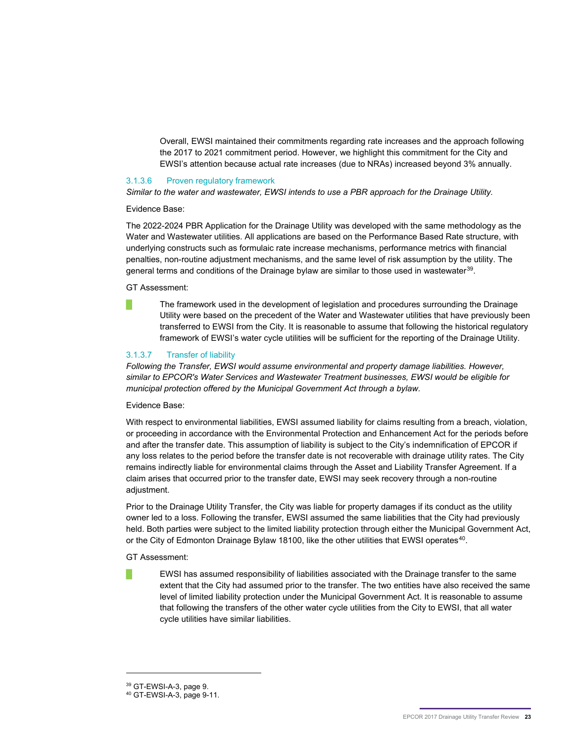Overall, EWSI maintained their commitments regarding rate increases and the approach following the 2017 to 2021 commitment period. However, we highlight this commitment for the City and EWSI's attention because actual rate increases (due to NRAs) increased beyond 3% annually.

#### 3.1.3.6 Proven regulatory framework

*Similar to the water and wastewater, EWSI intends to use a PBR approach for the Drainage Utility.*

Evidence Base:

The 2022-2024 PBR Application for the Drainage Utility was developed with the same methodology as the Water and Wastewater utilities. All applications are based on the Performance Based Rate structure, with underlying constructs such as formulaic rate increase mechanisms, performance metrics with financial penalties, non-routine adjustment mechanisms, and the same level of risk assumption by the utility. The general terms and conditions of the Drainage bylaw are similar to those used in wastewater[39].

GT Assessment:

The framework used in the development of legislation and procedures surrounding the Drainage Utility were based on the precedent of the Water and Wastewater utilities that have previously been transferred to EWSI from the City. It is reasonable to assume that following the historical regulatory framework of EWSI's water cycle utilities will be sufficient for the reporting of the Drainage Utility.

#### 3.1.3.7 Transfer of liability

*Following the Transfer, EWSI would assume environmental and property damage liabilities. However, similar to EPCOR's Water Services and Wastewater Treatment businesses, EWSI would be eligible for municipal protection offered by the Municipal Government Act through a bylaw.*

Evidence Base:

With respect to environmental liabilities, EWSI assumed liability for claims resulting from a breach, violation, or proceeding in accordance with the Environmental Protection and Enhancement Act for the periods before and after the transfer date. This assumption of liability is subject to the City's indemnification of EPCOR if any loss relates to the period before the transfer date is not recoverable with drainage utility rates. The City remains indirectly liable for environmental claims through the Asset and Liability Transfer Agreement. If a claim arises that occurred prior to the transfer date, EWSI may seek recovery through a non-routine adjustment.

Prior to the Drainage Utility Transfer, the City was liable for property damages if its conduct as the utility owner led to a loss. Following the transfer, EWSI assumed the same liabilities that the City had previously held. Both parties were subject to the limited liability protection through either the Municipal Government Act, or the City of Edmonton Drainage Bylaw 18100, like the other utilities that EWSI operates[40].

GT Assessment:

EWSI has assumed responsibility of liabilities associated with the Drainage transfer to the same extent that the City had assumed prior to the transfer. The two entities have also received the same level of limited liability protection under the Municipal Government Act. It is reasonable to assume that following the transfers of the other water cycle utilities from the City to EWSI, that all water cycle utilities have similar liabilities.

---

[39] GT-EWSI-A-3, page 9.

[40] GT-EWSI-A-3, page 9-11.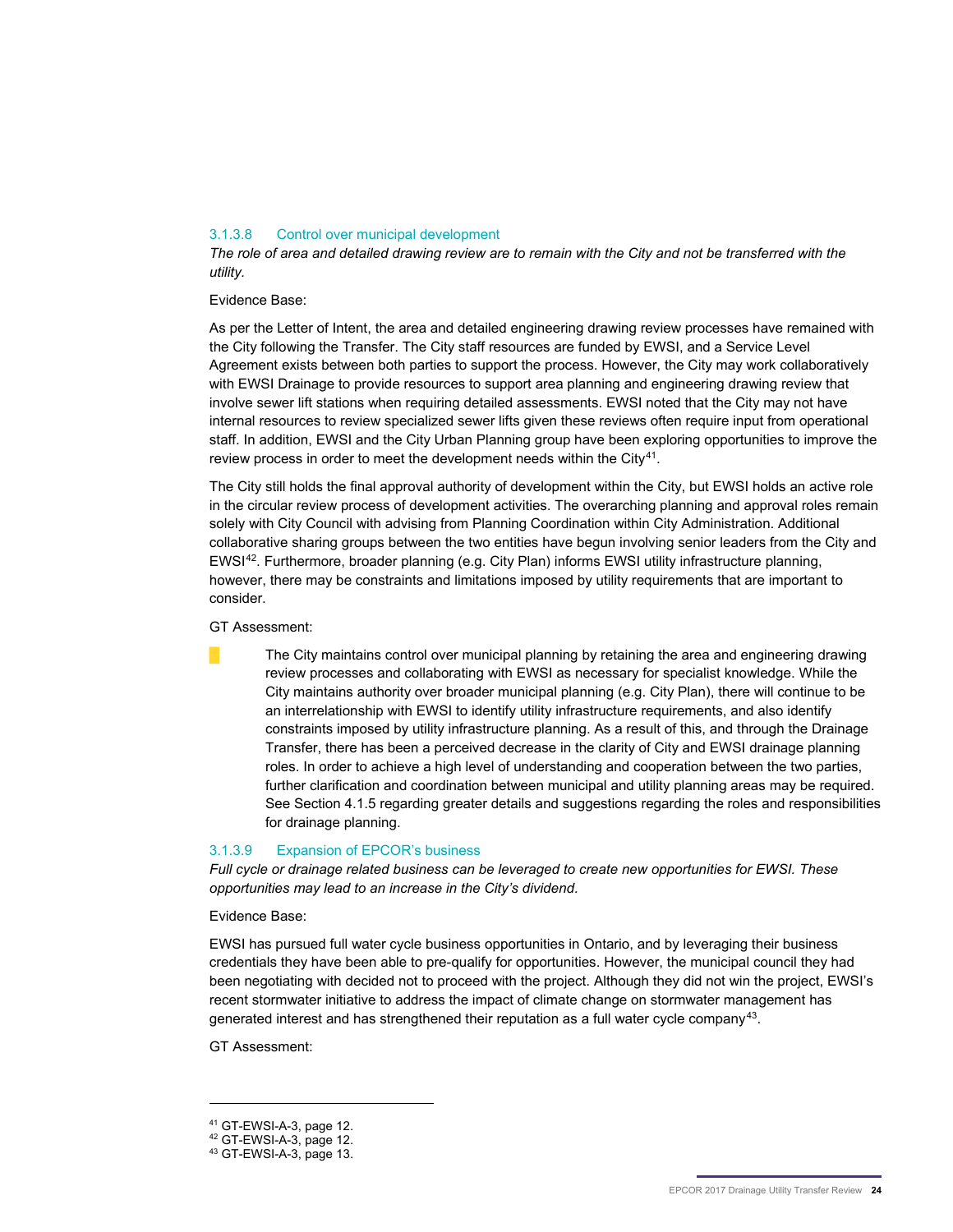### 3.1.3.8 Control over municipal development

*The role of area and detailed drawing review are to remain with the City and not be transferred with the utility.*

Evidence Base:

As per the Letter of Intent, the area and detailed engineering drawing review processes have remained with the City following the Transfer. The City staff resources are funded by EWSI, and a Service Level Agreement exists between both parties to support the process. However, the City may work collaboratively with EWSI Drainage to provide resources to support area planning and engineering drawing review that involve sewer lift stations when requiring detailed assessments. EWSI noted that the City may not have internal resources to review specialized sewer lifts given these reviews often require input from operational staff. In addition, EWSI and the City Urban Planning group have been exploring opportunities to improve the review process in order to meet the development needs within the City[41].

The City still holds the final approval authority of development within the City, but EWSI holds an active role in the circular review process of development activities. The overarching planning and approval roles remain solely with City Council with advising from Planning Coordination within City Administration. Additional collaborative sharing groups between the two entities have begun involving senior leaders from the City and EWSI[42]. Furthermore, broader planning (e.g. City Plan) informs EWSI utility infrastructure planning, however, there may be constraints and limitations imposed by utility requirements that are important to consider.

GT Assessment:

- The City maintains control over municipal planning by retaining the area and engineering drawing review processes and collaborating with EWSI as necessary for specialist knowledge. While the City maintains authority over broader municipal planning (e.g. City Plan), there will continue to be an interrelationship with EWSI to identify utility infrastructure requirements, and also identify constraints imposed by utility infrastructure planning. As a result of this, and through the Drainage Transfer, there has been a perceived decrease in the clarity of City and EWSI drainage planning roles. In order to achieve a high level of understanding and cooperation between the two parties, further clarification and coordination between municipal and utility planning areas may be required. See Section 4.1.5 regarding greater details and suggestions regarding the roles and responsibilities for drainage planning.

### 3.1.3.9 Expansion of EPCOR's business

*Full cycle or drainage related business can be leveraged to create new opportunities for EWSI. These opportunities may lead to an increase in the City's dividend.*

Evidence Base:

EWSI has pursued full water cycle business opportunities in Ontario, and by leveraging their business credentials they have been able to pre-qualify for opportunities. However, the municipal council they had been negotiating with decided not to proceed with the project. Although they did not win the project, EWSI's recent stormwater initiative to address the impact of climate change on stormwater management has generated interest and has strengthened their reputation as a full water cycle company[43].

GT Assessment:

---

[41] GT-EWSI-A-3, page 12.
[42] GT-EWSI-A-3, page 12.
[43] GT-EWSI-A-3, page 13.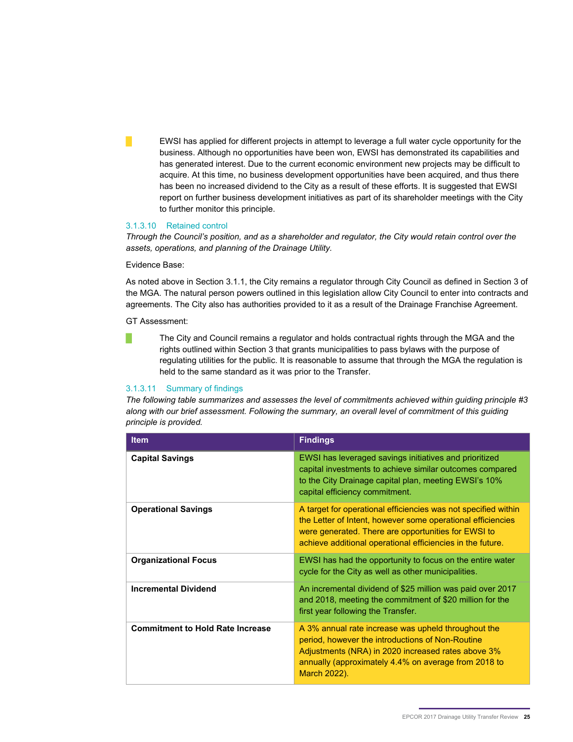EWSI has applied for different projects in attempt to leverage a full water cycle opportunity for the business. Although no opportunities have been won, EWSI has demonstrated its capabilities and has generated interest. Due to the current economic environment new projects may be difficult to acquire. At this time, no business development opportunities have been acquired, and thus there has been no increased dividend to the City as a result of these efforts. It is suggested that EWSI report on further business development initiatives as part of its shareholder meetings with the City to further monitor this principle.

#### 3.1.3.10 Retained control

*Through the Council's position, and as a shareholder and regulator, the City would retain control over the assets, operations, and planning of the Drainage Utility.*

Evidence Base:

As noted above in Section 3.1.1, the City remains a regulator through City Council as defined in Section 3 of the MGA. The natural person powers outlined in this legislation allow City Council to enter into contracts and agreements. The City also has authorities provided to it as a result of the Drainage Franchise Agreement.

GT Assessment:

The City and Council remains a regulator and holds contractual rights through the MGA and the rights outlined within Section 3 that grants municipalities to pass bylaws with the purpose of regulating utilities for the public. It is reasonable to assume that through the MGA the regulation is held to the same standard as it was prior to the Transfer.

#### 3.1.3.11 Summary of findings

*The following table summarizes and assesses the level of commitments achieved within guiding principle #3 along with our brief assessment. Following the summary, an overall level of commitment of this guiding principle is provided.*

| Item | Findings |
|---|---|
| **Capital Savings** | EWSI has leveraged savings initiatives and prioritized capital investments to achieve similar outcomes compared to the City Drainage capital plan, meeting EWSI's 10% capital efficiency commitment. |
| **Operational Savings** | A target for operational efficiencies was not specified within the Letter of Intent, however some operational efficiencies were generated. There are opportunities for EWSI to achieve additional operational efficiencies in the future. |
| **Organizational Focus** | EWSI has had the opportunity to focus on the entire water cycle for the City as well as other municipalities. |
| **Incremental Dividend** | An incremental dividend of $25 million was paid over 2017 and 2018, meeting the commitment of $20 million for the first year following the Transfer. |
| **Commitment to Hold Rate Increase** | A 3% annual rate increase was upheld throughout the period, however the introductions of Non-Routine Adjustments (NRA) in 2020 increased rates above 3% annually (approximately 4.4% on average from 2018 to March 2022). |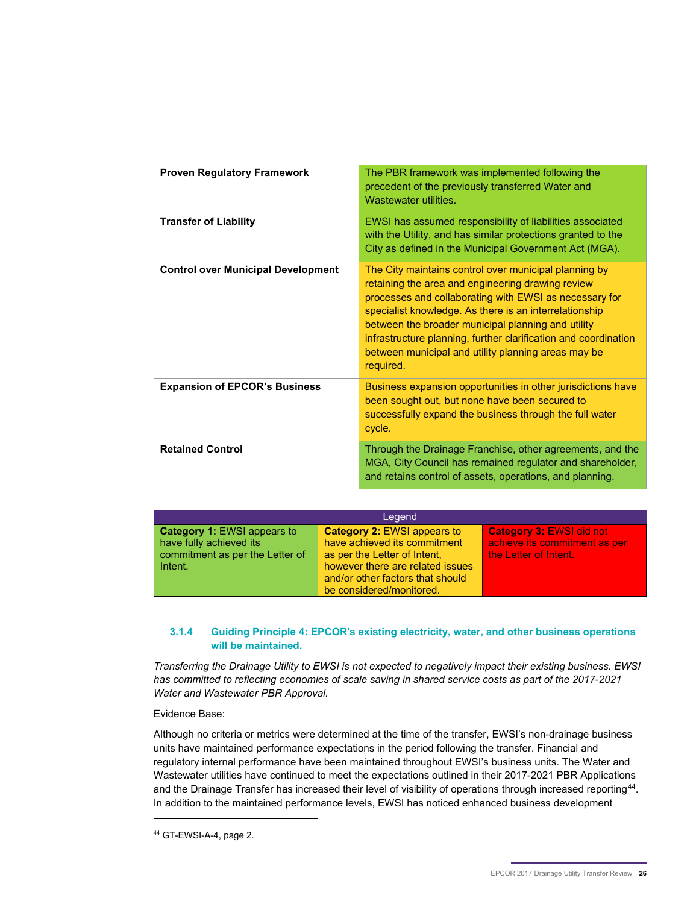| | |
|---|---|
| **Proven Regulatory Framework** | The PBR framework was implemented following the precedent of the previously transferred Water and Wastewater utilities. |
| **Transfer of Liability** | EWSI has assumed responsibility of liabilities associated with the Utility, and has similar protections granted to the City as defined in the Municipal Government Act (MGA). |
| **Control over Municipal Development** | The City maintains control over municipal planning by retaining the area and engineering drawing review processes and collaborating with EWSI as necessary for specialist knowledge. As there is an interrelationship between the broader municipal planning and utility infrastructure planning, further clarification and coordination between municipal and utility planning areas may be required. |
| **Expansion of EPCOR's Business** | Business expansion opportunities in other jurisdictions have been sought out, but none have been secured to successfully expand the business through the full water cycle. |
| **Retained Control** | Through the Drainage Franchise, other agreements, and the MGA, City Council has remained regulator and shareholder, and retains control of assets, operations, and planning. |

| Legend | | |
|---|---|---|
| **Category 1:** EWSI appears to have fully achieved its commitment as per the Letter of Intent. | **Category 2:** EWSI appears to have achieved its commitment as per the Letter of Intent, however there are related issues and/or other factors that should be considered/monitored. | **Category 3:** EWSI did not achieve its commitment as per the Letter of Intent. |

#### 3.1.4 Guiding Principle 4: EPCOR's existing electricity, water, and other business operations will be maintained.

*Transferring the Drainage Utility to EWSI is not expected to negatively impact their existing business. EWSI has committed to reflecting economies of scale saving in shared service costs as part of the 2017-2021 Water and Wastewater PBR Approval.*

Evidence Base:

Although no criteria or metrics were determined at the time of the transfer, EWSI's non-drainage business units have maintained performance expectations in the period following the transfer. Financial and regulatory internal performance have been maintained throughout EWSI's business units. The Water and Wastewater utilities have continued to meet the expectations outlined in their 2017-2021 PBR Applications and the Drainage Transfer has increased their level of visibility of operations through increased reporting[44]. In addition to the maintained performance levels, EWSI has noticed enhanced business development

[44] GT-EWSI-A-4, page 2.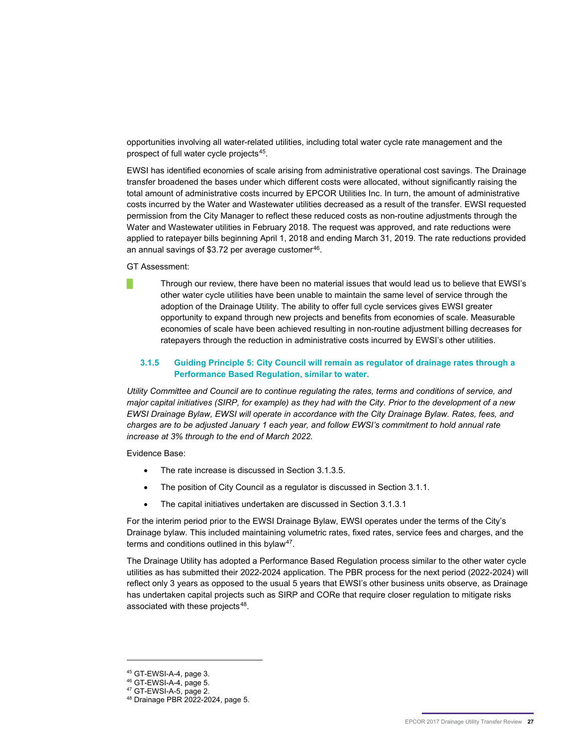opportunities involving all water-related utilities, including total water cycle rate management and the prospect of full water cycle projects[45].

EWSI has identified economies of scale arising from administrative operational cost savings. The Drainage transfer broadened the bases under which different costs were allocated, without significantly raising the total amount of administrative costs incurred by EPCOR Utilities Inc. In turn, the amount of administrative costs incurred by the Water and Wastewater utilities decreased as a result of the transfer. EWSI requested permission from the City Manager to reflect these reduced costs as non-routine adjustments through the Water and Wastewater utilities in February 2018. The request was approved, and rate reductions were applied to ratepayer bills beginning April 1, 2018 and ending March 31, 2019. The rate reductions provided an annual savings of $3.72 per average customer[46].

GT Assessment:

Through our review, there have been no material issues that would lead us to believe that EWSI's other water cycle utilities have been unable to maintain the same level of service through the adoption of the Drainage Utility. The ability to offer full cycle services gives EWSI greater opportunity to expand through new projects and benefits from economies of scale. Measurable economies of scale have been achieved resulting in non-routine adjustment billing decreases for ratepayers through the reduction in administrative costs incurred by EWSI's other utilities.

### 3.1.5 Guiding Principle 5: City Council will remain as regulator of drainage rates through a Performance Based Regulation, similar to water.

*Utility Committee and Council are to continue regulating the rates, terms and conditions of service, and major capital initiatives (SIRP, for example) as they had with the City. Prior to the development of a new EWSI Drainage Bylaw, EWSI will operate in accordance with the City Drainage Bylaw. Rates, fees, and charges are to be adjusted January 1 each year, and follow EWSI's commitment to hold annual rate increase at 3% through to the end of March 2022.*

Evidence Base:

- The rate increase is discussed in Section 3.1.3.5.
- The position of City Council as a regulator is discussed in Section 3.1.1.
- The capital initiatives undertaken are discussed in Section 3.1.3.1

For the interim period prior to the EWSI Drainage Bylaw, EWSI operates under the terms of the City's Drainage bylaw. This included maintaining volumetric rates, fixed rates, service fees and charges, and the terms and conditions outlined in this bylaw[47].

The Drainage Utility has adopted a Performance Based Regulation process similar to the other water cycle utilities as has submitted their 2022-2024 application. The PBR process for the next period (2022-2024) will reflect only 3 years as opposed to the usual 5 years that EWSI's other business units observe, as Drainage has undertaken capital projects such as SIRP and CORe that require closer regulation to mitigate risks associated with these projects[48].

---

[45] GT-EWSI-A-4, page 3.
[46] GT-EWSI-A-4, page 5.
[47] GT-EWSI-A-5, page 2.
[48] Drainage PBR 2022-2024, page 5.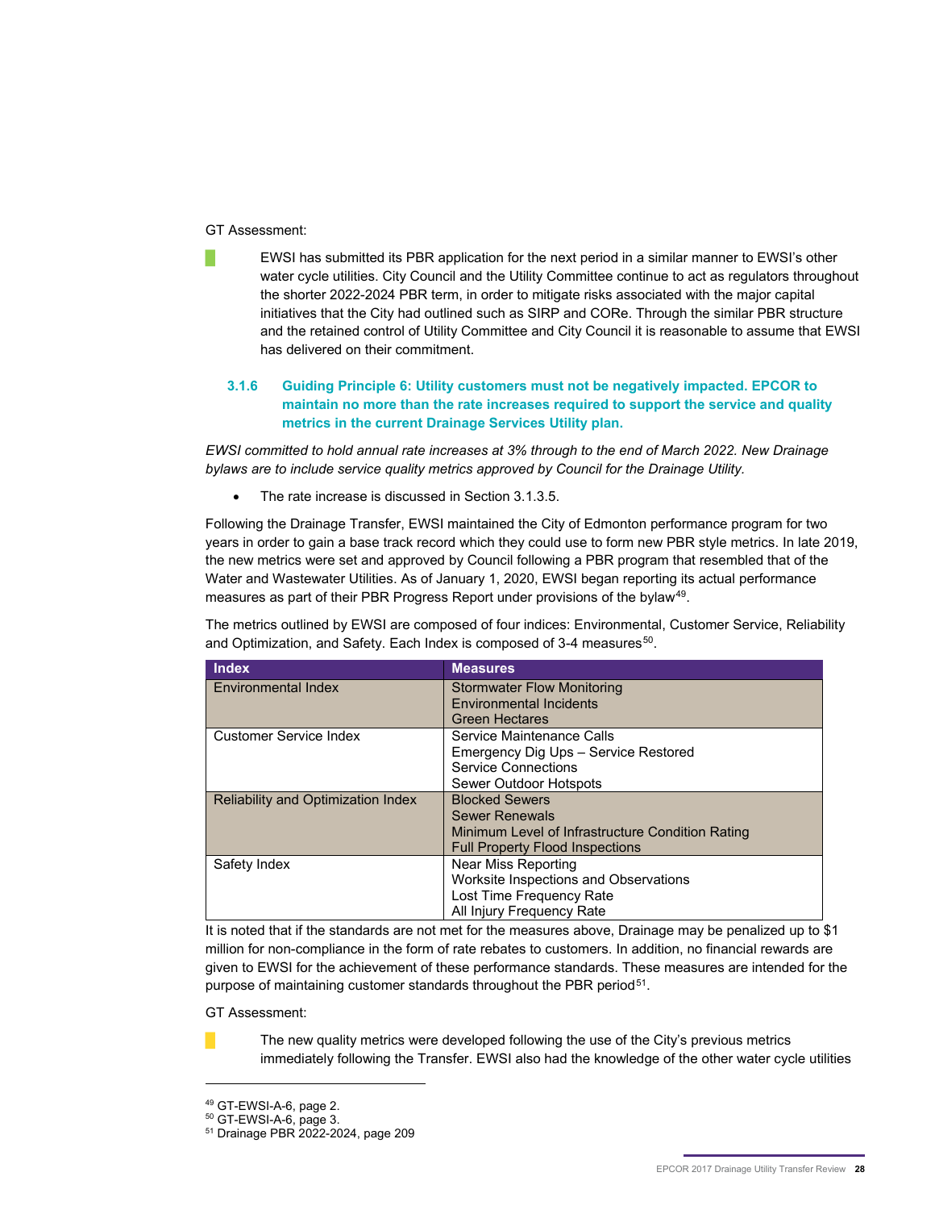GT Assessment:

EWSI has submitted its PBR application for the next period in a similar manner to EWSI's other water cycle utilities. City Council and the Utility Committee continue to act as regulators throughout the shorter 2022-2024 PBR term, in order to mitigate risks associated with the major capital initiatives that the City had outlined such as SIRP and CORe. Through the similar PBR structure and the retained control of Utility Committee and City Council it is reasonable to assume that EWSI has delivered on their commitment.

### 3.1.6 Guiding Principle 6: Utility customers must not be negatively impacted. EPCOR to maintain no more than the rate increases required to support the service and quality metrics in the current Drainage Services Utility plan.

*EWSI committed to hold annual rate increases at 3% through to the end of March 2022. New Drainage bylaws are to include service quality metrics approved by Council for the Drainage Utility.*

- The rate increase is discussed in Section 3.1.3.5.

Following the Drainage Transfer, EWSI maintained the City of Edmonton performance program for two years in order to gain a base track record which they could use to form new PBR style metrics. In late 2019, the new metrics were set and approved by Council following a PBR program that resembled that of the Water and Wastewater Utilities. As of January 1, 2020, EWSI began reporting its actual performance measures as part of their PBR Progress Report under provisions of the bylaw[49].

The metrics outlined by EWSI are composed of four indices: Environmental, Customer Service, Reliability and Optimization, and Safety. Each Index is composed of 3-4 measures[50].

| Index | Measures |
|---|---|
| Environmental Index | Stormwater Flow Monitoring<br>Environmental Incidents<br>Green Hectares |
| Customer Service Index | Service Maintenance Calls<br>Emergency Dig Ups – Service Restored<br>Service Connections<br>Sewer Outdoor Hotspots |
| Reliability and Optimization Index | Blocked Sewers<br>Sewer Renewals<br>Minimum Level of Infrastructure Condition Rating<br>Full Property Flood Inspections |
| Safety Index | Near Miss Reporting<br>Worksite Inspections and Observations<br>Lost Time Frequency Rate<br>All Injury Frequency Rate |

It is noted that if the standards are not met for the measures above, Drainage may be penalized up to $1 million for non-compliance in the form of rate rebates to customers. In addition, no financial rewards are given to EWSI for the achievement of these performance standards. These measures are intended for the purpose of maintaining customer standards throughout the PBR period[51].

GT Assessment:

The new quality metrics were developed following the use of the City's previous metrics immediately following the Transfer. EWSI also had the knowledge of the other water cycle utilities

---

[49] GT-EWSI-A-6, page 2.
[50] GT-EWSI-A-6, page 3.
[51] Drainage PBR 2022-2024, page 209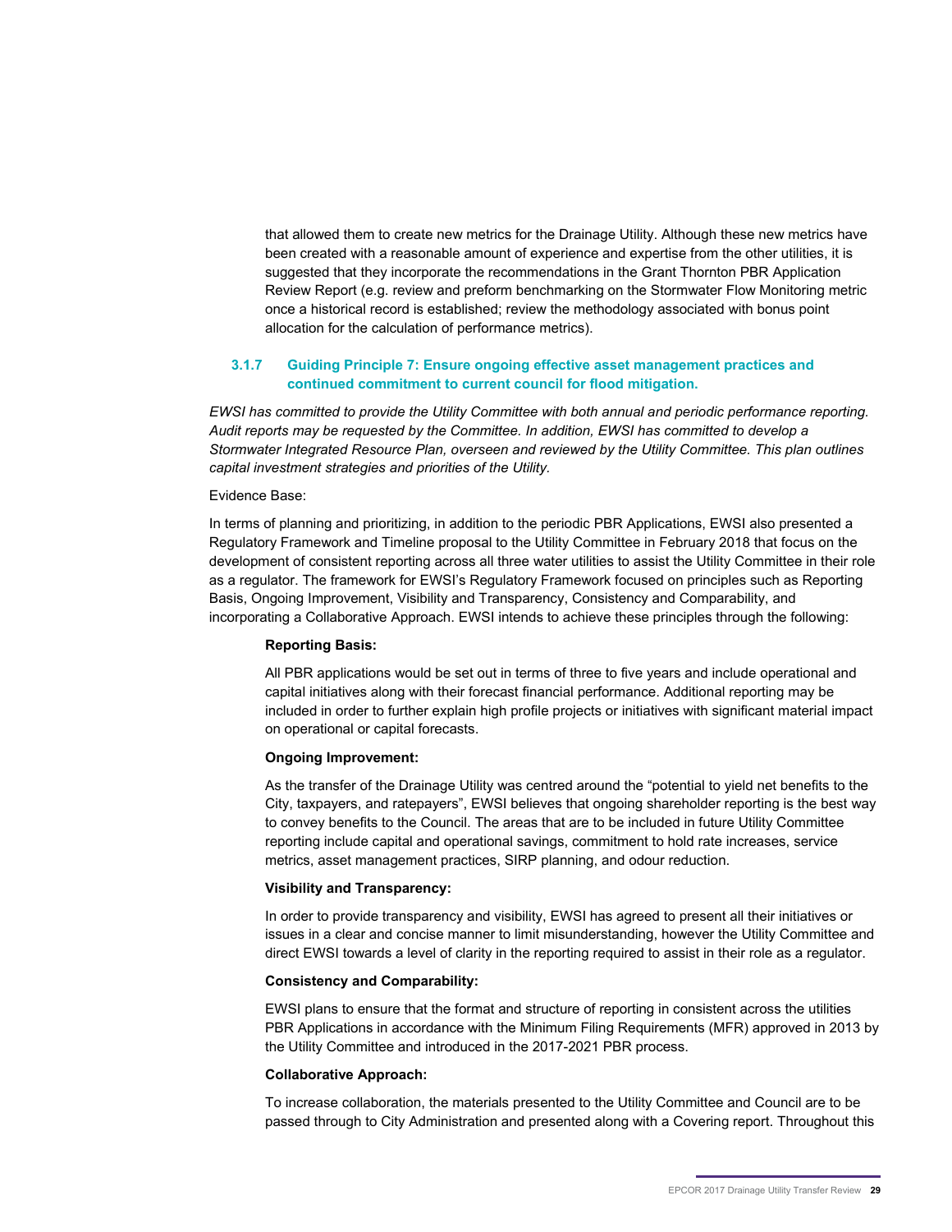that allowed them to create new metrics for the Drainage Utility. Although these new metrics have been created with a reasonable amount of experience and expertise from the other utilities, it is suggested that they incorporate the recommendations in the Grant Thornton PBR Application Review Report (e.g. review and preform benchmarking on the Stormwater Flow Monitoring metric once a historical record is established; review the methodology associated with bonus point allocation for the calculation of performance metrics).

### 3.1.7 Guiding Principle 7: Ensure ongoing effective asset management practices and continued commitment to current council for flood mitigation.

*EWSI has committed to provide the Utility Committee with both annual and periodic performance reporting. Audit reports may be requested by the Committee. In addition, EWSI has committed to develop a Stormwater Integrated Resource Plan, overseen and reviewed by the Utility Committee. This plan outlines capital investment strategies and priorities of the Utility.*

Evidence Base:

In terms of planning and prioritizing, in addition to the periodic PBR Applications, EWSI also presented a Regulatory Framework and Timeline proposal to the Utility Committee in February 2018 that focus on the development of consistent reporting across all three water utilities to assist the Utility Committee in their role as a regulator. The framework for EWSI's Regulatory Framework focused on principles such as Reporting Basis, Ongoing Improvement, Visibility and Transparency, Consistency and Comparability, and incorporating a Collaborative Approach. EWSI intends to achieve these principles through the following:

**Reporting Basis:**

All PBR applications would be set out in terms of three to five years and include operational and capital initiatives along with their forecast financial performance. Additional reporting may be included in order to further explain high profile projects or initiatives with significant material impact on operational or capital forecasts.

**Ongoing Improvement:**

As the transfer of the Drainage Utility was centred around the "potential to yield net benefits to the City, taxpayers, and ratepayers", EWSI believes that ongoing shareholder reporting is the best way to convey benefits to the Council. The areas that are to be included in future Utility Committee reporting include capital and operational savings, commitment to hold rate increases, service metrics, asset management practices, SIRP planning, and odour reduction.

**Visibility and Transparency:**

In order to provide transparency and visibility, EWSI has agreed to present all their initiatives or issues in a clear and concise manner to limit misunderstanding, however the Utility Committee and direct EWSI towards a level of clarity in the reporting required to assist in their role as a regulator.

**Consistency and Comparability:**

EWSI plans to ensure that the format and structure of reporting in consistent across the utilities PBR Applications in accordance with the Minimum Filing Requirements (MFR) approved in 2013 by the Utility Committee and introduced in the 2017-2021 PBR process.

**Collaborative Approach:**

To increase collaboration, the materials presented to the Utility Committee and Council are to be passed through to City Administration and presented along with a Covering report. Throughout this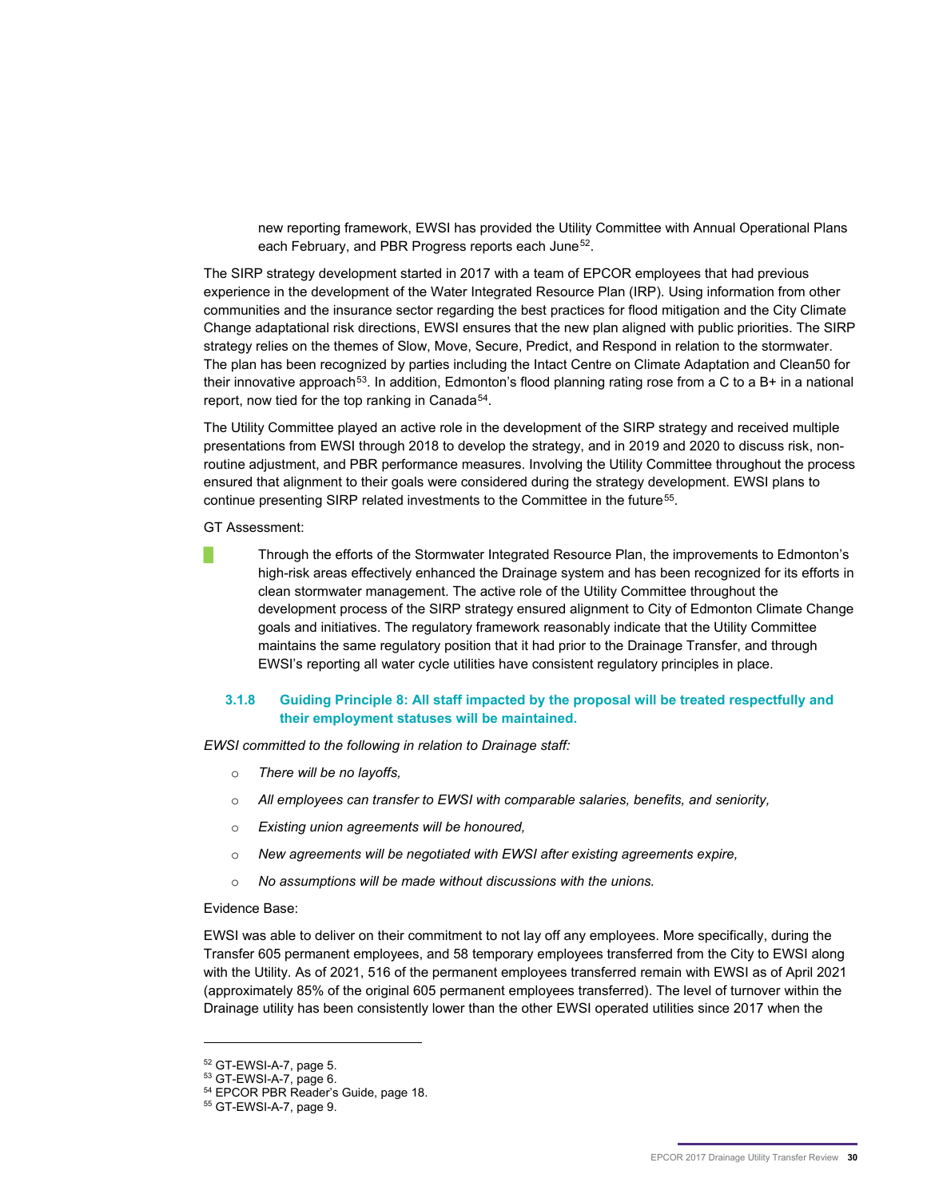new reporting framework, EWSI has provided the Utility Committee with Annual Operational Plans each February, and PBR Progress reports each June[52].

The SIRP strategy development started in 2017 with a team of EPCOR employees that had previous experience in the development of the Water Integrated Resource Plan (IRP). Using information from other communities and the insurance sector regarding the best practices for flood mitigation and the City Climate Change adaptational risk directions, EWSI ensures that the new plan aligned with public priorities. The SIRP strategy relies on the themes of Slow, Move, Secure, Predict, and Respond in relation to the stormwater. The plan has been recognized by parties including the Intact Centre on Climate Adaptation and Clean50 for their innovative approach[53]. In addition, Edmonton's flood planning rating rose from a C to a B+ in a national report, now tied for the top ranking in Canada[54].

The Utility Committee played an active role in the development of the SIRP strategy and received multiple presentations from EWSI through 2018 to develop the strategy, and in 2019 and 2020 to discuss risk, non-routine adjustment, and PBR performance measures. Involving the Utility Committee throughout the process ensured that alignment to their goals were considered during the strategy development. EWSI plans to continue presenting SIRP related investments to the Committee in the future[55].

GT Assessment:

Through the efforts of the Stormwater Integrated Resource Plan, the improvements to Edmonton's high-risk areas effectively enhanced the Drainage system and has been recognized for its efforts in clean stormwater management. The active role of the Utility Committee throughout the development process of the SIRP strategy ensured alignment to City of Edmonton Climate Change goals and initiatives. The regulatory framework reasonably indicate that the Utility Committee maintains the same regulatory position that it had prior to the Drainage Transfer, and through EWSI's reporting all water cycle utilities have consistent regulatory principles in place.

### 3.1.8 Guiding Principle 8: All staff impacted by the proposal will be treated respectfully and their employment statuses will be maintained.

*EWSI committed to the following in relation to Drainage staff:*

- *There will be no layoffs,*
- *All employees can transfer to EWSI with comparable salaries, benefits, and seniority,*
- *Existing union agreements will be honoured,*
- *New agreements will be negotiated with EWSI after existing agreements expire,*
- *No assumptions will be made without discussions with the unions.*

Evidence Base:

EWSI was able to deliver on their commitment to not lay off any employees. More specifically, during the Transfer 605 permanent employees, and 58 temporary employees transferred from the City to EWSI along with the Utility. As of 2021, 516 of the permanent employees transferred remain with EWSI as of April 2021 (approximately 85% of the original 605 permanent employees transferred). The level of turnover within the Drainage utility has been consistently lower than the other EWSI operated utilities since 2017 when the

[52] GT-EWSI-A-7, page 5.
[53] GT-EWSI-A-7, page 6.
[54] EPCOR PBR Reader's Guide, page 18.
[55] GT-EWSI-A-7, page 9.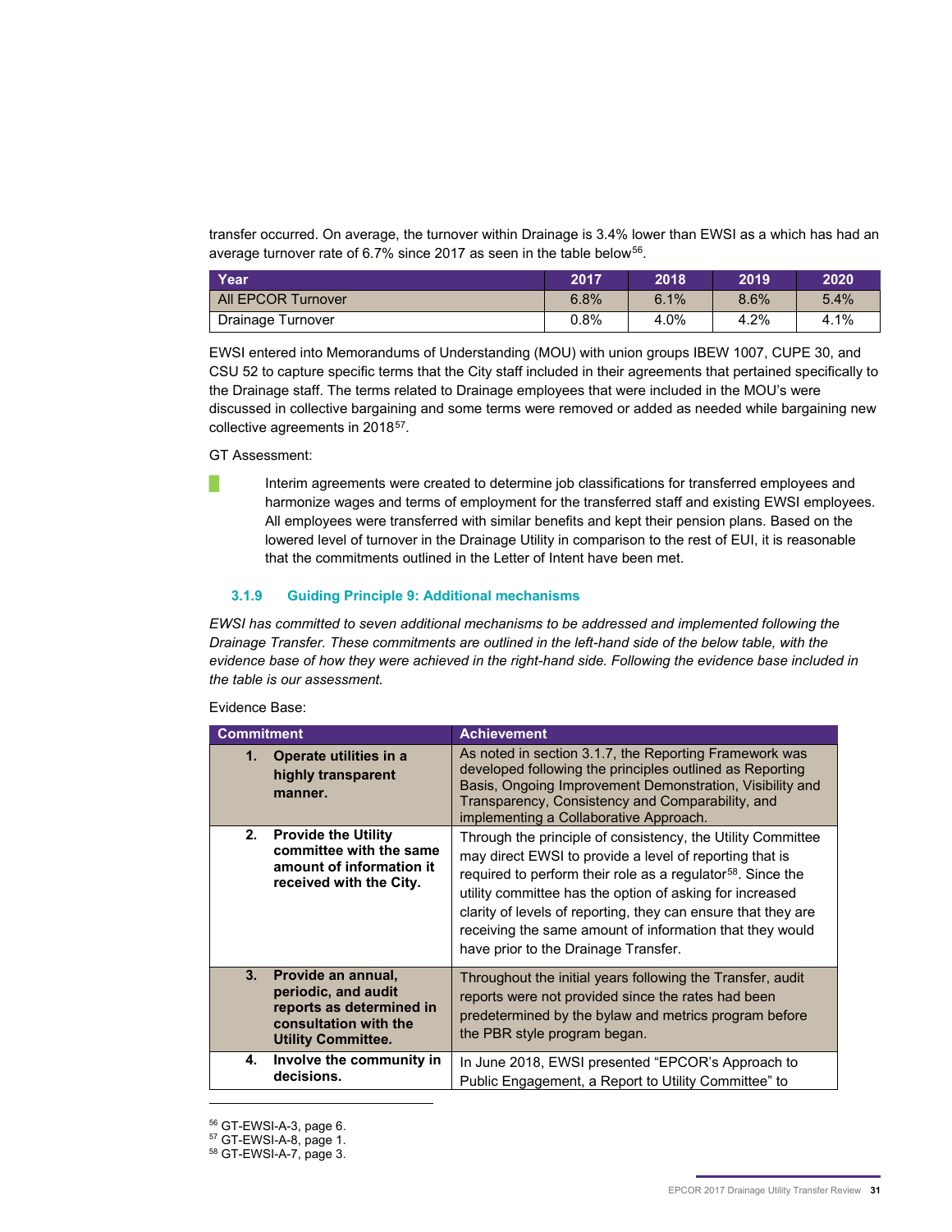transfer occurred. On average, the turnover within Drainage is 3.4% lower than EWSI as a which has had an average turnover rate of 6.7% since 2017 as seen in the table below[56].

| Year | 2017 | 2018 | 2019 | 2020 |
|---|---|---|---|---|
| All EPCOR Turnover | 6.8% | 6.1% | 8.6% | 5.4% |
| Drainage Turnover | 0.8% | 4.0% | 4.2% | 4.1% |

EWSI entered into Memorandums of Understanding (MOU) with union groups IBEW 1007, CUPE 30, and CSU 52 to capture specific terms that the City staff included in their agreements that pertained specifically to the Drainage staff. The terms related to Drainage employees that were included in the MOU's were discussed in collective bargaining and some terms were removed or added as needed while bargaining new collective agreements in 2018[57].

GT Assessment:

Interim agreements were created to determine job classifications for transferred employees and harmonize wages and terms of employment for the transferred staff and existing EWSI employees. All employees were transferred with similar benefits and kept their pension plans. Based on the lowered level of turnover in the Drainage Utility in comparison to the rest of EUI, it is reasonable that the commitments outlined in the Letter of Intent have been met.

### 3.1.9 Guiding Principle 9: Additional mechanisms

*EWSI has committed to seven additional mechanisms to be addressed and implemented following the Drainage Transfer. These commitments are outlined in the left-hand side of the below table, with the evidence base of how they were achieved in the right-hand side. Following the evidence base included in the table is our assessment.*

Evidence Base:

| Commitment | Achievement |
|---|---|
| **1. Operate utilities in a highly transparent manner.** | As noted in section 3.1.7, the Reporting Framework was developed following the principles outlined as Reporting Basis, Ongoing Improvement Demonstration, Visibility and Transparency, Consistency and Comparability, and implementing a Collaborative Approach. |
| **2. Provide the Utility committee with the same amount of information it received with the City.** | Through the principle of consistency, the Utility Committee may direct EWSI to provide a level of reporting that is required to perform their role as a regulator[58]. Since the utility committee has the option of asking for increased clarity of levels of reporting, they can ensure that they are receiving the same amount of information that they would have prior to the Drainage Transfer. |
| **3. Provide an annual, periodic, and audit reports as determined in consultation with the Utility Committee.** | Throughout the initial years following the Transfer, audit reports were not provided since the rates had been predetermined by the bylaw and metrics program before the PBR style program began. |
| **4. Involve the community in decisions.** | In June 2018, EWSI presented "EPCOR's Approach to Public Engagement, a Report to Utility Committee" to |

[56] GT-EWSI-A-3, page 6.
[57] GT-EWSI-A-8, page 1.
[58] GT-EWSI-A-7, page 3.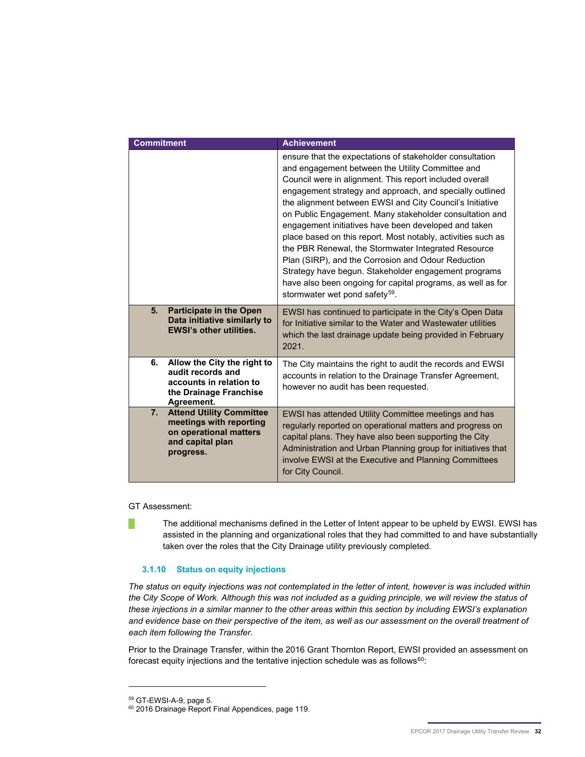| Commitment | Achievement |
|---|---|
| | ensure that the expectations of stakeholder consultation and engagement between the Utility Committee and Council were in alignment. This report included overall engagement strategy and approach, and specially outlined the alignment between EWSI and City Council's Initiative on Public Engagement. Many stakeholder consultation and engagement initiatives have been developed and taken place based on this report. Most notably, activities such as the PBR Renewal, the Stormwater Integrated Resource Plan (SIRP), and the Corrosion and Odour Reduction Strategy have begun. Stakeholder engagement programs have also been ongoing for capital programs, as well as for stormwater wet pond safety[59]. |
| **5. Participate in the Open Data initiative similarly to EWSI's other utilities.** | EWSI has continued to participate in the City's Open Data for Initiative similar to the Water and Wastewater utilities which the last drainage update being provided in February 2021. |
| **6. Allow the City the right to audit records and accounts in relation to the Drainage Franchise Agreement.** | The City maintains the right to audit the records and EWSI accounts in relation to the Drainage Transfer Agreement, however no audit has been requested. |
| **7. Attend Utility Committee meetings with reporting on operational matters and capital plan progress.** | EWSI has attended Utility Committee meetings and has regularly reported on operational matters and progress on capital plans. They have also been supporting the City Administration and Urban Planning group for initiatives that involve EWSI at the Executive and Planning Committees for City Council. |

GT Assessment:

The additional mechanisms defined in the Letter of Intent appear to be upheld by EWSI. EWSI has assisted in the planning and organizational roles that they had committed to and have substantially taken over the roles that the City Drainage utility previously completed.

#### 3.1.10 Status on equity injections

*The status on equity injections was not contemplated in the letter of intent, however is was included within the City Scope of Work. Although this was not included as a guiding principle, we will review the status of these injections in a similar manner to the other areas within this section by including EWSI's explanation and evidence base on their perspective of the item, as well as our assessment on the overall treatment of each item following the Transfer.*

Prior to the Drainage Transfer, within the 2016 Grant Thornton Report, EWSI provided an assessment on forecast equity injections and the tentative injection schedule was as follows[60]:

---

[59] GT-EWSI-A-9, page 5.

[60] 2016 Drainage Report Final Appendices, page 119.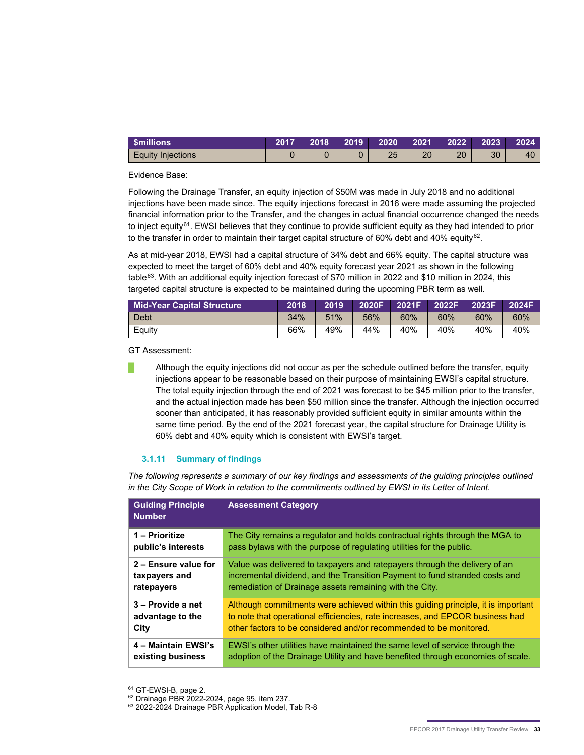| $millions | 2017 | 2018 | 2019 | 2020 | 2021 | 2022 | 2023 | 2024 |
|---|---|---|---|---|---|---|---|---|
| Equity Injections | 0 | 0 | 0 | 25 | 20 | 20 | 30 | 40 |

Evidence Base:

Following the Drainage Transfer, an equity injection of $50M was made in July 2018 and no additional injections have been made since. The equity injections forecast in 2016 were made assuming the projected financial information prior to the Transfer, and the changes in actual financial occurrence changed the needs to inject equity[61]. EWSI believes that they continue to provide sufficient equity as they had intended to prior to the transfer in order to maintain their target capital structure of 60% debt and 40% equity[62].

As at mid-year 2018, EWSI had a capital structure of 34% debt and 66% equity. The capital structure was expected to meet the target of 60% debt and 40% equity forecast year 2021 as shown in the following table[63]. With an additional equity injection forecast of $70 million in 2022 and $10 million in 2024, this targeted capital structure is expected to be maintained during the upcoming PBR term as well.

| Mid-Year Capital Structure | 2018 | 2019 | 2020F | 2021F | 2022F | 2023F | 2024F |
|---|---|---|---|---|---|---|---|
| Debt | 34% | 51% | 56% | 60% | 60% | 60% | 60% |
| Equity | 66% | 49% | 44% | 40% | 40% | 40% | 40% |

GT Assessment:

Although the equity injections did not occur as per the schedule outlined before the transfer, equity injections appear to be reasonable based on their purpose of maintaining EWSI's capital structure. The total equity injection through the end of 2021 was forecast to be $45 million prior to the transfer, and the actual injection made has been $50 million since the transfer. Although the injection occurred sooner than anticipated, it has reasonably provided sufficient equity in similar amounts within the same time period. By the end of the 2021 forecast year, the capital structure for Drainage Utility is 60% debt and 40% equity which is consistent with EWSI's target.

#### 3.1.11 Summary of findings

*The following represents a summary of our key findings and assessments of the guiding principles outlined in the City Scope of Work in relation to the commitments outlined by EWSI in its Letter of Intent.*

| Guiding Principle Number | Assessment Category |
|---|---|
| **1 – Prioritize public's interests** | The City remains a regulator and holds contractual rights through the MGA to pass bylaws with the purpose of regulating utilities for the public. |
| **2 – Ensure value for taxpayers and ratepayers** | Value was delivered to taxpayers and ratepayers through the delivery of an incremental dividend, and the Transition Payment to fund stranded costs and remediation of Drainage assets remaining with the City. |
| **3 – Provide a net advantage to the City** | Although commitments were achieved within this guiding principle, it is important to note that operational efficiencies, rate increases, and EPCOR business had other factors to be considered and/or recommended to be monitored. |
| **4 – Maintain EWSI's existing business** | EWSI's other utilities have maintained the same level of service through the adoption of the Drainage Utility and have benefited through economies of scale. |

[61] GT-EWSI-B, page 2.
[62] Drainage PBR 2022-2024, page 95, item 237.
[63] 2022-2024 Drainage PBR Application Model, Tab R-8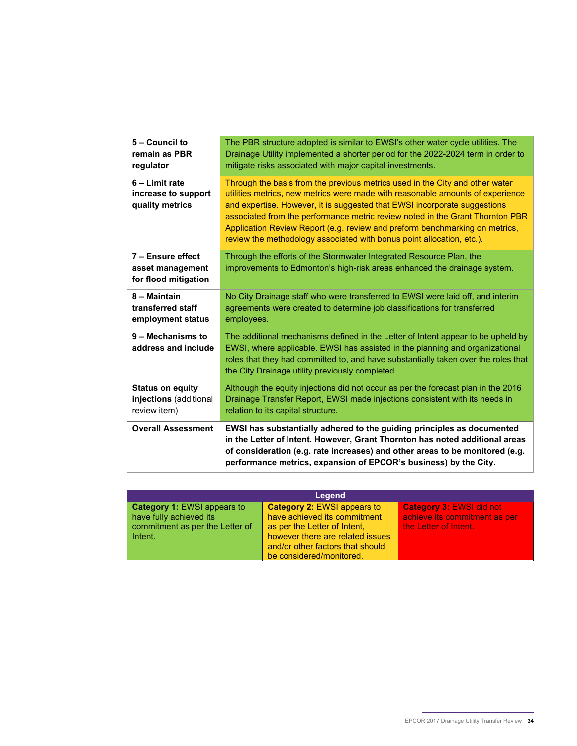| | |
|---|---|
| **5 – Council to remain as PBR regulator** | The PBR structure adopted is similar to EWSI's other water cycle utilities. The Drainage Utility implemented a shorter period for the 2022-2024 term in order to mitigate risks associated with major capital investments. |
| **6 – Limit rate increase to support quality metrics** | Through the basis from the previous metrics used in the City and other water utilities metrics, new metrics were made with reasonable amounts of experience and expertise. However, it is suggested that EWSI incorporate suggestions associated from the performance metric review noted in the Grant Thornton PBR Application Review Report (e.g. review and preform benchmarking on metrics, review the methodology associated with bonus point allocation, etc.). |
| **7 – Ensure effect asset management for flood mitigation** | Through the efforts of the Stormwater Integrated Resource Plan, the improvements to Edmonton's high-risk areas enhanced the drainage system. |
| **8 – Maintain transferred staff employment status** | No City Drainage staff who were transferred to EWSI were laid off, and interim agreements were created to determine job classifications for transferred employees. |
| **9 – Mechanisms to address and include** | The additional mechanisms defined in the Letter of Intent appear to be upheld by EWSI, where applicable. EWSI has assisted in the planning and organizational roles that they had committed to, and have substantially taken over the roles that the City Drainage utility previously completed. |
| **Status on equity injections** (additional review item) | Although the equity injections did not occur as per the forecast plan in the 2016 Drainage Transfer Report, EWSI made injections consistent with its needs in relation to its capital structure. |
| **Overall Assessment** | **EWSI has substantially adhered to the guiding principles as documented in the Letter of Intent. However, Grant Thornton has noted additional areas of consideration (e.g. rate increases) and other areas to be monitored (e.g. performance metrics, expansion of EPCOR's business) by the City.** |

| Legend | | |
|---|---|---|
| **Category 1:** EWSI appears to have fully achieved its commitment as per the Letter of Intent. | **Category 2:** EWSI appears to have achieved its commitment as per the Letter of Intent, however there are related issues and/or other factors that should be considered/monitored. | **Category 3:** EWSI did not achieve its commitment as per the Letter of Intent. |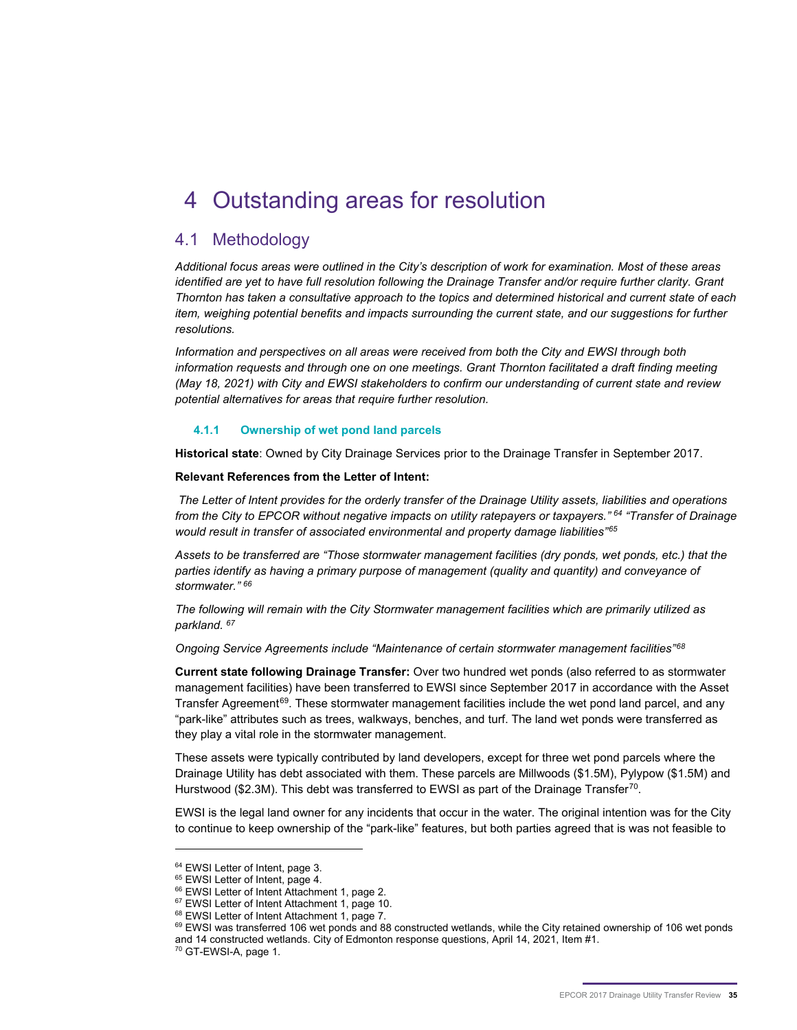# 4 Outstanding areas for resolution

## 4.1 Methodology

*Additional focus areas were outlined in the City's description of work for examination. Most of these areas identified are yet to have full resolution following the Drainage Transfer and/or require further clarity. Grant Thornton has taken a consultative approach to the topics and determined historical and current state of each item, weighing potential benefits and impacts surrounding the current state, and our suggestions for further resolutions.*

*Information and perspectives on all areas were received from both the City and EWSI through both information requests and through one on one meetings. Grant Thornton facilitated a draft finding meeting (May 18, 2021) with City and EWSI stakeholders to confirm our understanding of current state and review potential alternatives for areas that require further resolution.*

#### 4.1.1 Ownership of wet pond land parcels

**Historical state**: Owned by City Drainage Services prior to the Drainage Transfer in September 2017.

**Relevant References from the Letter of Intent:**

*The Letter of Intent provides for the orderly transfer of the Drainage Utility assets, liabilities and operations from the City to EPCOR without negative impacts on utility ratepayers or taxpayers."* [64] *"Transfer of Drainage would result in transfer of associated environmental and property damage liabilities"*[65]

*Assets to be transferred are "Those stormwater management facilities (dry ponds, wet ponds, etc.) that the parties identify as having a primary purpose of management (quality and quantity) and conveyance of stormwater."* [66]

*The following will remain with the City Stormwater management facilities which are primarily utilized as parkland.* [67]

*Ongoing Service Agreements include "Maintenance of certain stormwater management facilities"*[68]

**Current state following Drainage Transfer:** Over two hundred wet ponds (also referred to as stormwater management facilities) have been transferred to EWSI since September 2017 in accordance with the Asset Transfer Agreement[69]. These stormwater management facilities include the wet pond land parcel, and any "park-like" attributes such as trees, walkways, benches, and turf. The land wet ponds were transferred as they play a vital role in the stormwater management.

These assets were typically contributed by land developers, except for three wet pond parcels where the Drainage Utility has debt associated with them. These parcels are Millwoods ($1.5M), Pylypow ($1.5M) and Hurstwood ($2.3M). This debt was transferred to EWSI as part of the Drainage Transfer[70].

EWSI is the legal land owner for any incidents that occur in the water. The original intention was for the City to continue to keep ownership of the "park-like" features, but both parties agreed that is was not feasible to

---

[64] EWSI Letter of Intent, page 3.
[65] EWSI Letter of Intent, page 4.
[66] EWSI Letter of Intent Attachment 1, page 2.
[67] EWSI Letter of Intent Attachment 1, page 10.
[68] EWSI Letter of Intent Attachment 1, page 7.
[69] EWSI was transferred 106 wet ponds and 88 constructed wetlands, while the City retained ownership of 106 wet ponds and 14 constructed wetlands. City of Edmonton response questions, April 14, 2021, Item #1.
[70] GT-EWSI-A, page 1.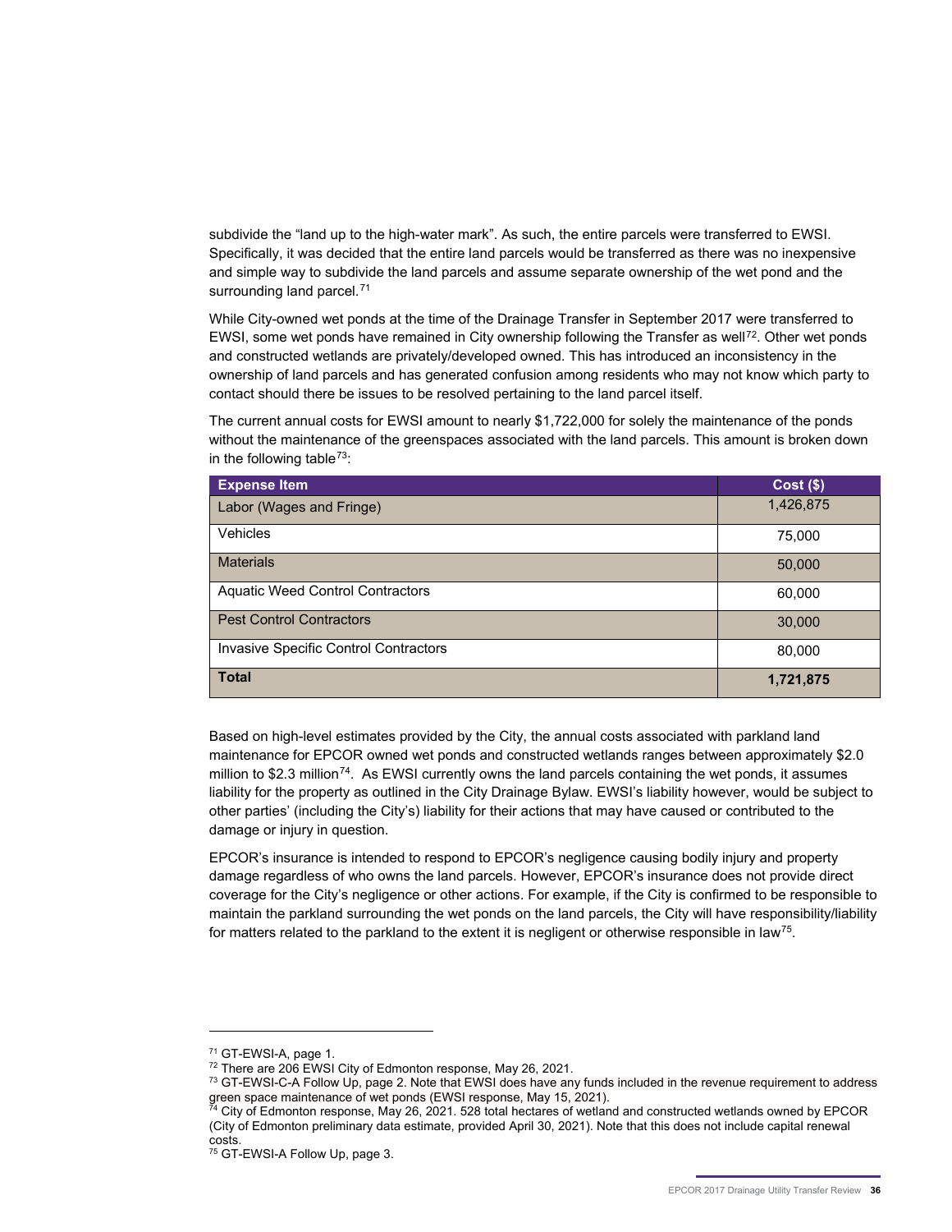subdivide the "land up to the high-water mark". As such, the entire parcels were transferred to EWSI. Specifically, it was decided that the entire land parcels would be transferred as there was no inexpensive and simple way to subdivide the land parcels and assume separate ownership of the wet pond and the surrounding land parcel.[71]

While City-owned wet ponds at the time of the Drainage Transfer in September 2017 were transferred to EWSI, some wet ponds have remained in City ownership following the Transfer as well[72]. Other wet ponds and constructed wetlands are privately/developed owned. This has introduced an inconsistency in the ownership of land parcels and has generated confusion among residents who may not know which party to contact should there be issues to be resolved pertaining to the land parcel itself.

The current annual costs for EWSI amount to nearly $1,722,000 for solely the maintenance of the ponds without the maintenance of the greenspaces associated with the land parcels. This amount is broken down in the following table[73]:

| Expense Item | Cost ($) |
|---|---|
| Labor (Wages and Fringe) | 1,426,875 |
| Vehicles | 75,000 |
| Materials | 50,000 |
| Aquatic Weed Control Contractors | 60,000 |
| Pest Control Contractors | 30,000 |
| Invasive Specific Control Contractors | 80,000 |
| **Total** | **1,721,875** |

Based on high-level estimates provided by the City, the annual costs associated with parkland land maintenance for EPCOR owned wet ponds and constructed wetlands ranges between approximately $2.0 million to $2.3 million[74]. As EWSI currently owns the land parcels containing the wet ponds, it assumes liability for the property as outlined in the City Drainage Bylaw. EWSI's liability however, would be subject to other parties' (including the City's) liability for their actions that may have caused or contributed to the damage or injury in question.

EPCOR's insurance is intended to respond to EPCOR's negligence causing bodily injury and property damage regardless of who owns the land parcels. However, EPCOR's insurance does not provide direct coverage for the City's negligence or other actions. For example, if the City is confirmed to be responsible to maintain the parkland surrounding the wet ponds on the land parcels, the City will have responsibility/liability for matters related to the parkland to the extent it is negligent or otherwise responsible in law[75].

---

[71] GT-EWSI-A, page 1.

[72] There are 206 EWSI City of Edmonton response, May 26, 2021.

[73] GT-EWSI-C-A Follow Up, page 2. Note that EWSI does have any funds included in the revenue requirement to address green space maintenance of wet ponds (EWSI response, May 15, 2021).

[74] City of Edmonton response, May 26, 2021. 528 total hectares of wetland and constructed wetlands owned by EPCOR (City of Edmonton preliminary data estimate, provided April 30, 2021). Note that this does not include capital renewal costs.

[75] GT-EWSI-A Follow Up, page 3.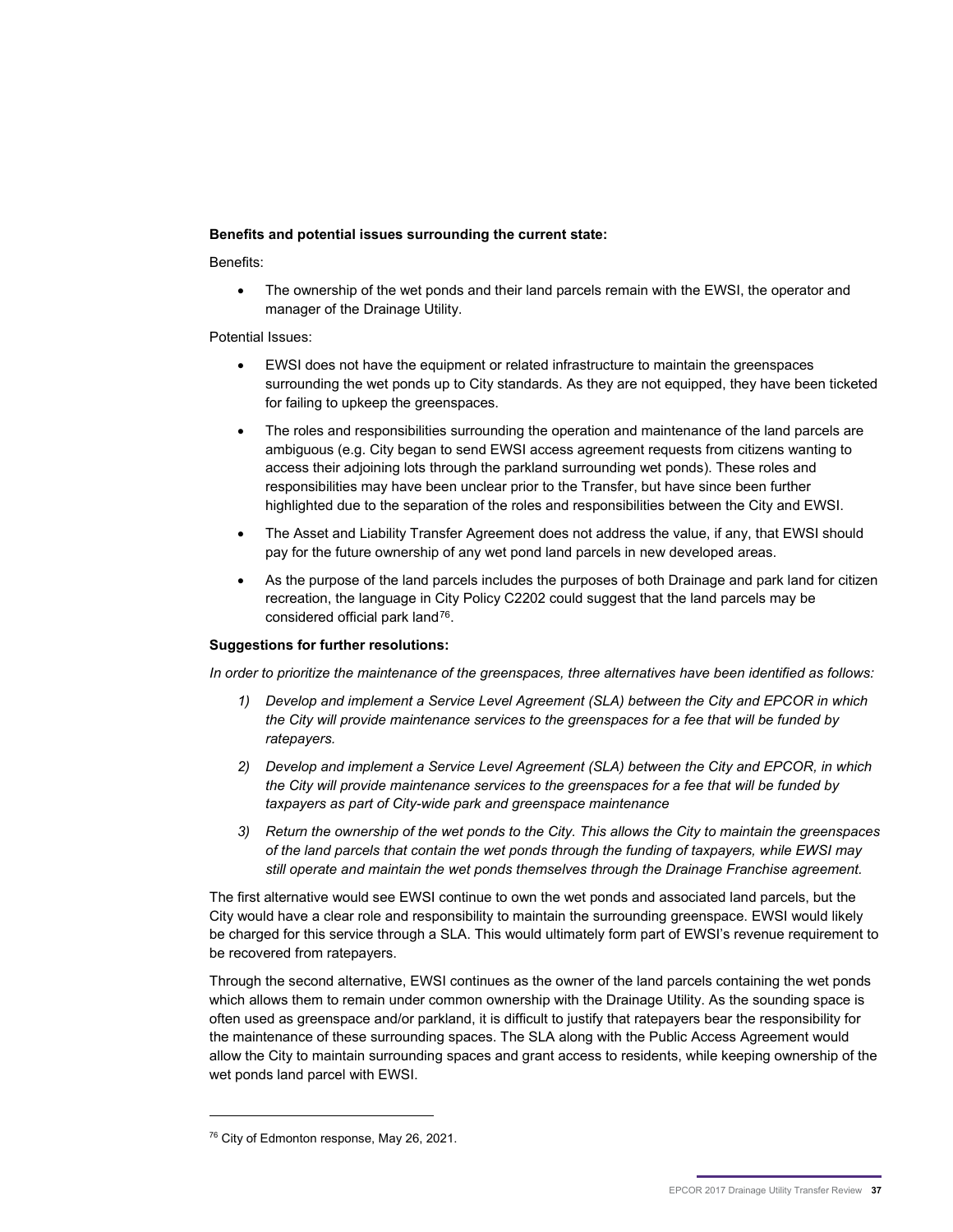**Benefits and potential issues surrounding the current state:**

Benefits:

- The ownership of the wet ponds and their land parcels remain with the EWSI, the operator and manager of the Drainage Utility.

Potential Issues:

- EWSI does not have the equipment or related infrastructure to maintain the greenspaces surrounding the wet ponds up to City standards. As they are not equipped, they have been ticketed for failing to upkeep the greenspaces.
- The roles and responsibilities surrounding the operation and maintenance of the land parcels are ambiguous (e.g. City began to send EWSI access agreement requests from citizens wanting to access their adjoining lots through the parkland surrounding wet ponds). These roles and responsibilities may have been unclear prior to the Transfer, but have since been further highlighted due to the separation of the roles and responsibilities between the City and EWSI.
- The Asset and Liability Transfer Agreement does not address the value, if any, that EWSI should pay for the future ownership of any wet pond land parcels in new developed areas.
- As the purpose of the land parcels includes the purposes of both Drainage and park land for citizen recreation, the language in City Policy C2202 could suggest that the land parcels may be considered official park land[76].

**Suggestions for further resolutions:**

*In order to prioritize the maintenance of the greenspaces, three alternatives have been identified as follows:*

1) *Develop and implement a Service Level Agreement (SLA) between the City and EPCOR in which the City will provide maintenance services to the greenspaces for a fee that will be funded by ratepayers.*
2) *Develop and implement a Service Level Agreement (SLA) between the City and EPCOR, in which the City will provide maintenance services to the greenspaces for a fee that will be funded by taxpayers as part of City-wide park and greenspace maintenance*
3) *Return the ownership of the wet ponds to the City. This allows the City to maintain the greenspaces of the land parcels that contain the wet ponds through the funding of taxpayers, while EWSI may still operate and maintain the wet ponds themselves through the Drainage Franchise agreement.*

The first alternative would see EWSI continue to own the wet ponds and associated land parcels, but the City would have a clear role and responsibility to maintain the surrounding greenspace. EWSI would likely be charged for this service through a SLA. This would ultimately form part of EWSI's revenue requirement to be recovered from ratepayers.

Through the second alternative, EWSI continues as the owner of the land parcels containing the wet ponds which allows them to remain under common ownership with the Drainage Utility. As the sounding space is often used as greenspace and/or parkland, it is difficult to justify that ratepayers bear the responsibility for the maintenance of these surrounding spaces. The SLA along with the Public Access Agreement would allow the City to maintain surrounding spaces and grant access to residents, while keeping ownership of the wet ponds land parcel with EWSI.

[76] City of Edmonton response, May 26, 2021.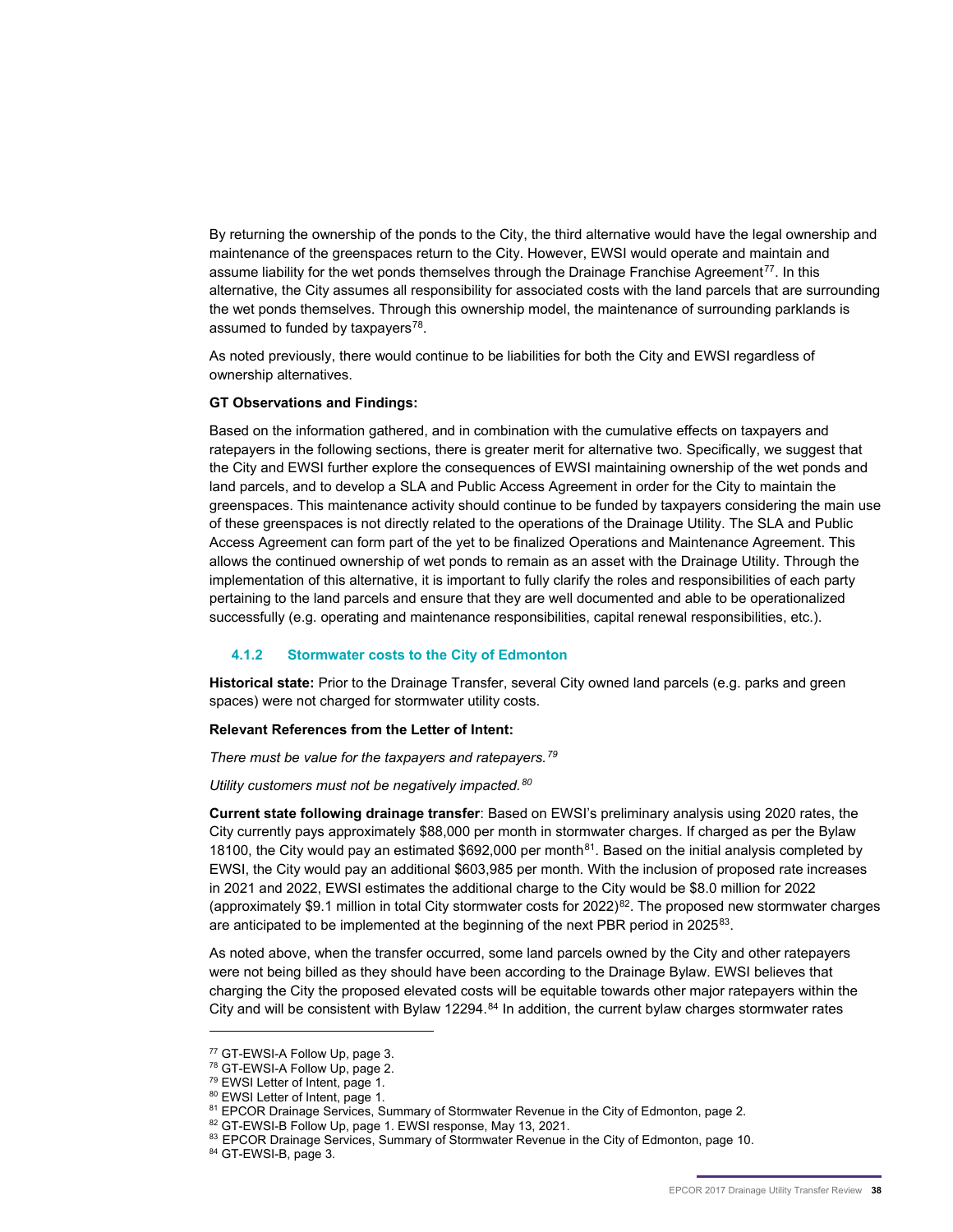By returning the ownership of the ponds to the City, the third alternative would have the legal ownership and maintenance of the greenspaces return to the City. However, EWSI would operate and maintain and assume liability for the wet ponds themselves through the Drainage Franchise Agreement[77]. In this alternative, the City assumes all responsibility for associated costs with the land parcels that are surrounding the wet ponds themselves. Through this ownership model, the maintenance of surrounding parklands is assumed to funded by taxpayers[78].

As noted previously, there would continue to be liabilities for both the City and EWSI regardless of ownership alternatives.

**GT Observations and Findings:**

Based on the information gathered, and in combination with the cumulative effects on taxpayers and ratepayers in the following sections, there is greater merit for alternative two. Specifically, we suggest that the City and EWSI further explore the consequences of EWSI maintaining ownership of the wet ponds and land parcels, and to develop a SLA and Public Access Agreement in order for the City to maintain the greenspaces. This maintenance activity should continue to be funded by taxpayers considering the main use of these greenspaces is not directly related to the operations of the Drainage Utility. The SLA and Public Access Agreement can form part of the yet to be finalized Operations and Maintenance Agreement. This allows the continued ownership of wet ponds to remain as an asset with the Drainage Utility. Through the implementation of this alternative, it is important to fully clarify the roles and responsibilities of each party pertaining to the land parcels and ensure that they are well documented and able to be operationalized successfully (e.g. operating and maintenance responsibilities, capital renewal responsibilities, etc.).

### 4.1.2 Stormwater costs to the City of Edmonton

**Historical state:** Prior to the Drainage Transfer, several City owned land parcels (e.g. parks and green spaces) were not charged for stormwater utility costs.

**Relevant References from the Letter of Intent:**

*There must be value for the taxpayers and ratepayers.[79]*

*Utility customers must not be negatively impacted.[80]*

**Current state following drainage transfer**: Based on EWSI's preliminary analysis using 2020 rates, the City currently pays approximately $88,000 per month in stormwater charges. If charged as per the Bylaw 18100, the City would pay an estimated $692,000 per month[81]. Based on the initial analysis completed by EWSI, the City would pay an additional $603,985 per month. With the inclusion of proposed rate increases in 2021 and 2022, EWSI estimates the additional charge to the City would be $8.0 million for 2022 (approximately $9.1 million in total City stormwater costs for 2022)[82]. The proposed new stormwater charges are anticipated to be implemented at the beginning of the next PBR period in 2025[83].

As noted above, when the transfer occurred, some land parcels owned by the City and other ratepayers were not being billed as they should have been according to the Drainage Bylaw. EWSI believes that charging the City the proposed elevated costs will be equitable towards other major ratepayers within the City and will be consistent with Bylaw 12294.[84] In addition, the current bylaw charges stormwater rates

[77] GT-EWSI-A Follow Up, page 3.
[78] GT-EWSI-A Follow Up, page 2.
[79] EWSI Letter of Intent, page 1.
[80] EWSI Letter of Intent, page 1.
[81] EPCOR Drainage Services, Summary of Stormwater Revenue in the City of Edmonton, page 2.
[82] GT-EWSI-B Follow Up, page 1. EWSI response, May 13, 2021.
[83] EPCOR Drainage Services, Summary of Stormwater Revenue in the City of Edmonton, page 10.
[84] GT-EWSI-B, page 3.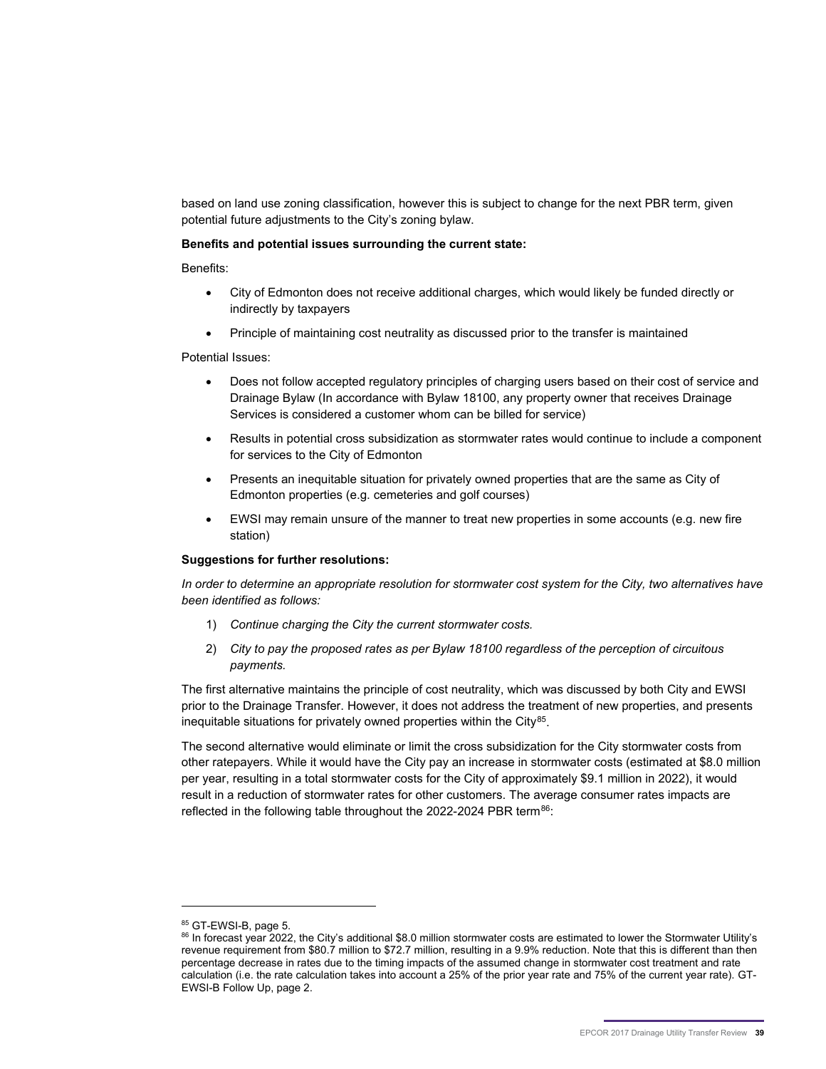based on land use zoning classification, however this is subject to change for the next PBR term, given potential future adjustments to the City's zoning bylaw.

**Benefits and potential issues surrounding the current state:**

Benefits:

- City of Edmonton does not receive additional charges, which would likely be funded directly or indirectly by taxpayers
- Principle of maintaining cost neutrality as discussed prior to the transfer is maintained

Potential Issues:

- Does not follow accepted regulatory principles of charging users based on their cost of service and Drainage Bylaw (In accordance with Bylaw 18100, any property owner that receives Drainage Services is considered a customer whom can be billed for service)
- Results in potential cross subsidization as stormwater rates would continue to include a component for services to the City of Edmonton
- Presents an inequitable situation for privately owned properties that are the same as City of Edmonton properties (e.g. cemeteries and golf courses)
- EWSI may remain unsure of the manner to treat new properties in some accounts (e.g. new fire station)

**Suggestions for further resolutions:**

*In order to determine an appropriate resolution for stormwater cost system for the City, two alternatives have been identified as follows:*

1) *Continue charging the City the current stormwater costs.*
2) *City to pay the proposed rates as per Bylaw 18100 regardless of the perception of circuitous payments.*

The first alternative maintains the principle of cost neutrality, which was discussed by both City and EWSI prior to the Drainage Transfer. However, it does not address the treatment of new properties, and presents inequitable situations for privately owned properties within the City[85].

The second alternative would eliminate or limit the cross subsidization for the City stormwater costs from other ratepayers. While it would have the City pay an increase in stormwater costs (estimated at $8.0 million per year, resulting in a total stormwater costs for the City of approximately $9.1 million in 2022), it would result in a reduction of stormwater rates for other customers. The average consumer rates impacts are reflected in the following table throughout the 2022-2024 PBR term[86]:

[85] GT-EWSI-B, page 5.

[86] In forecast year 2022, the City's additional $8.0 million stormwater costs are estimated to lower the Stormwater Utility's revenue requirement from $80.7 million to $72.7 million, resulting in a 9.9% reduction. Note that this is different than then percentage decrease in rates due to the timing impacts of the assumed change in stormwater cost treatment and rate calculation (i.e. the rate calculation takes into account a 25% of the prior year rate and 75% of the current year rate). GT-EWSI-B Follow Up, page 2.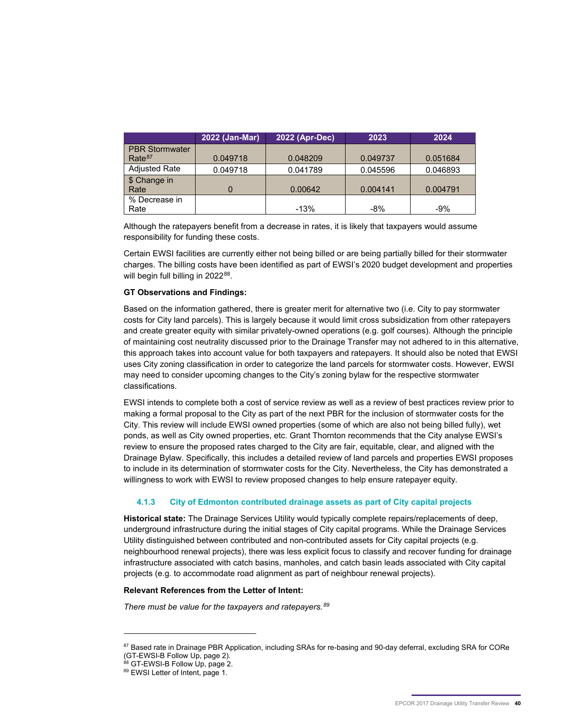| | 2022 (Jan-Mar) | 2022 (Apr-Dec) | 2023 | 2024 |
|---|---|---|---|---|
| PBR Stormwater Rate[87] | 0.049718 | 0.048209 | 0.049737 | 0.051684 |
| Adjusted Rate | 0.049718 | 0.041789 | 0.045596 | 0.046893 |
| $ Change in Rate | 0 | 0.00642 | 0.004141 | 0.004791 |
| % Decrease in Rate | | -13% | -8% | -9% |

Although the ratepayers benefit from a decrease in rates, it is likely that taxpayers would assume responsibility for funding these costs.

Certain EWSI facilities are currently either not being billed or are being partially billed for their stormwater charges. The billing costs have been identified as part of EWSI's 2020 budget development and properties will begin full billing in 2022[88].

**GT Observations and Findings:**

Based on the information gathered, there is greater merit for alternative two (i.e. City to pay stormwater costs for City land parcels). This is largely because it would limit cross subsidization from other ratepayers and create greater equity with similar privately-owned operations (e.g. golf courses). Although the principle of maintaining cost neutrality discussed prior to the Drainage Transfer may not adhered to in this alternative, this approach takes into account value for both taxpayers and ratepayers. It should also be noted that EWSI uses City zoning classification in order to categorize the land parcels for stormwater costs. However, EWSI may need to consider upcoming changes to the City's zoning bylaw for the respective stormwater classifications.

EWSI intends to complete both a cost of service review as well as a review of best practices review prior to making a formal proposal to the City as part of the next PBR for the inclusion of stormwater costs for the City. This review will include EWSI owned properties (some of which are also not being billed fully), wet ponds, as well as City owned properties, etc. Grant Thornton recommends that the City analyse EWSI's review to ensure the proposed rates charged to the City are fair, equitable, clear, and aligned with the Drainage Bylaw. Specifically, this includes a detailed review of land parcels and properties EWSI proposes to include in its determination of stormwater costs for the City. Nevertheless, the City has demonstrated a willingness to work with EWSI to review proposed changes to help ensure ratepayer equity.

#### 4.1.3 City of Edmonton contributed drainage assets as part of City capital projects

**Historical state:** The Drainage Services Utility would typically complete repairs/replacements of deep, underground infrastructure during the initial stages of City capital programs. While the Drainage Services Utility distinguished between contributed and non-contributed assets for City capital projects (e.g. neighbourhood renewal projects), there was less explicit focus to classify and recover funding for drainage infrastructure associated with catch basins, manholes, and catch basin leads associated with City capital projects (e.g. to accommodate road alignment as part of neighbour renewal projects).

**Relevant References from the Letter of Intent:**

*There must be value for the taxpayers and ratepayers.[89]*

---

[87] Based rate in Drainage PBR Application, including SRAs for re-basing and 90-day deferral, excluding SRA for CORe (GT-EWSI-B Follow Up, page 2).

[88] GT-EWSI-B Follow Up, page 2.

[89] EWSI Letter of Intent, page 1.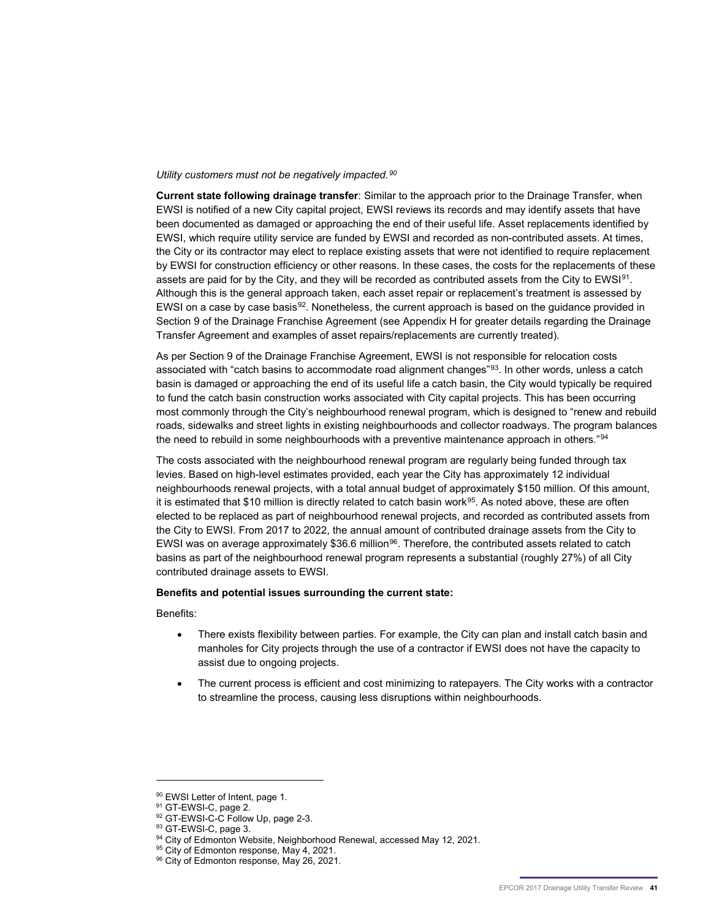*Utility customers must not be negatively impacted.*[90]

**Current state following drainage transfer**: Similar to the approach prior to the Drainage Transfer, when EWSI is notified of a new City capital project, EWSI reviews its records and may identify assets that have been documented as damaged or approaching the end of their useful life. Asset replacements identified by EWSI, which require utility service are funded by EWSI and recorded as non-contributed assets. At times, the City or its contractor may elect to replace existing assets that were not identified to require replacement by EWSI for construction efficiency or other reasons. In these cases, the costs for the replacements of these assets are paid for by the City, and they will be recorded as contributed assets from the City to EWSI[91]. Although this is the general approach taken, each asset repair or replacement's treatment is assessed by EWSI on a case by case basis[92]. Nonetheless, the current approach is based on the guidance provided in Section 9 of the Drainage Franchise Agreement (see Appendix H for greater details regarding the Drainage Transfer Agreement and examples of asset repairs/replacements are currently treated).

As per Section 9 of the Drainage Franchise Agreement, EWSI is not responsible for relocation costs associated with "catch basins to accommodate road alignment changes"[93]. In other words, unless a catch basin is damaged or approaching the end of its useful life a catch basin, the City would typically be required to fund the catch basin construction works associated with City capital projects. This has been occurring most commonly through the City's neighbourhood renewal program, which is designed to "renew and rebuild roads, sidewalks and street lights in existing neighbourhoods and collector roadways. The program balances the need to rebuild in some neighbourhoods with a preventive maintenance approach in others."[94]

The costs associated with the neighbourhood renewal program are regularly being funded through tax levies. Based on high-level estimates provided, each year the City has approximately 12 individual neighbourhoods renewal projects, with a total annual budget of approximately $150 million. Of this amount, it is estimated that $10 million is directly related to catch basin work[95]. As noted above, these are often elected to be replaced as part of neighbourhood renewal projects, and recorded as contributed assets from the City to EWSI. From 2017 to 2022, the annual amount of contributed drainage assets from the City to EWSI was on average approximately $36.6 million[96]. Therefore, the contributed assets related to catch basins as part of the neighbourhood renewal program represents a substantial (roughly 27%) of all City contributed drainage assets to EWSI.

**Benefits and potential issues surrounding the current state:**

Benefits:

- There exists flexibility between parties. For example, the City can plan and install catch basin and manholes for City projects through the use of a contractor if EWSI does not have the capacity to assist due to ongoing projects.
- The current process is efficient and cost minimizing to ratepayers. The City works with a contractor to streamline the process, causing less disruptions within neighbourhoods.

---

[90] EWSI Letter of Intent, page 1.
[91] GT-EWSI-C, page 2.
[92] GT-EWSI-C-C Follow Up, page 2-3.
[93] GT-EWSI-C, page 3.
[94] City of Edmonton Website, Neighborhood Renewal, accessed May 12, 2021.
[95] City of Edmonton response, May 4, 2021.
[96] City of Edmonton response, May 26, 2021.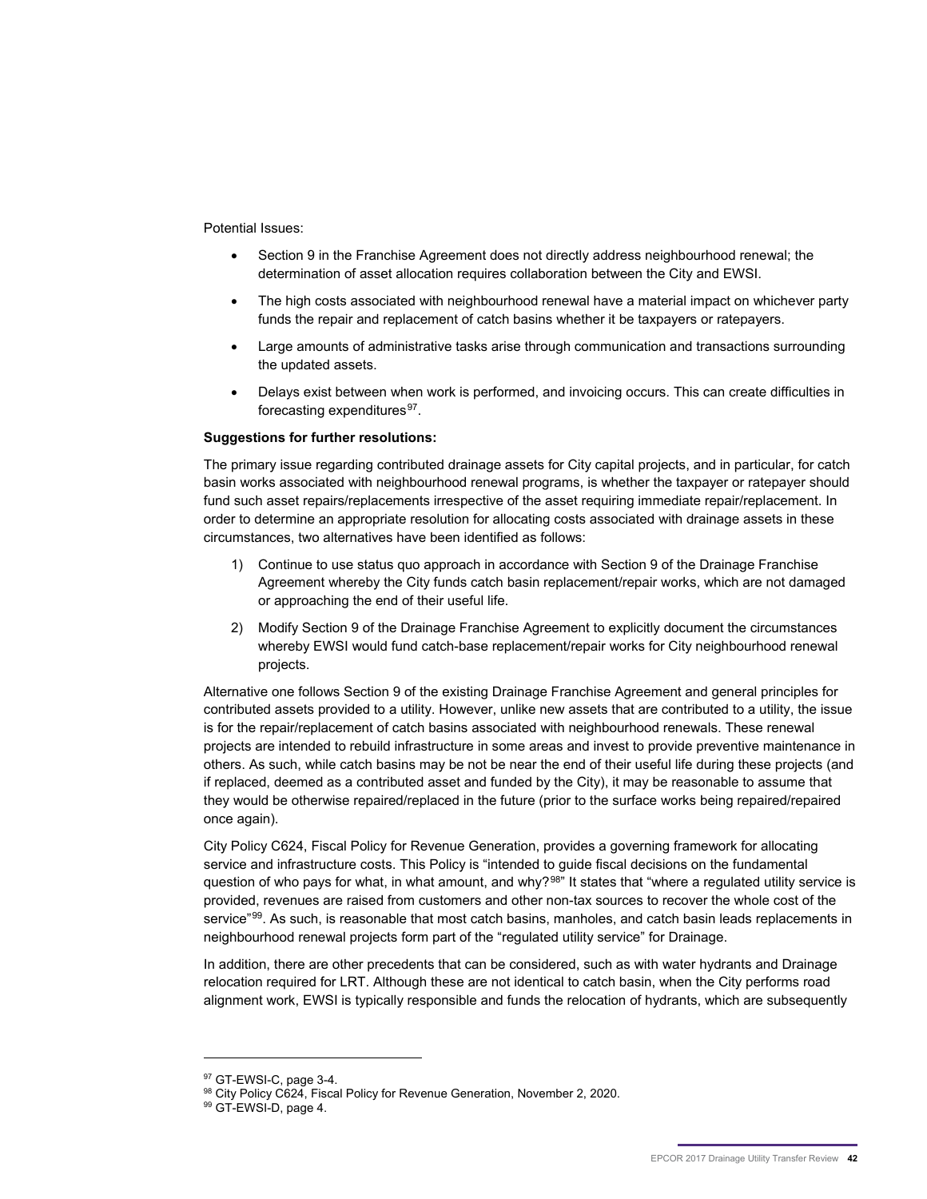Potential Issues:

- Section 9 in the Franchise Agreement does not directly address neighbourhood renewal; the determination of asset allocation requires collaboration between the City and EWSI.
- The high costs associated with neighbourhood renewal have a material impact on whichever party funds the repair and replacement of catch basins whether it be taxpayers or ratepayers.
- Large amounts of administrative tasks arise through communication and transactions surrounding the updated assets.
- Delays exist between when work is performed, and invoicing occurs. This can create difficulties in forecasting expenditures[97].

**Suggestions for further resolutions:**

The primary issue regarding contributed drainage assets for City capital projects, and in particular, for catch basin works associated with neighbourhood renewal programs, is whether the taxpayer or ratepayer should fund such asset repairs/replacements irrespective of the asset requiring immediate repair/replacement. In order to determine an appropriate resolution for allocating costs associated with drainage assets in these circumstances, two alternatives have been identified as follows:

1) Continue to use status quo approach in accordance with Section 9 of the Drainage Franchise Agreement whereby the City funds catch basin replacement/repair works, which are not damaged or approaching the end of their useful life.
2) Modify Section 9 of the Drainage Franchise Agreement to explicitly document the circumstances whereby EWSI would fund catch-base replacement/repair works for City neighbourhood renewal projects.

Alternative one follows Section 9 of the existing Drainage Franchise Agreement and general principles for contributed assets provided to a utility. However, unlike new assets that are contributed to a utility, the issue is for the repair/replacement of catch basins associated with neighbourhood renewals. These renewal projects are intended to rebuild infrastructure in some areas and invest to provide preventive maintenance in others. As such, while catch basins may be not be near the end of their useful life during these projects (and if replaced, deemed as a contributed asset and funded by the City), it may be reasonable to assume that they would be otherwise repaired/replaced in the future (prior to the surface works being repaired/repaired once again).

City Policy C624, Fiscal Policy for Revenue Generation, provides a governing framework for allocating service and infrastructure costs. This Policy is "intended to guide fiscal decisions on the fundamental question of who pays for what, in what amount, and why?[98]" It states that "where a regulated utility service is provided, revenues are raised from customers and other non-tax sources to recover the whole cost of the service"[99]. As such, is reasonable that most catch basins, manholes, and catch basin leads replacements in neighbourhood renewal projects form part of the "regulated utility service" for Drainage.

In addition, there are other precedents that can be considered, such as with water hydrants and Drainage relocation required for LRT. Although these are not identical to catch basin, when the City performs road alignment work, EWSI is typically responsible and funds the relocation of hydrants, which are subsequently

---

[97] GT-EWSI-C, page 3-4.

[98] City Policy C624, Fiscal Policy for Revenue Generation, November 2, 2020.

[99] GT-EWSI-D, page 4.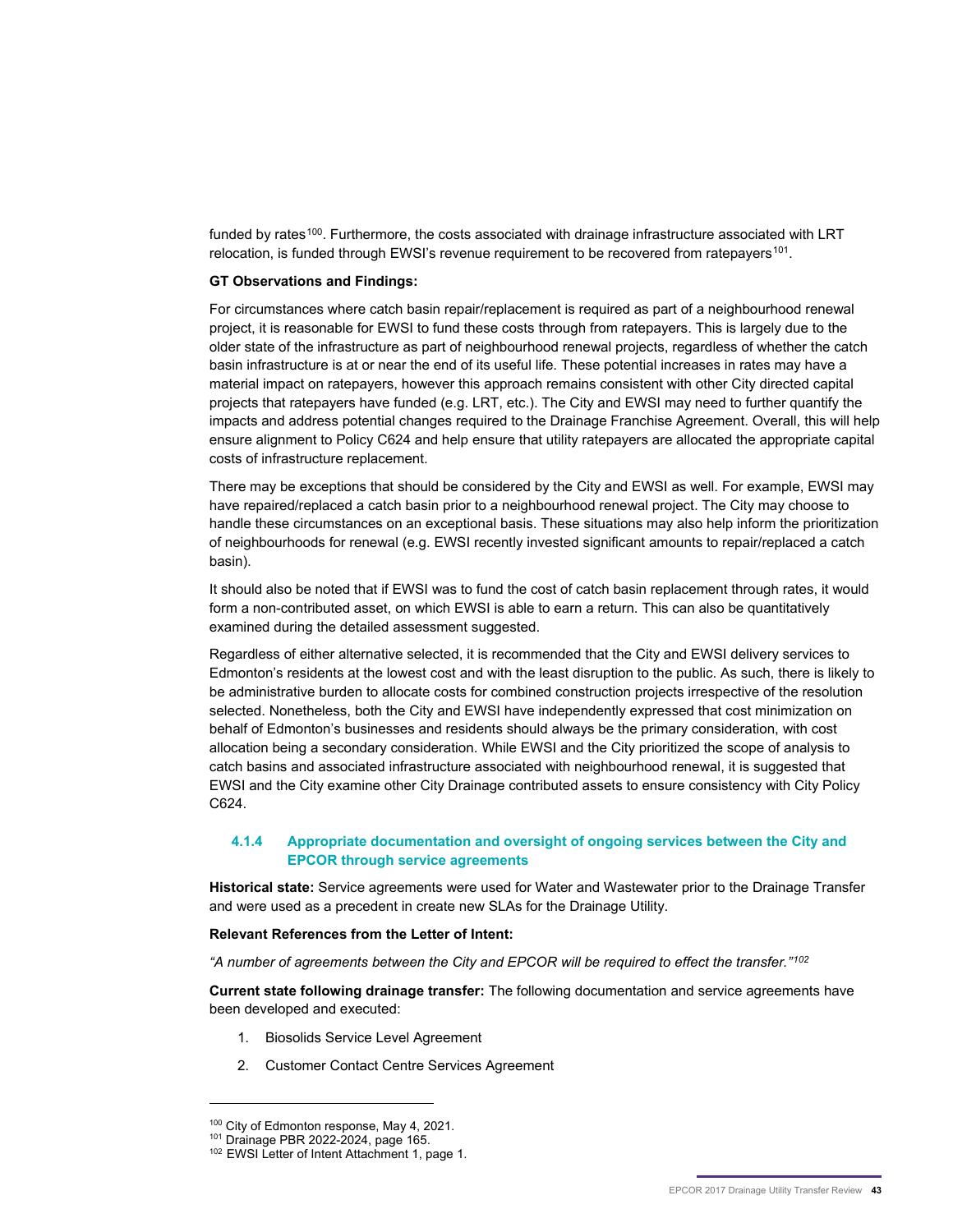funded by rates[100]. Furthermore, the costs associated with drainage infrastructure associated with LRT relocation, is funded through EWSI's revenue requirement to be recovered from ratepayers[101].

**GT Observations and Findings:**

For circumstances where catch basin repair/replacement is required as part of a neighbourhood renewal project, it is reasonable for EWSI to fund these costs through from ratepayers. This is largely due to the older state of the infrastructure as part of neighbourhood renewal projects, regardless of whether the catch basin infrastructure is at or near the end of its useful life. These potential increases in rates may have a material impact on ratepayers, however this approach remains consistent with other City directed capital projects that ratepayers have funded (e.g. LRT, etc.). The City and EWSI may need to further quantify the impacts and address potential changes required to the Drainage Franchise Agreement. Overall, this will help ensure alignment to Policy C624 and help ensure that utility ratepayers are allocated the appropriate capital costs of infrastructure replacement.

There may be exceptions that should be considered by the City and EWSI as well. For example, EWSI may have repaired/replaced a catch basin prior to a neighbourhood renewal project. The City may choose to handle these circumstances on an exceptional basis. These situations may also help inform the prioritization of neighbourhoods for renewal (e.g. EWSI recently invested significant amounts to repair/replaced a catch basin).

It should also be noted that if EWSI was to fund the cost of catch basin replacement through rates, it would form a non-contributed asset, on which EWSI is able to earn a return. This can also be quantitatively examined during the detailed assessment suggested.

Regardless of either alternative selected, it is recommended that the City and EWSI delivery services to Edmonton's residents at the lowest cost and with the least disruption to the public. As such, there is likely to be administrative burden to allocate costs for combined construction projects irrespective of the resolution selected. Nonetheless, both the City and EWSI have independently expressed that cost minimization on behalf of Edmonton's businesses and residents should always be the primary consideration, with cost allocation being a secondary consideration. While EWSI and the City prioritized the scope of analysis to catch basins and associated infrastructure associated with neighbourhood renewal, it is suggested that EWSI and the City examine other City Drainage contributed assets to ensure consistency with City Policy C624.

### 4.1.4 Appropriate documentation and oversight of ongoing services between the City and EPCOR through service agreements

**Historical state:** Service agreements were used for Water and Wastewater prior to the Drainage Transfer and were used as a precedent in create new SLAs for the Drainage Utility.

**Relevant References from the Letter of Intent:**

*"A number of agreements between the City and EPCOR will be required to effect the transfer."[102]*

**Current state following drainage transfer:** The following documentation and service agreements have been developed and executed:

1. Biosolids Service Level Agreement
2. Customer Contact Centre Services Agreement

---

[100] City of Edmonton response, May 4, 2021.
[101] Drainage PBR 2022-2024, page 165.
[102] EWSI Letter of Intent Attachment 1, page 1.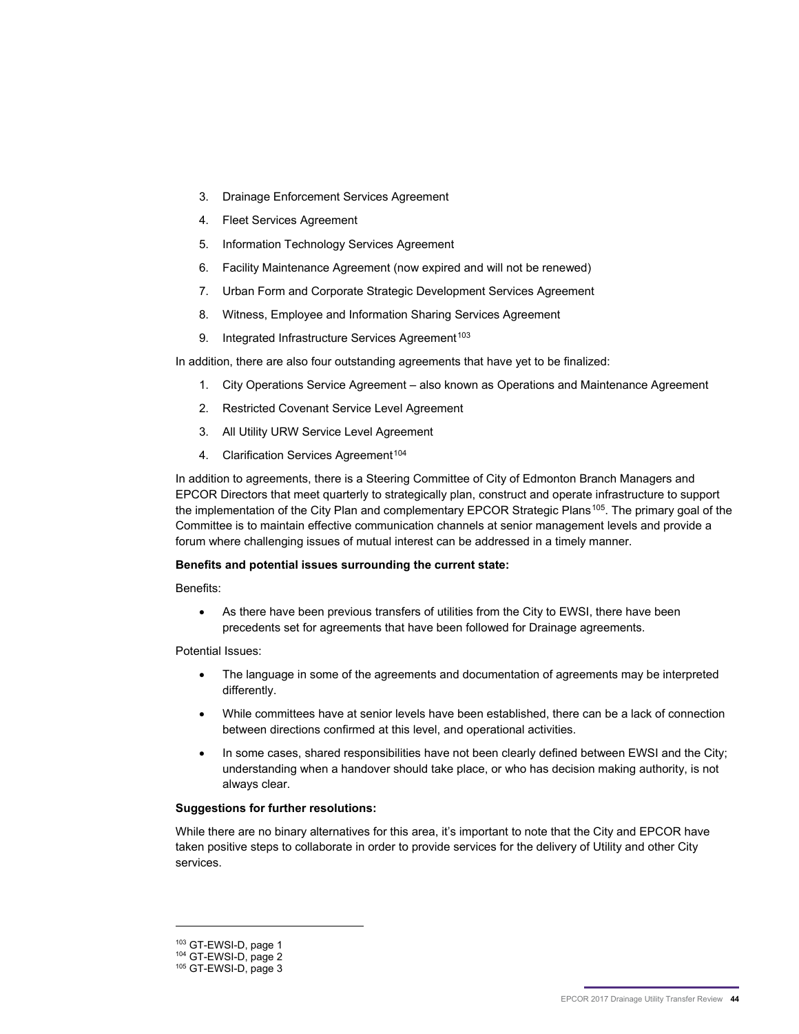3. Drainage Enforcement Services Agreement
4. Fleet Services Agreement
5. Information Technology Services Agreement
6. Facility Maintenance Agreement (now expired and will not be renewed)
7. Urban Form and Corporate Strategic Development Services Agreement
8. Witness, Employee and Information Sharing Services Agreement
9. Integrated Infrastructure Services Agreement[103]

In addition, there are also four outstanding agreements that have yet to be finalized:

1. City Operations Service Agreement – also known as Operations and Maintenance Agreement
2. Restricted Covenant Service Level Agreement
3. All Utility URW Service Level Agreement
4. Clarification Services Agreement[104]

In addition to agreements, there is a Steering Committee of City of Edmonton Branch Managers and EPCOR Directors that meet quarterly to strategically plan, construct and operate infrastructure to support the implementation of the City Plan and complementary EPCOR Strategic Plans[105]. The primary goal of the Committee is to maintain effective communication channels at senior management levels and provide a forum where challenging issues of mutual interest can be addressed in a timely manner.

**Benefits and potential issues surrounding the current state:**

Benefits:

- As there have been previous transfers of utilities from the City to EWSI, there have been precedents set for agreements that have been followed for Drainage agreements.

Potential Issues:

- The language in some of the agreements and documentation of agreements may be interpreted differently.
- While committees have at senior levels have been established, there can be a lack of connection between directions confirmed at this level, and operational activities.
- In some cases, shared responsibilities have not been clearly defined between EWSI and the City; understanding when a handover should take place, or who has decision making authority, is not always clear.

**Suggestions for further resolutions:**

While there are no binary alternatives for this area, it's important to note that the City and EPCOR have taken positive steps to collaborate in order to provide services for the delivery of Utility and other City services.

---

[103] GT-EWSI-D, page 1
[104] GT-EWSI-D, page 2
[105] GT-EWSI-D, page 3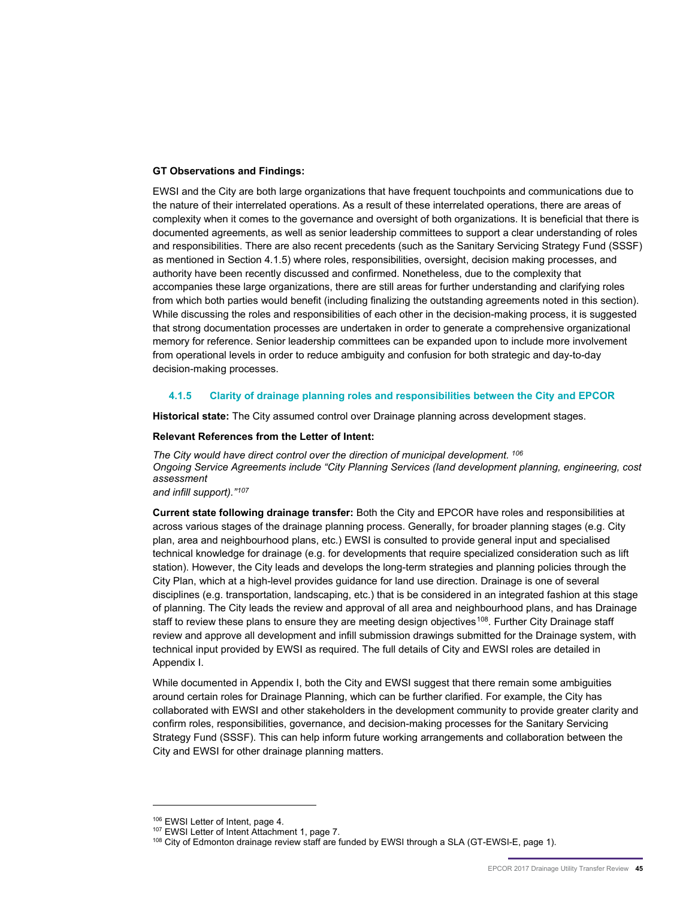**GT Observations and Findings:**

EWSI and the City are both large organizations that have frequent touchpoints and communications due to the nature of their interrelated operations. As a result of these interrelated operations, there are areas of complexity when it comes to the governance and oversight of both organizations. It is beneficial that there is documented agreements, as well as senior leadership committees to support a clear understanding of roles and responsibilities. There are also recent precedents (such as the Sanitary Servicing Strategy Fund (SSSF) as mentioned in Section 4.1.5) where roles, responsibilities, oversight, decision making processes, and authority have been recently discussed and confirmed. Nonetheless, due to the complexity that accompanies these large organizations, there are still areas for further understanding and clarifying roles from which both parties would benefit (including finalizing the outstanding agreements noted in this section). While discussing the roles and responsibilities of each other in the decision-making process, it is suggested that strong documentation processes are undertaken in order to generate a comprehensive organizational memory for reference. Senior leadership committees can be expanded upon to include more involvement from operational levels in order to reduce ambiguity and confusion for both strategic and day-to-day decision-making processes.

### 4.1.5 Clarity of drainage planning roles and responsibilities between the City and EPCOR

**Historical state:** The City assumed control over Drainage planning across development stages.

**Relevant References from the Letter of Intent:**

*The City would have direct control over the direction of municipal development.* [106]
*Ongoing Service Agreements include "City Planning Services (land development planning, engineering, cost assessment*
*and infill support)."*[107]

**Current state following drainage transfer:** Both the City and EPCOR have roles and responsibilities at across various stages of the drainage planning process. Generally, for broader planning stages (e.g. City plan, area and neighbourhood plans, etc.) EWSI is consulted to provide general input and specialised technical knowledge for drainage (e.g. for developments that require specialized consideration such as lift station). However, the City leads and develops the long-term strategies and planning policies through the City Plan, which at a high-level provides guidance for land use direction. Drainage is one of several disciplines (e.g. transportation, landscaping, etc.) that is be considered in an integrated fashion at this stage of planning. The City leads the review and approval of all area and neighbourhood plans, and has Drainage staff to review these plans to ensure they are meeting design objectives[108]. Further City Drainage staff review and approve all development and infill submission drawings submitted for the Drainage system, with technical input provided by EWSI as required. The full details of City and EWSI roles are detailed in Appendix I.

While documented in Appendix I, both the City and EWSI suggest that there remain some ambiguities around certain roles for Drainage Planning, which can be further clarified. For example, the City has collaborated with EWSI and other stakeholders in the development community to provide greater clarity and confirm roles, responsibilities, governance, and decision-making processes for the Sanitary Servicing Strategy Fund (SSSF). This can help inform future working arrangements and collaboration between the City and EWSI for other drainage planning matters.

---

[106] EWSI Letter of Intent, page 4.
[107] EWSI Letter of Intent Attachment 1, page 7.
[108] City of Edmonton drainage review staff are funded by EWSI through a SLA (GT-EWSI-E, page 1).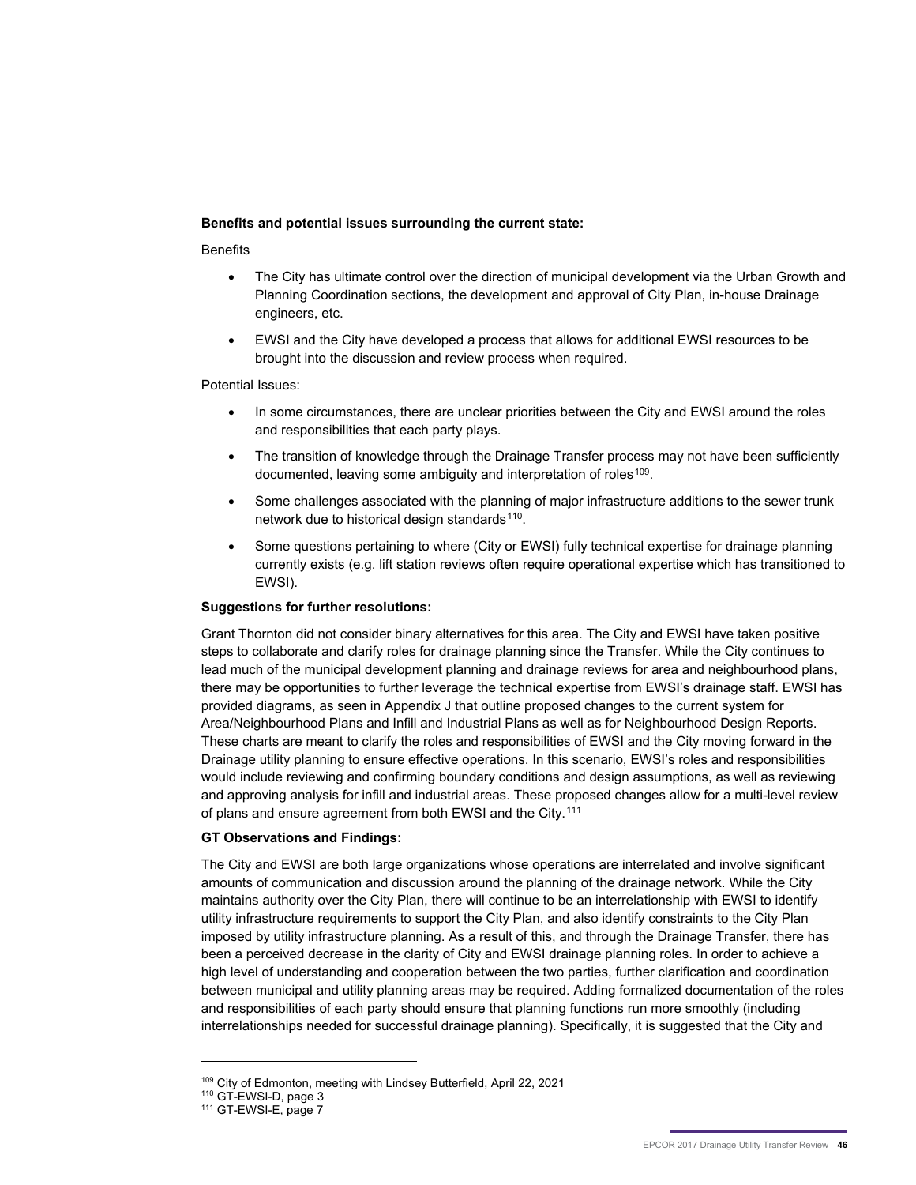**Benefits and potential issues surrounding the current state:**

Benefits

- The City has ultimate control over the direction of municipal development via the Urban Growth and Planning Coordination sections, the development and approval of City Plan, in-house Drainage engineers, etc.
- EWSI and the City have developed a process that allows for additional EWSI resources to be brought into the discussion and review process when required.

Potential Issues:

- In some circumstances, there are unclear priorities between the City and EWSI around the roles and responsibilities that each party plays.
- The transition of knowledge through the Drainage Transfer process may not have been sufficiently documented, leaving some ambiguity and interpretation of roles[109].
- Some challenges associated with the planning of major infrastructure additions to the sewer trunk network due to historical design standards[110].
- Some questions pertaining to where (City or EWSI) fully technical expertise for drainage planning currently exists (e.g. lift station reviews often require operational expertise which has transitioned to EWSI).

**Suggestions for further resolutions:**

Grant Thornton did not consider binary alternatives for this area. The City and EWSI have taken positive steps to collaborate and clarify roles for drainage planning since the Transfer. While the City continues to lead much of the municipal development planning and drainage reviews for area and neighbourhood plans, there may be opportunities to further leverage the technical expertise from EWSI's drainage staff. EWSI has provided diagrams, as seen in Appendix J that outline proposed changes to the current system for Area/Neighbourhood Plans and Infill and Industrial Plans as well as for Neighbourhood Design Reports. These charts are meant to clarify the roles and responsibilities of EWSI and the City moving forward in the Drainage utility planning to ensure effective operations. In this scenario, EWSI's roles and responsibilities would include reviewing and confirming boundary conditions and design assumptions, as well as reviewing and approving analysis for infill and industrial areas. These proposed changes allow for a multi-level review of plans and ensure agreement from both EWSI and the City.[111]

**GT Observations and Findings:**

The City and EWSI are both large organizations whose operations are interrelated and involve significant amounts of communication and discussion around the planning of the drainage network. While the City maintains authority over the City Plan, there will continue to be an interrelationship with EWSI to identify utility infrastructure requirements to support the City Plan, and also identify constraints to the City Plan imposed by utility infrastructure planning. As a result of this, and through the Drainage Transfer, there has been a perceived decrease in the clarity of City and EWSI drainage planning roles. In order to achieve a high level of understanding and cooperation between the two parties, further clarification and coordination between municipal and utility planning areas may be required. Adding formalized documentation of the roles and responsibilities of each party should ensure that planning functions run more smoothly (including interrelationships needed for successful drainage planning). Specifically, it is suggested that the City and

---

[109] City of Edmonton, meeting with Lindsey Butterfield, April 22, 2021

[110] GT-EWSI-D, page 3

[111] GT-EWSI-E, page 7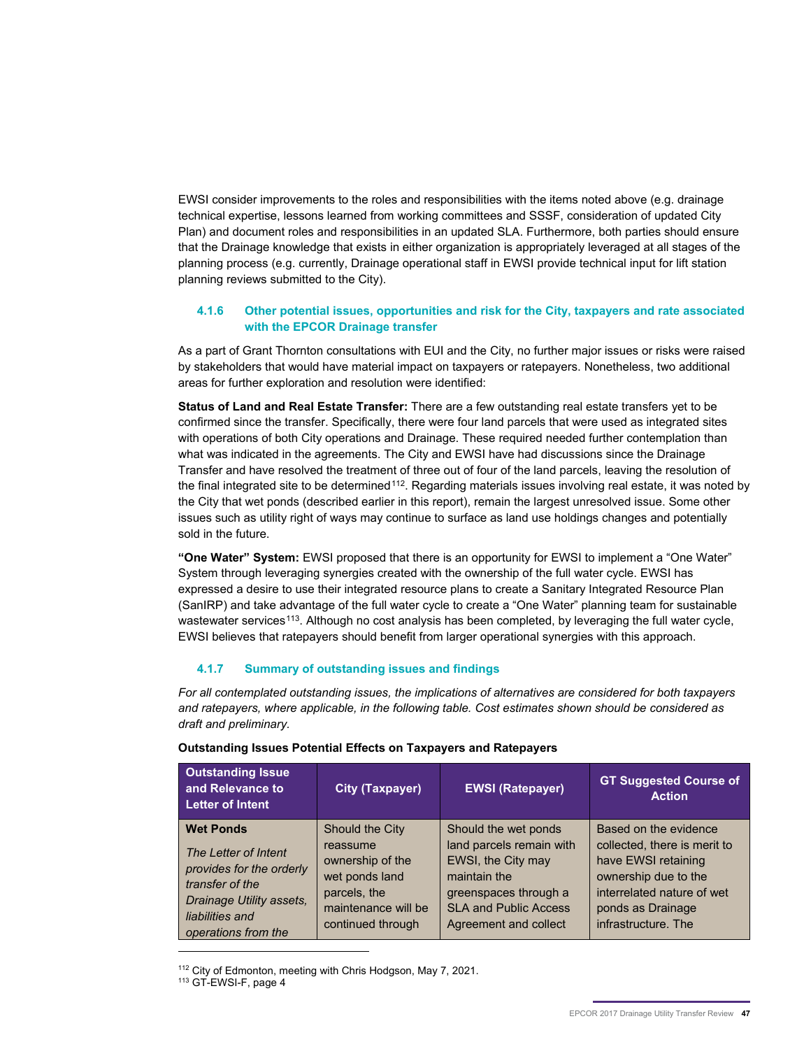EWSI consider improvements to the roles and responsibilities with the items noted above (e.g. drainage technical expertise, lessons learned from working committees and SSSF, consideration of updated City Plan) and document roles and responsibilities in an updated SLA. Furthermore, both parties should ensure that the Drainage knowledge that exists in either organization is appropriately leveraged at all stages of the planning process (e.g. currently, Drainage operational staff in EWSI provide technical input for lift station planning reviews submitted to the City).

### 4.1.6 Other potential issues, opportunities and risk for the City, taxpayers and rate associated with the EPCOR Drainage transfer

As a part of Grant Thornton consultations with EUI and the City, no further major issues or risks were raised by stakeholders that would have material impact on taxpayers or ratepayers. Nonetheless, two additional areas for further exploration and resolution were identified:

**Status of Land and Real Estate Transfer:** There are a few outstanding real estate transfers yet to be confirmed since the transfer. Specifically, there were four land parcels that were used as integrated sites with operations of both City operations and Drainage. These required needed further contemplation than what was indicated in the agreements. The City and EWSI have had discussions since the Drainage Transfer and have resolved the treatment of three out of four of the land parcels, leaving the resolution of the final integrated site to be determined[112]. Regarding materials issues involving real estate, it was noted by the City that wet ponds (described earlier in this report), remain the largest unresolved issue. Some other issues such as utility right of ways may continue to surface as land use holdings changes and potentially sold in the future.

**"One Water" System:** EWSI proposed that there is an opportunity for EWSI to implement a "One Water" System through leveraging synergies created with the ownership of the full water cycle. EWSI has expressed a desire to use their integrated resource plans to create a Sanitary Integrated Resource Plan (SanIRP) and take advantage of the full water cycle to create a "One Water" planning team for sustainable wastewater services[113]. Although no cost analysis has been completed, by leveraging the full water cycle, EWSI believes that ratepayers should benefit from larger operational synergies with this approach.

### 4.1.7 Summary of outstanding issues and findings

*For all contemplated outstanding issues, the implications of alternatives are considered for both taxpayers and ratepayers, where applicable, in the following table. Cost estimates shown should be considered as draft and preliminary.*

**Outstanding Issues Potential Effects on Taxpayers and Ratepayers**

| Outstanding Issue and Relevance to Letter of Intent | City (Taxpayer) | EWSI (Ratepayer) | GT Suggested Course of Action |
|---|---|---|---|
| **Wet Ponds**<br>*The Letter of Intent provides for the orderly transfer of the Drainage Utility assets, liabilities and operations from the* | Should the City reassume ownership of the wet ponds land parcels, the maintenance will be continued through | Should the wet ponds land parcels remain with EWSI, the City may maintain the greenspaces through a SLA and Public Access Agreement and collect | Based on the evidence collected, there is merit to have EWSI retaining ownership due to the interrelated nature of wet ponds as Drainage infrastructure. The |

[112] City of Edmonton, meeting with Chris Hodgson, May 7, 2021.
[113] GT-EWSI-F, page 4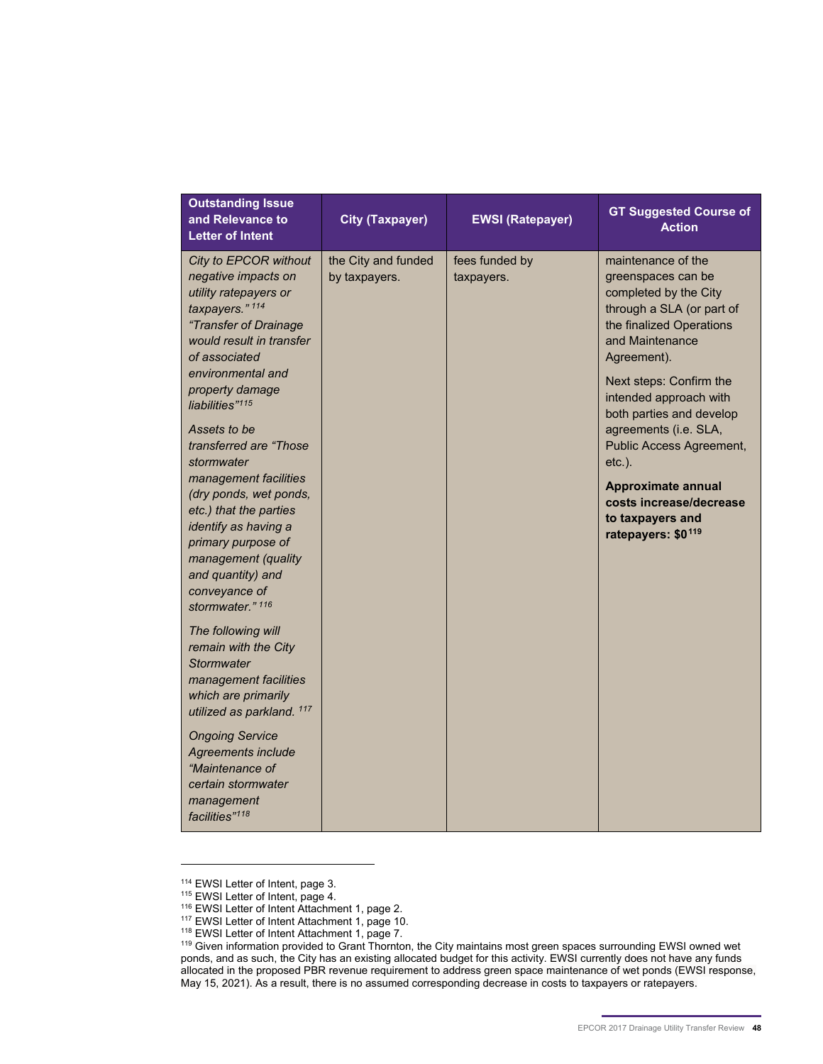| Outstanding Issue and Relevance to Letter of Intent | City (Taxpayer) | EWSI (Ratepayer) | GT Suggested Course of Action |
|---|---|---|---|
| *City to EPCOR without negative impacts on utility ratepayers or taxpayers."[114]* *"Transfer of Drainage would result in transfer of associated environmental and property damage liabilities"[115]* <br><br> *Assets to be transferred are "Those stormwater management facilities (dry ponds, wet ponds, etc.) that the parties identify as having a primary purpose of management (quality and quantity) and conveyance of stormwater."[116]* <br><br> *The following will remain with the City Stormwater management facilities which are primarily utilized as parkland.[117]* <br><br> *Ongoing Service Agreements include "Maintenance of certain stormwater management facilities"[118]* | the City and funded by taxpayers. | fees funded by taxpayers. | maintenance of the greenspaces can be completed by the City through a SLA (or part of the finalized Operations and Maintenance Agreement). <br><br> Next steps: Confirm the intended approach with both parties and develop agreements (i.e. SLA, Public Access Agreement, etc.). <br><br> **Approximate annual costs increase/decrease to taxpayers and ratepayers: $0[119]** |

[114] EWSI Letter of Intent, page 3.
[115] EWSI Letter of Intent, page 4.
[116] EWSI Letter of Intent Attachment 1, page 2.
[117] EWSI Letter of Intent Attachment 1, page 10.
[118] EWSI Letter of Intent Attachment 1, page 7.
[119] Given information provided to Grant Thornton, the City maintains most green spaces surrounding EWSI owned wet ponds, and as such, the City has an existing allocated budget for this activity. EWSI currently does not have any funds allocated in the proposed PBR revenue requirement to address green space maintenance of wet ponds (EWSI response, May 15, 2021). As a result, there is no assumed corresponding decrease in costs to taxpayers or ratepayers.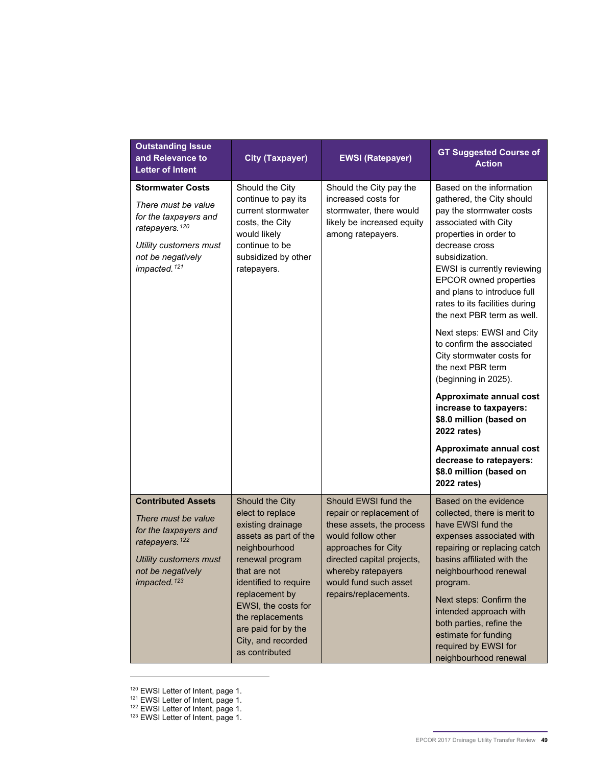| Outstanding Issue and Relevance to Letter of Intent | City (Taxpayer) | EWSI (Ratepayer) | GT Suggested Course of Action |
|---|---|---|---|
| **Stormwater Costs**<br>*There must be value for the taxpayers and ratepayers.*[120]<br>*Utility customers must not be negatively impacted.*[121] | Should the City continue to pay its current stormwater costs, the City would likely continue to be subsidized by other ratepayers. | Should the City pay the increased costs for stormwater, there would likely be increased equity among ratepayers. | Based on the information gathered, the City should pay the stormwater costs associated with City properties in order to decrease cross subsidization.<br>EWSI is currently reviewing EPCOR owned properties and plans to introduce full rates to its facilities during the next PBR term as well.<br>Next steps: EWSI and City to confirm the associated City stormwater costs for the next PBR term (beginning in 2025).<br>**Approximate annual cost increase to taxpayers: $8.0 million (based on 2022 rates)**<br>**Approximate annual cost decrease to ratepayers: $8.0 million (based on 2022 rates)** |
| **Contributed Assets**<br>*There must be value for the taxpayers and ratepayers.*[122]<br>*Utility customers must not be negatively impacted.*[123] | Should the City elect to replace existing drainage assets as part of the neighbourhood renewal program that are not identified to require replacement by EWSI, the costs for the replacements are paid for by the City, and recorded as contributed | Should EWSI fund the repair or replacement of these assets, the process would follow other approaches for City directed capital projects, whereby ratepayers would fund such asset repairs/replacements. | Based on the evidence collected, there is merit to have EWSI fund the expenses associated with repairing or replacing catch basins affiliated with the neighbourhood renewal program.<br>Next steps: Confirm the intended approach with both parties, refine the estimate for funding required by EWSI for neighbourhood renewal |

[120] EWSI Letter of Intent, page 1.
[121] EWSI Letter of Intent, page 1.
[122] EWSI Letter of Intent, page 1.
[123] EWSI Letter of Intent, page 1.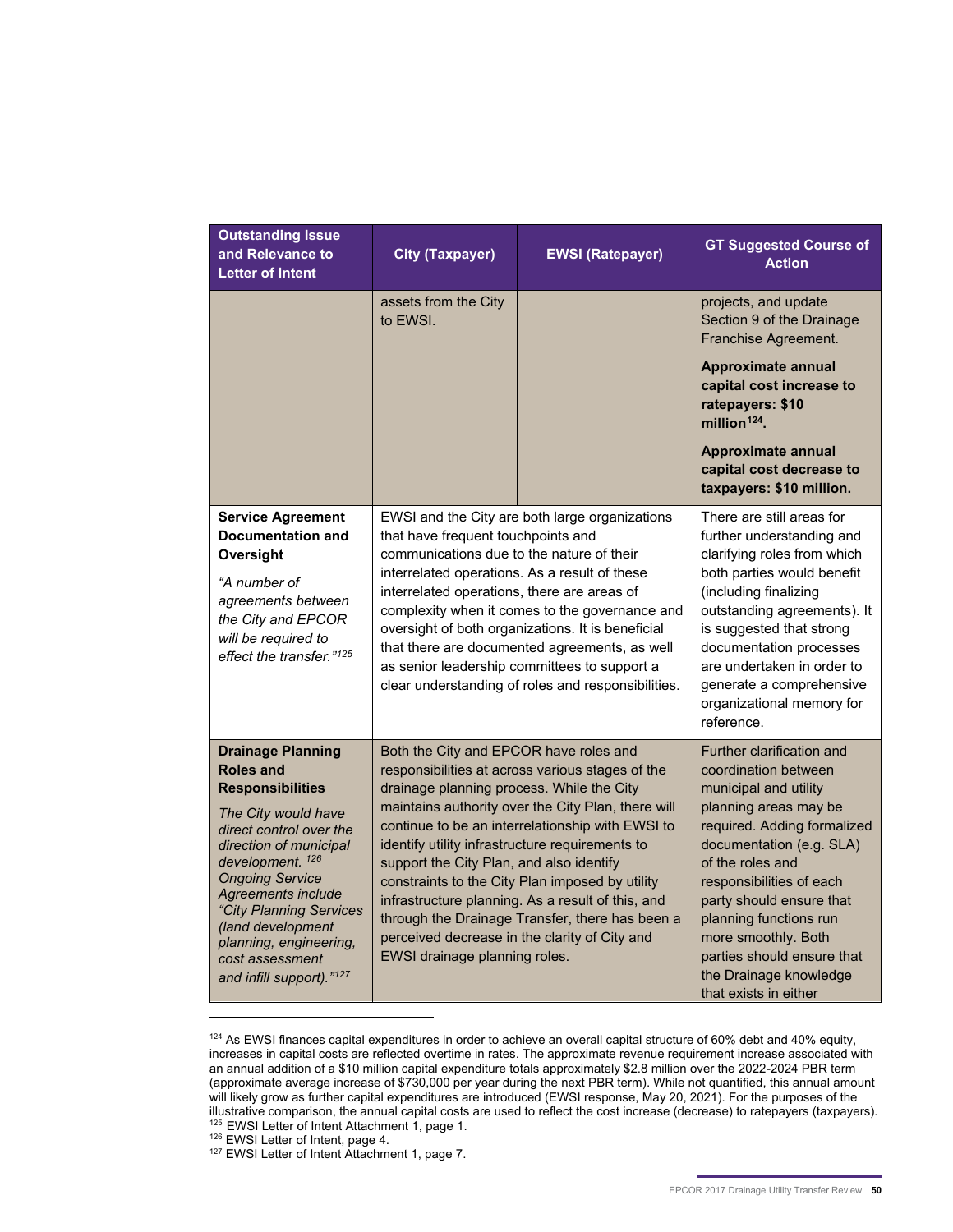| Outstanding Issue and Relevance to Letter of Intent | City (Taxpayer) | EWSI (Ratepayer) | GT Suggested Course of Action |
|---|---|---|---|
| | assets from the City to EWSI. | | projects, and update Section 9 of the Drainage Franchise Agreement.<br><br>**Approximate annual capital cost increase to ratepayers: $10 million[124].**<br><br>**Approximate annual capital cost decrease to taxpayers: $10 million.** |
| **Service Agreement Documentation and Oversight**<br><br>*"A number of agreements between the City and EPCOR will be required to effect the transfer."[125]* | EWSI and the City are both large organizations that have frequent touchpoints and communications due to the nature of their interrelated operations. As a result of these interrelated operations, there are areas of complexity when it comes to the governance and oversight of both organizations. It is beneficial that there are documented agreements, as well as senior leadership committees to support a clear understanding of roles and responsibilities. | | There are still areas for further understanding and clarifying roles from which both parties would benefit (including finalizing outstanding agreements). It is suggested that strong documentation processes are undertaken in order to generate a comprehensive organizational memory for reference. |
| **Drainage Planning Roles and Responsibilities**<br><br>*The City would have direct control over the direction of municipal development.[126] Ongoing Service Agreements include "City Planning Services (land development planning, engineering, cost assessment and infill support)."[127]* | Both the City and EPCOR have roles and responsibilities at across various stages of the drainage planning process. While the City maintains authority over the City Plan, there will continue to be an interrelationship with EWSI to identify utility infrastructure requirements to support the City Plan, and also identify constraints to the City Plan imposed by utility infrastructure planning. As a result of this, and through the Drainage Transfer, there has been a perceived decrease in the clarity of City and EWSI drainage planning roles. | | Further clarification and coordination between municipal and utility planning areas may be required. Adding formalized documentation (e.g. SLA) of the roles and responsibilities of each party should ensure that planning functions run more smoothly. Both parties should ensure that the Drainage knowledge that exists in either |

[124] As EWSI finances capital expenditures in order to achieve an overall capital structure of 60% debt and 40% equity, increases in capital costs are reflected overtime in rates. The approximate revenue requirement increase associated with an annual addition of a $10 million capital expenditure totals approximately $2.8 million over the 2022-2024 PBR term (approximate average increase of $730,000 per year during the next PBR term). While not quantified, this annual amount will likely grow as further capital expenditures are introduced (EWSI response, May 20, 2021). For the purposes of the illustrative comparison, the annual capital costs are used to reflect the cost increase (decrease) to ratepayers (taxpayers).

[125] EWSI Letter of Intent Attachment 1, page 1.

[126] EWSI Letter of Intent, page 4.

[127] EWSI Letter of Intent Attachment 1, page 7.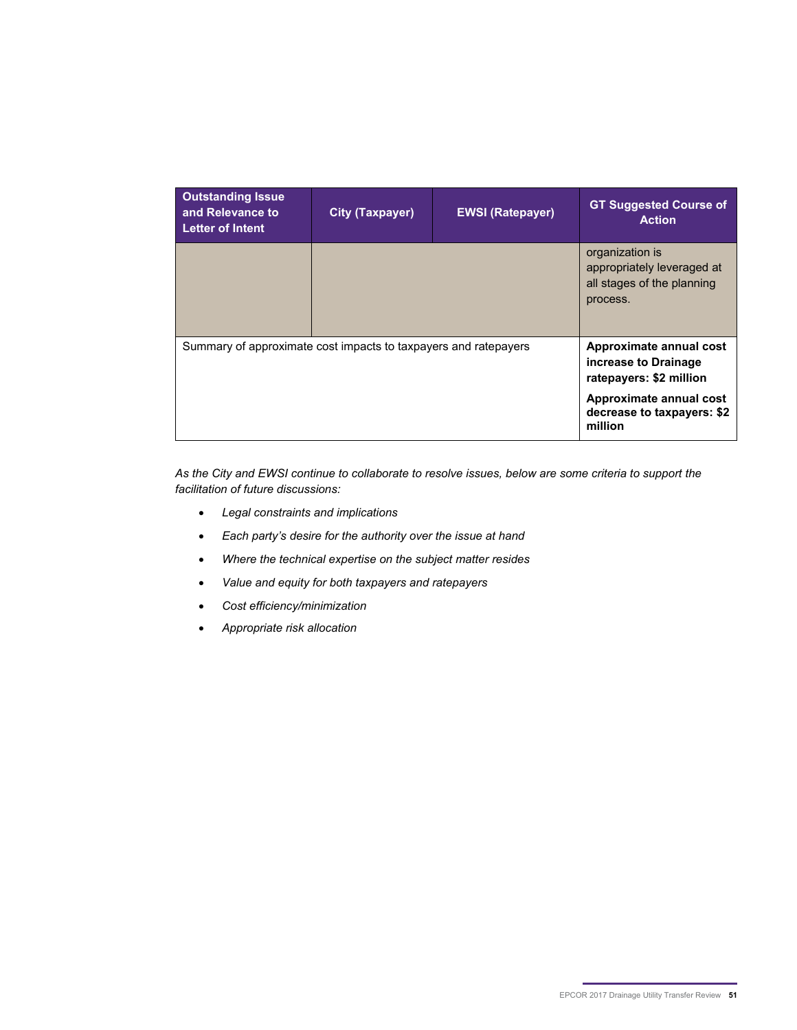| Outstanding Issue and Relevance to Letter of Intent | City (Taxpayer) | EWSI (Ratepayer) | GT Suggested Course of Action |
|---|---|---|---|
| | | | organization is appropriately leveraged at all stages of the planning process. |
| Summary of approximate cost impacts to taxpayers and ratepayers | | | **Approximate annual cost increase to Drainage ratepayers: $2 million**<br><br>**Approximate annual cost decrease to taxpayers: $2 million** |

*As the City and EWSI continue to collaborate to resolve issues, below are some criteria to support the facilitation of future discussions:*

- *Legal constraints and implications*
- *Each party's desire for the authority over the issue at hand*
- *Where the technical expertise on the subject matter resides*
- *Value and equity for both taxpayers and ratepayers*
- *Cost efficiency/minimization*
- *Appropriate risk allocation*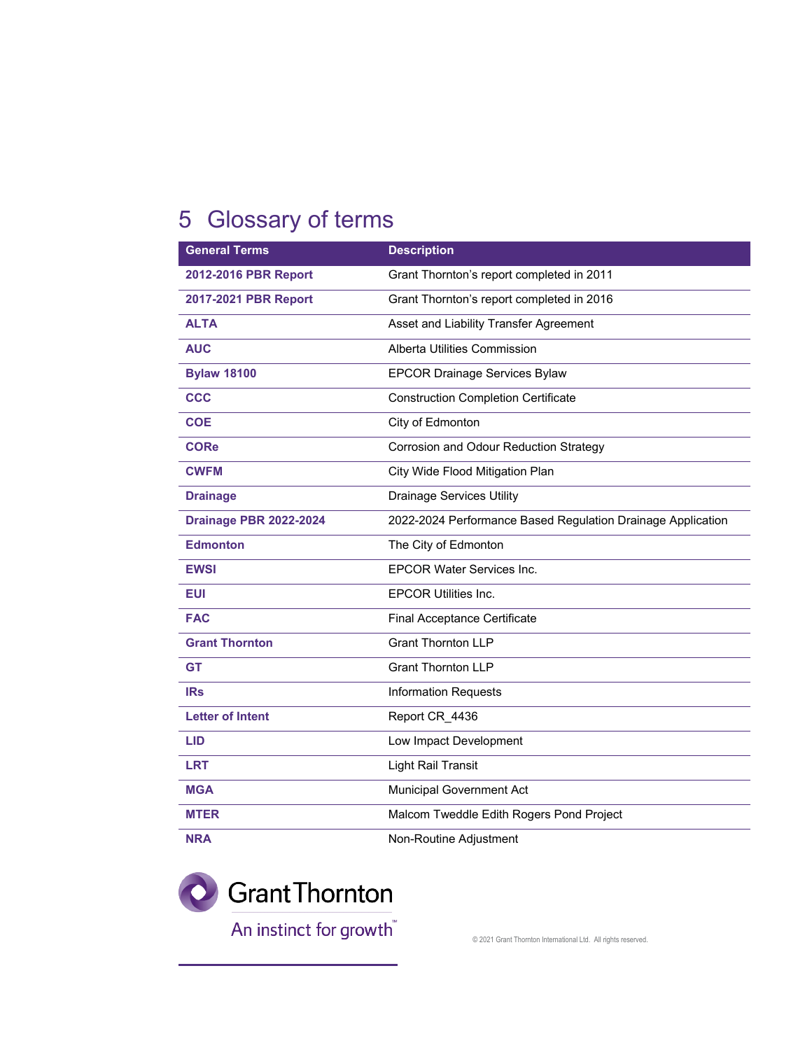# 5 Glossary of terms

| General Terms | Description |
|---|---|
| **2012-2016 PBR Report** | Grant Thornton's report completed in 2011 |
| **2017-2021 PBR Report** | Grant Thornton's report completed in 2016 |
| **ALTA** | Asset and Liability Transfer Agreement |
| **AUC** | Alberta Utilities Commission |
| **Bylaw 18100** | EPCOR Drainage Services Bylaw |
| **CCC** | Construction Completion Certificate |
| **COE** | City of Edmonton |
| **CORe** | Corrosion and Odour Reduction Strategy |
| **CWFM** | City Wide Flood Mitigation Plan |
| **Drainage** | Drainage Services Utility |
| **Drainage PBR 2022-2024** | 2022-2024 Performance Based Regulation Drainage Application |
| **Edmonton** | The City of Edmonton |
| **EWSI** | EPCOR Water Services Inc. |
| **EUI** | EPCOR Utilities Inc. |
| **FAC** | Final Acceptance Certificate |
| **Grant Thornton** | Grant Thornton LLP |
| **GT** | Grant Thornton LLP |
| **IRs** | Information Requests |
| **Letter of Intent** | Report CR_4436 |
| **LID** | Low Impact Development |
| **LRT** | Light Rail Transit |
| **MGA** | Municipal Government Act |
| **MTER** | Malcom Tweddle Edith Rogers Pond Project |
| **NRA** | Non-Routine Adjustment |

Grant Thornton
An instinct for growth™

© 2021 Grant Thornton International Ltd. All rights reserved.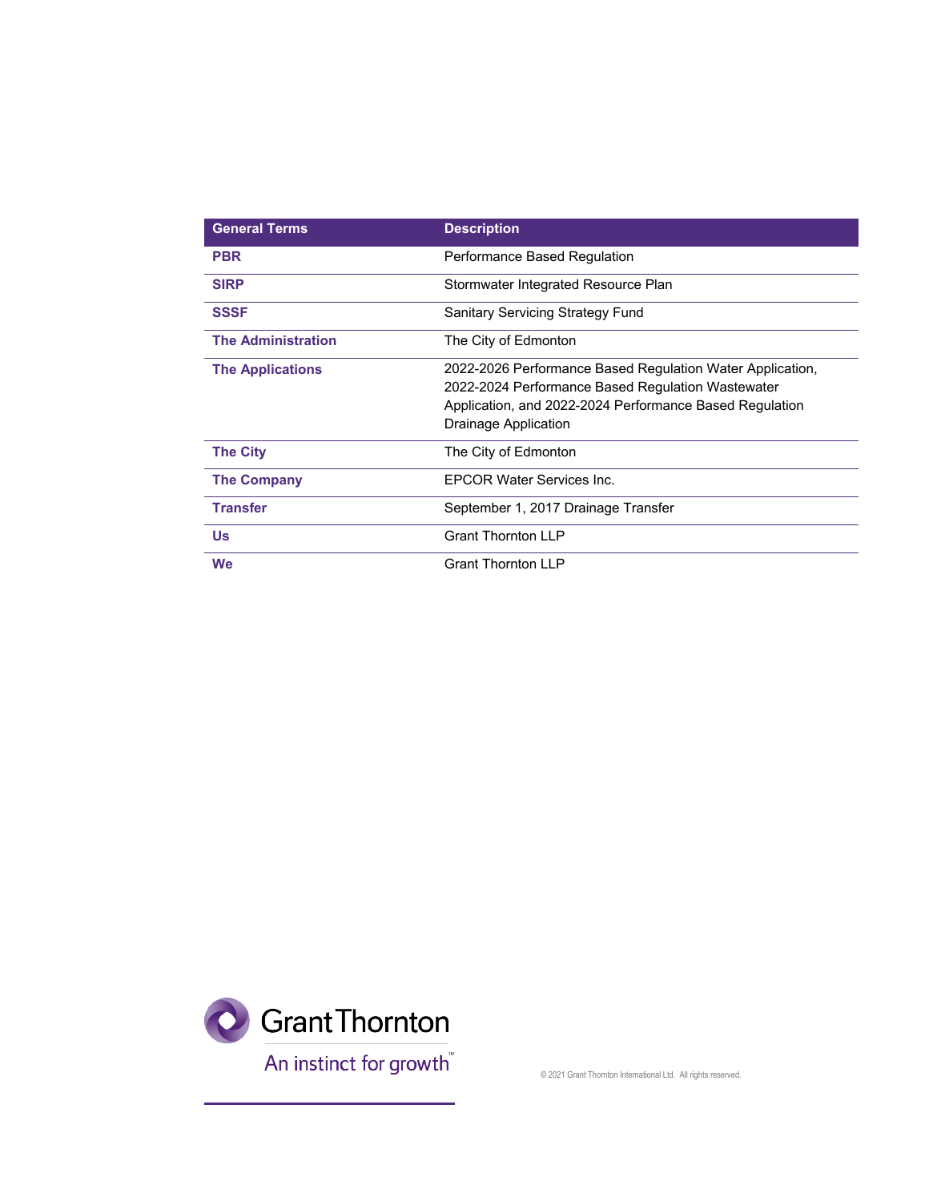| General Terms | Description |
| --- | --- |
| **PBR** | Performance Based Regulation |
| **SIRP** | Stormwater Integrated Resource Plan |
| **SSSF** | Sanitary Servicing Strategy Fund |
| **The Administration** | The City of Edmonton |
| **The Applications** | 2022-2026 Performance Based Regulation Water Application, 2022-2024 Performance Based Regulation Wastewater Application, and 2022-2024 Performance Based Regulation Drainage Application |
| **The City** | The City of Edmonton |
| **The Company** | EPCOR Water Services Inc. |
| **Transfer** | September 1, 2017 Drainage Transfer |
| **Us** | Grant Thornton LLP |
| **We** | Grant Thornton LLP |

Grant Thornton

An instinct for growth™

© 2021 Grant Thornton International Ltd. All rights reserved.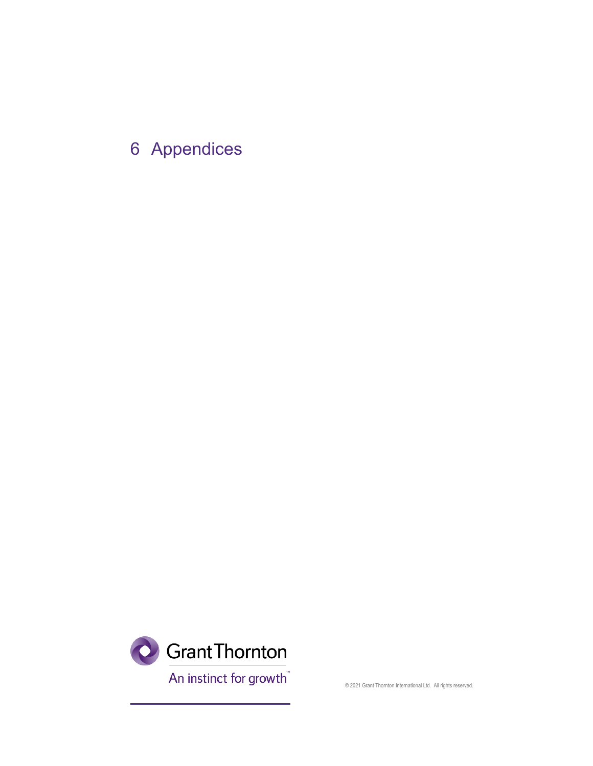# 6 Appendices

Grant Thornton

An instinct for growth™

© 2021 Grant Thornton International Ltd. All rights reserved.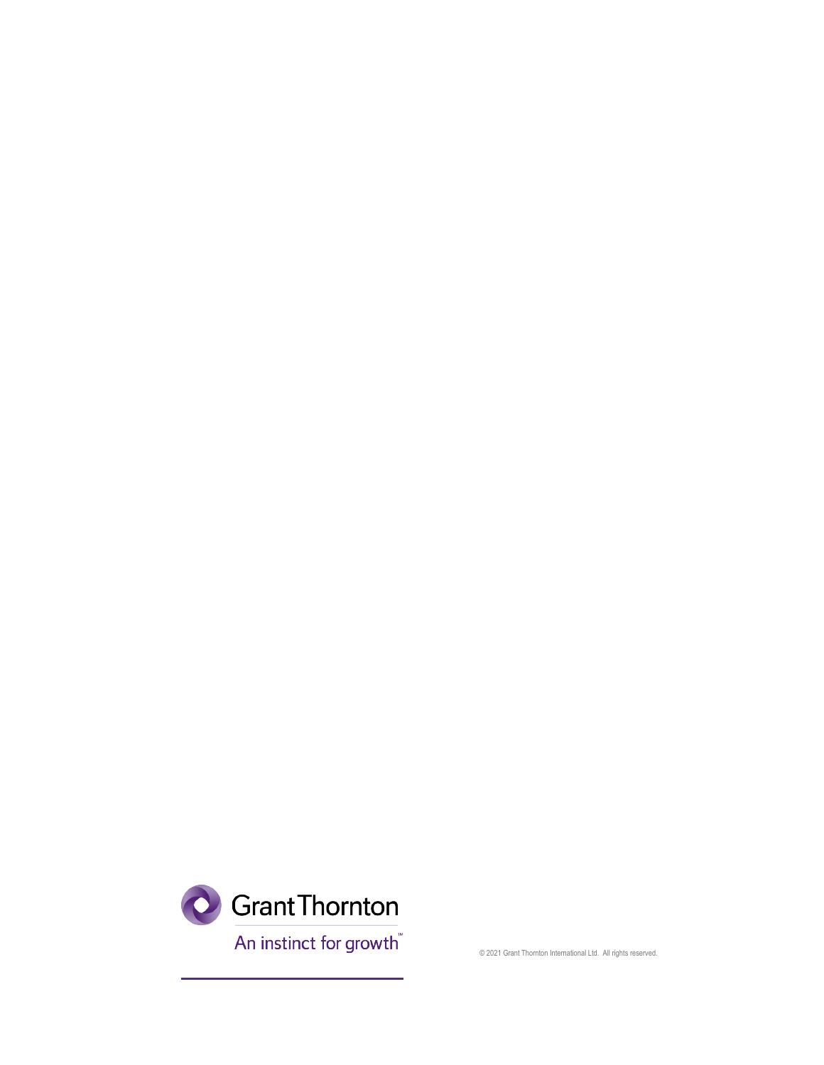Grant Thornton

An instinct for growth™

© 2021 Grant Thornton International Ltd. All rights reserved.